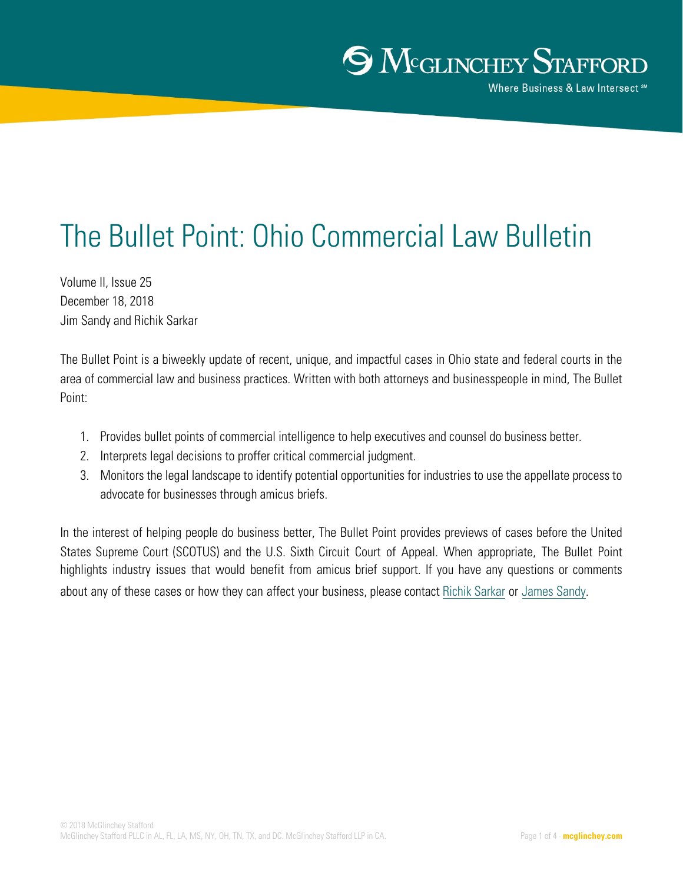# The Bullet Point: Ohio Commercial Law Bulletin

Volume II, Issue 25
December 18, 2018
Jim Sandy and Richik Sarkar

The Bullet Point is a biweekly update of recent, unique, and impactful cases in Ohio state and federal courts in the area of commercial law and business practices. Written with both attorneys and businesspeople in mind, The Bullet Point:

1. Provides bullet points of commercial intelligence to help executives and counsel do business better.
2. Interprets legal decisions to proffer critical commercial judgment.
3. Monitors the legal landscape to identify potential opportunities for industries to use the appellate process to advocate for businesses through amicus briefs.

In the interest of helping people do business better, The Bullet Point provides previews of cases before the United States Supreme Court (SCOTUS) and the U.S. Sixth Circuit Court of Appeal. When appropriate, The Bullet Point highlights industry issues that would benefit from amicus brief support. If you have any questions or comments about any of these cases or how they can affect your business, please contact Richik Sarkar or James Sandy.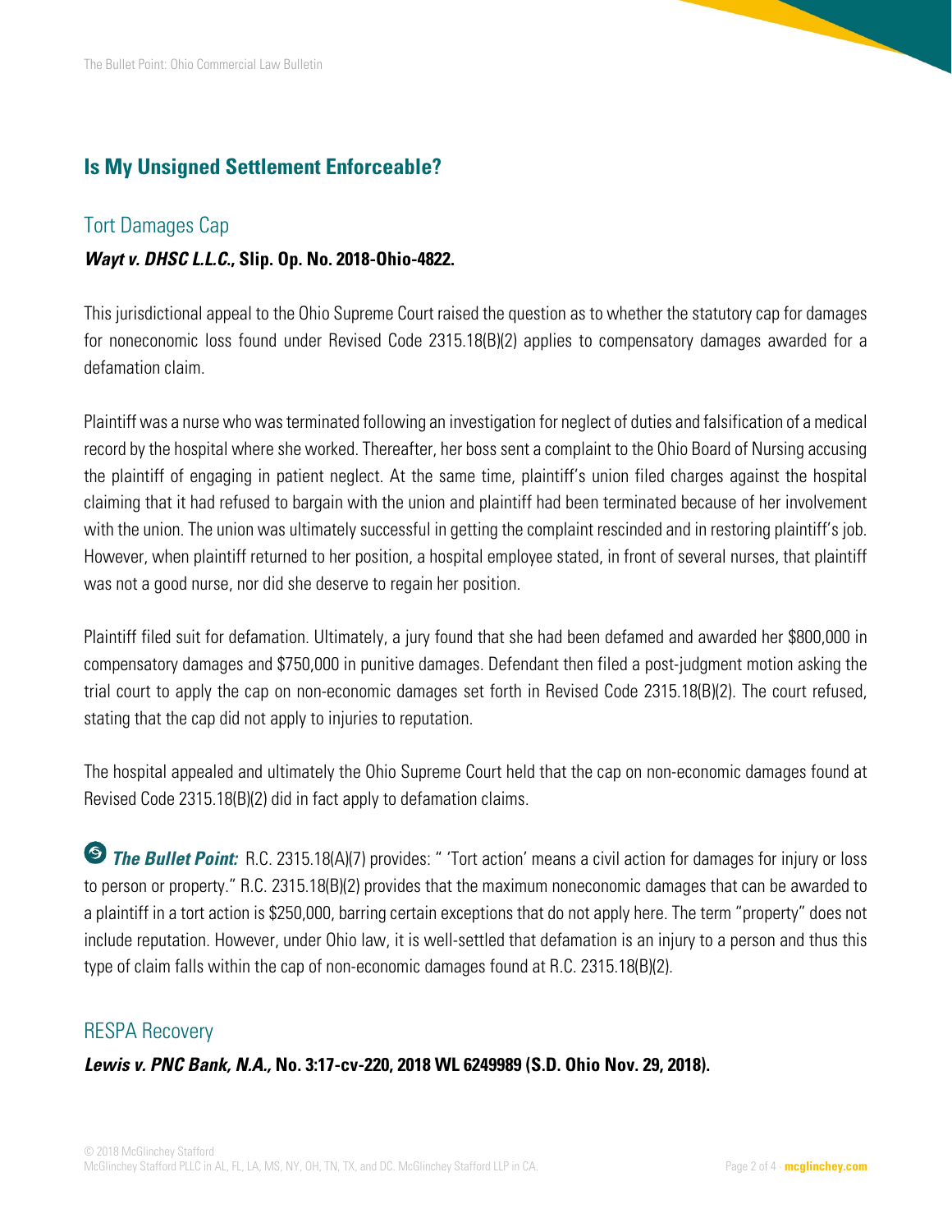## Is My Unsigned Settlement Enforceable?

### Tort Damages Cap

***Wayt v. DHSC L.L.C.*, Slip. Op. No. 2018-Ohio-4822.**

This jurisdictional appeal to the Ohio Supreme Court raised the question as to whether the statutory cap for damages for noneconomic loss found under Revised Code 2315.18(B)(2) applies to compensatory damages awarded for a defamation claim.

Plaintiff was a nurse who was terminated following an investigation for neglect of duties and falsification of a medical record by the hospital where she worked. Thereafter, her boss sent a complaint to the Ohio Board of Nursing accusing the plaintiff of engaging in patient neglect. At the same time, plaintiff's union filed charges against the hospital claiming that it had refused to bargain with the union and plaintiff had been terminated because of her involvement with the union. The union was ultimately successful in getting the complaint rescinded and in restoring plaintiff's job. However, when plaintiff returned to her position, a hospital employee stated, in front of several nurses, that plaintiff was not a good nurse, nor did she deserve to regain her position.

Plaintiff filed suit for defamation. Ultimately, a jury found that she had been defamed and awarded her $800,000 in compensatory damages and $750,000 in punitive damages. Defendant then filed a post-judgment motion asking the trial court to apply the cap on non-economic damages set forth in Revised Code 2315.18(B)(2). The court refused, stating that the cap did not apply to injuries to reputation.

The hospital appealed and ultimately the Ohio Supreme Court held that the cap on non-economic damages found at Revised Code 2315.18(B)(2) did in fact apply to defamation claims.

***The Bullet Point:*** R.C. 2315.18(A)(7) provides: " 'Tort action' means a civil action for damages for injury or loss to person or property." R.C. 2315.18(B)(2) provides that the maximum noneconomic damages that can be awarded to a plaintiff in a tort action is $250,000, barring certain exceptions that do not apply here. The term "property" does not include reputation. However, under Ohio law, it is well-settled that defamation is an injury to a person and thus this type of claim falls within the cap of non-economic damages found at R.C. 2315.18(B)(2).

### RESPA Recovery

***Lewis v. PNC Bank, N.A.*, No. 3:17-cv-220, 2018 WL 6249989 (S.D. Ohio Nov. 29, 2018).**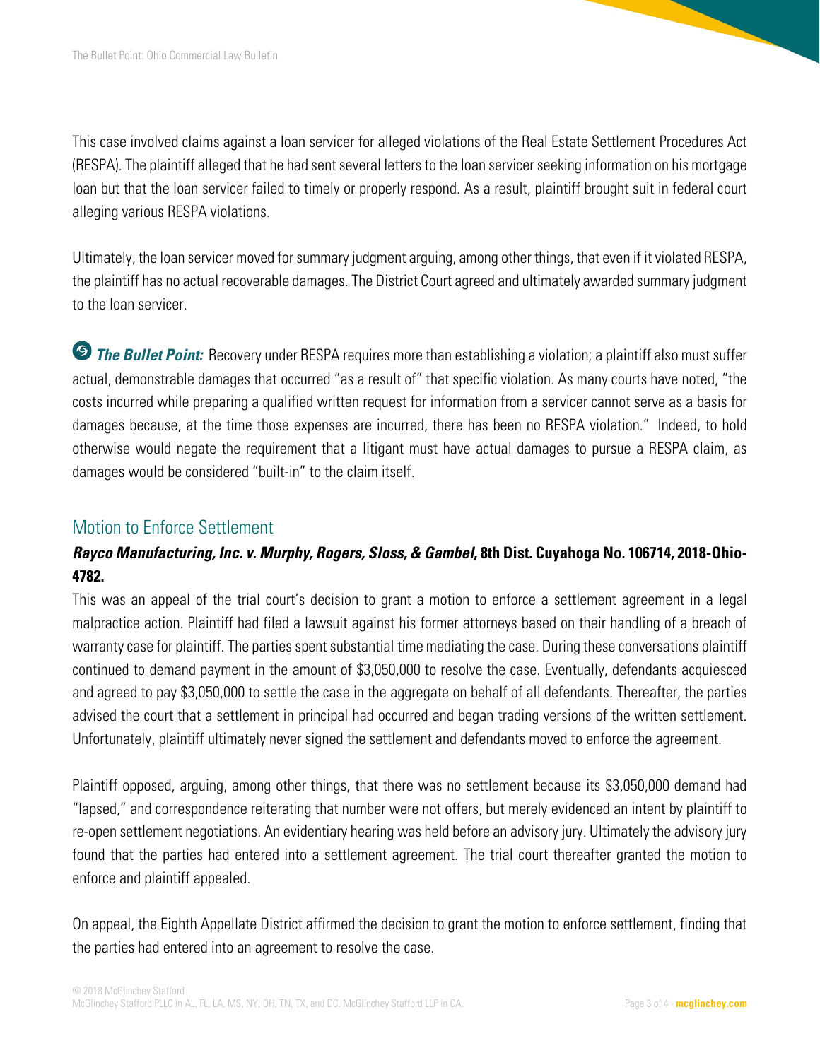This case involved claims against a loan servicer for alleged violations of the Real Estate Settlement Procedures Act (RESPA). The plaintiff alleged that he had sent several letters to the loan servicer seeking information on his mortgage loan but that the loan servicer failed to timely or properly respond. As a result, plaintiff brought suit in federal court alleging various RESPA violations.

Ultimately, the loan servicer moved for summary judgment arguing, among other things, that even if it violated RESPA, the plaintiff has no actual recoverable damages. The District Court agreed and ultimately awarded summary judgment to the loan servicer.

***The Bullet Point:*** Recovery under RESPA requires more than establishing a violation; a plaintiff also must suffer actual, demonstrable damages that occurred "as a result of" that specific violation. As many courts have noted, "the costs incurred while preparing a qualified written request for information from a servicer cannot serve as a basis for damages because, at the time those expenses are incurred, there has been no RESPA violation." Indeed, to hold otherwise would negate the requirement that a litigant must have actual damages to pursue a RESPA claim, as damages would be considered "built-in" to the claim itself.

## Motion to Enforce Settlement

***Rayco Manufacturing, Inc. v. Murphy, Rogers, Sloss, & Gambel*, 8th Dist. Cuyahoga No. 106714, 2018-Ohio-4782.**

This was an appeal of the trial court's decision to grant a motion to enforce a settlement agreement in a legal malpractice action. Plaintiff had filed a lawsuit against his former attorneys based on their handling of a breach of warranty case for plaintiff. The parties spent substantial time mediating the case. During these conversations plaintiff continued to demand payment in the amount of $3,050,000 to resolve the case. Eventually, defendants acquiesced and agreed to pay $3,050,000 to settle the case in the aggregate on behalf of all defendants. Thereafter, the parties advised the court that a settlement in principal had occurred and began trading versions of the written settlement. Unfortunately, plaintiff ultimately never signed the settlement and defendants moved to enforce the agreement.

Plaintiff opposed, arguing, among other things, that there was no settlement because its $3,050,000 demand had "lapsed," and correspondence reiterating that number were not offers, but merely evidenced an intent by plaintiff to re-open settlement negotiations. An evidentiary hearing was held before an advisory jury. Ultimately the advisory jury found that the parties had entered into a settlement agreement. The trial court thereafter granted the motion to enforce and plaintiff appealed.

On appeal, the Eighth Appellate District affirmed the decision to grant the motion to enforce settlement, finding that the parties had entered into an agreement to resolve the case.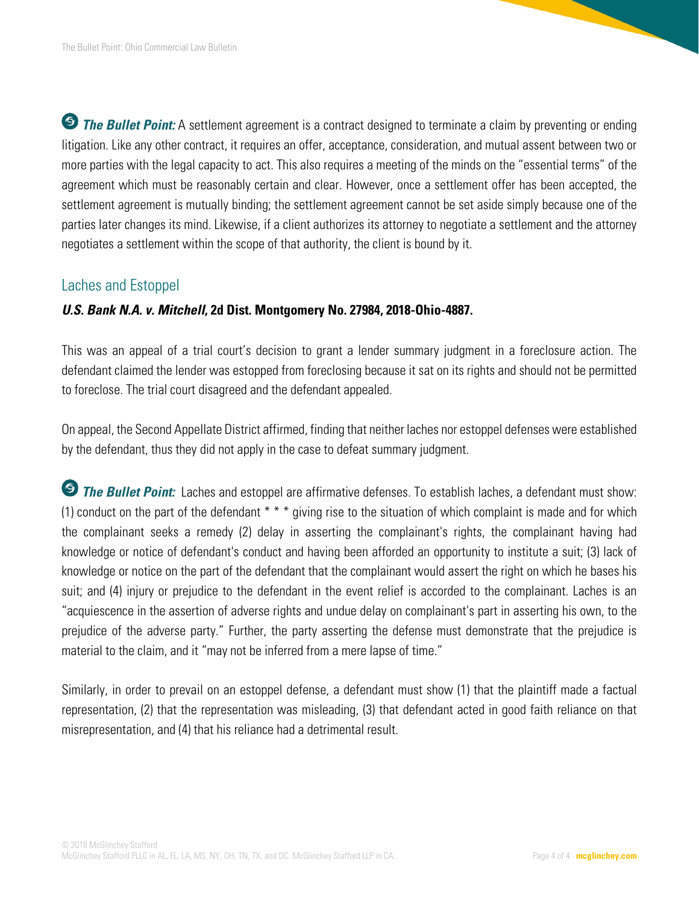***The Bullet Point:*** A settlement agreement is a contract designed to terminate a claim by preventing or ending litigation. Like any other contract, it requires an offer, acceptance, consideration, and mutual assent between two or more parties with the legal capacity to act. This also requires a meeting of the minds on the "essential terms" of the agreement which must be reasonably certain and clear. However, once a settlement offer has been accepted, the settlement agreement is mutually binding; the settlement agreement cannot be set aside simply because one of the parties later changes its mind. Likewise, if a client authorizes its attorney to negotiate a settlement and the attorney negotiates a settlement within the scope of that authority, the client is bound by it.

## Laches and Estoppel

***U.S. Bank N.A. v. Mitchell*, 2d Dist. Montgomery No. 27984, 2018-Ohio-4887.**

This was an appeal of a trial court's decision to grant a lender summary judgment in a foreclosure action. The defendant claimed the lender was estopped from foreclosing because it sat on its rights and should not be permitted to foreclose. The trial court disagreed and the defendant appealed.

On appeal, the Second Appellate District affirmed, finding that neither laches nor estoppel defenses were established by the defendant, thus they did not apply in the case to defeat summary judgment.

***The Bullet Point:*** Laches and estoppel are affirmative defenses. To establish laches, a defendant must show: (1) conduct on the part of the defendant * * * giving rise to the situation of which complaint is made and for which the complainant seeks a remedy (2) delay in asserting the complainant's rights, the complainant having had knowledge or notice of defendant's conduct and having been afforded an opportunity to institute a suit; (3) lack of knowledge or notice on the part of the defendant that the complainant would assert the right on which he bases his suit; and (4) injury or prejudice to the defendant in the event relief is accorded to the complainant. Laches is an "acquiescence in the assertion of adverse rights and undue delay on complainant's part in asserting his own, to the prejudice of the adverse party." Further, the party asserting the defense must demonstrate that the prejudice is material to the claim, and it "may not be inferred from a mere lapse of time."

Similarly, in order to prevail on an estoppel defense, a defendant must show (1) that the plaintiff made a factual representation, (2) that the representation was misleading, (3) that defendant acted in good faith reliance on that misrepresentation, and (4) that his reliance had a detrimental result.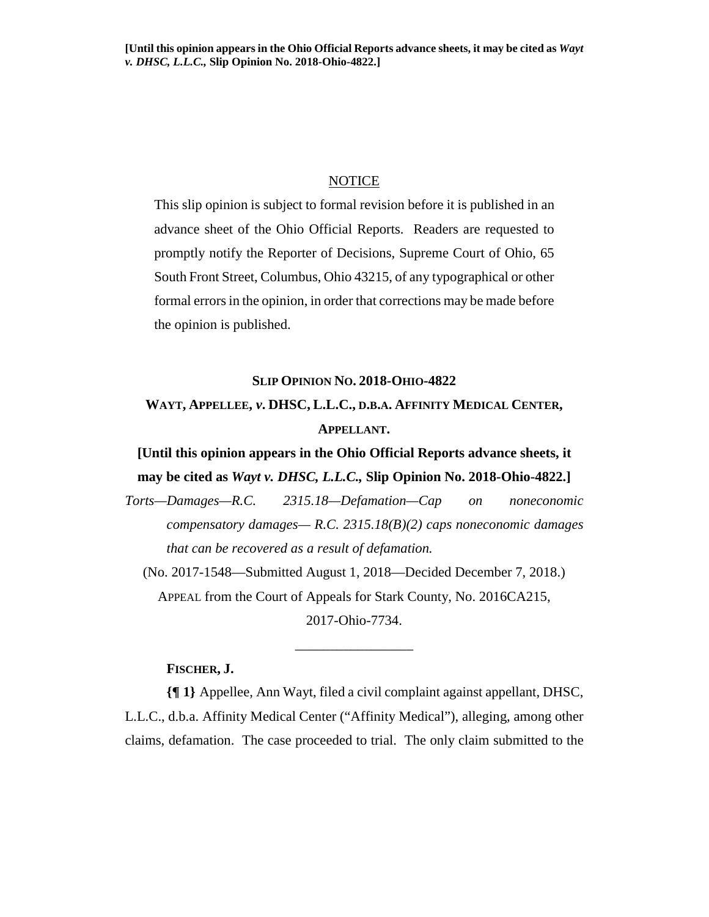**[Until this opinion appears in the Ohio Official Reports advance sheets, it may be cited as *Wayt v. DHSC, L.L.C.,* Slip Opinion No. 2018-Ohio-4822.]**

NOTICE

This slip opinion is subject to formal revision before it is published in an advance sheet of the Ohio Official Reports. Readers are requested to promptly notify the Reporter of Decisions, Supreme Court of Ohio, 65 South Front Street, Columbus, Ohio 43215, of any typographical or other formal errors in the opinion, in order that corrections may be made before the opinion is published.

**SLIP OPINION NO. 2018-OHIO-4822**

**WAYT, APPELLEE, *v.* DHSC, L.L.C., D.B.A. AFFINITY MEDICAL CENTER, APPELLANT.**

**[Until this opinion appears in the Ohio Official Reports advance sheets, it may be cited as *Wayt v. DHSC, L.L.C.,* Slip Opinion No. 2018-Ohio-4822.]**

*Torts—Damages—R.C. 2315.18—Defamation—Cap on noneconomic compensatory damages— R.C. 2315.18(B)(2) caps noneconomic damages that can be recovered as a result of defamation.*

(No. 2017-1548—Submitted August 1, 2018—Decided December 7, 2018.)

APPEAL from the Court of Appeals for Stark County, No. 2016CA215, 2017-Ohio-7734.

\_\_\_\_\_\_\_\_\_\_\_\_\_\_\_\_\_

**FISCHER, J.**

**{¶ 1}** Appellee, Ann Wayt, filed a civil complaint against appellant, DHSC, L.L.C., d.b.a. Affinity Medical Center ("Affinity Medical"), alleging, among other claims, defamation. The case proceeded to trial. The only claim submitted to the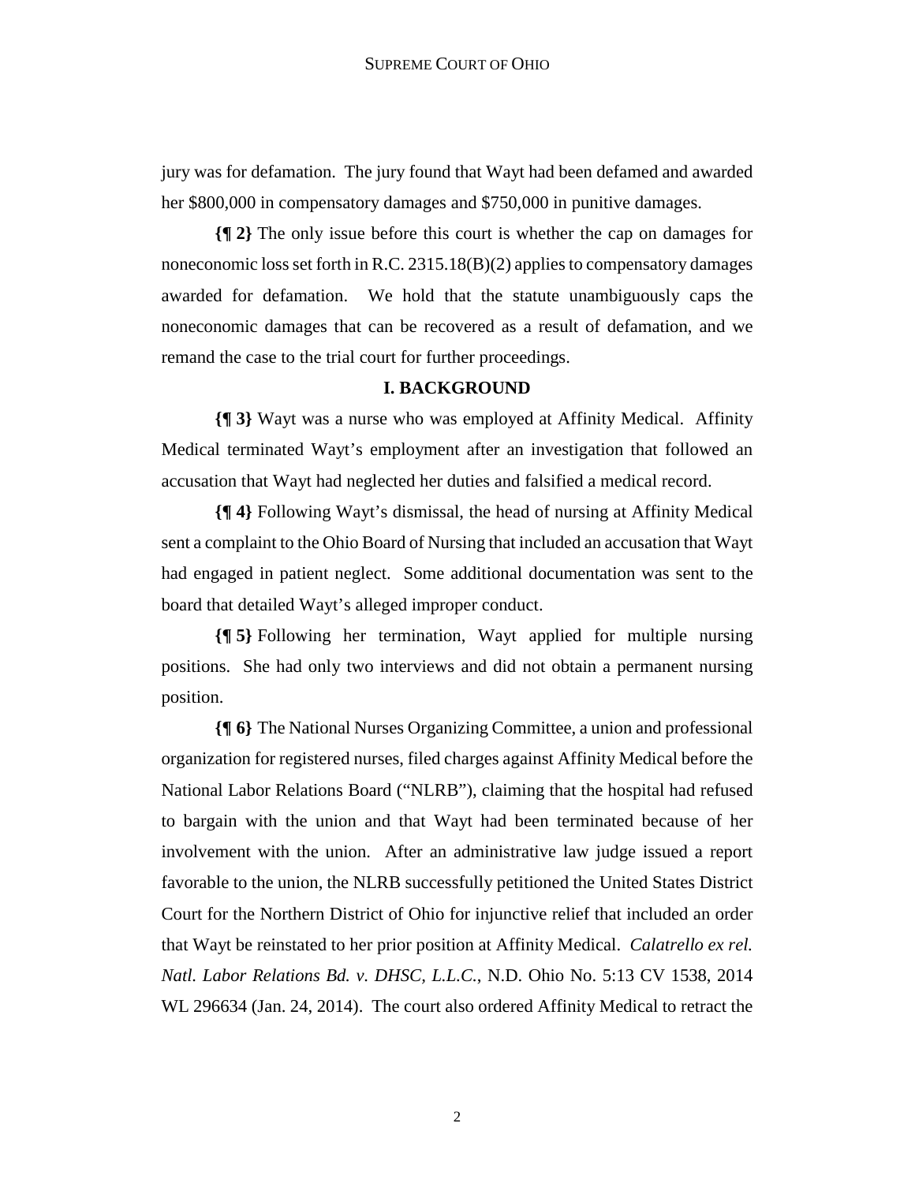jury was for defamation. The jury found that Wayt had been defamed and awarded her $800,000 in compensatory damages and $750,000 in punitive damages.

**{¶ 2}** The only issue before this court is whether the cap on damages for noneconomic loss set forth in R.C. 2315.18(B)(2) applies to compensatory damages awarded for defamation. We hold that the statute unambiguously caps the noneconomic damages that can be recovered as a result of defamation, and we remand the case to the trial court for further proceedings.

## I. BACKGROUND

**{¶ 3}** Wayt was a nurse who was employed at Affinity Medical. Affinity Medical terminated Wayt's employment after an investigation that followed an accusation that Wayt had neglected her duties and falsified a medical record.

**{¶ 4}** Following Wayt's dismissal, the head of nursing at Affinity Medical sent a complaint to the Ohio Board of Nursing that included an accusation that Wayt had engaged in patient neglect. Some additional documentation was sent to the board that detailed Wayt's alleged improper conduct.

**{¶ 5}** Following her termination, Wayt applied for multiple nursing positions. She had only two interviews and did not obtain a permanent nursing position.

**{¶ 6}** The National Nurses Organizing Committee, a union and professional organization for registered nurses, filed charges against Affinity Medical before the National Labor Relations Board ("NLRB"), claiming that the hospital had refused to bargain with the union and that Wayt had been terminated because of her involvement with the union. After an administrative law judge issued a report favorable to the union, the NLRB successfully petitioned the United States District Court for the Northern District of Ohio for injunctive relief that included an order that Wayt be reinstated to her prior position at Affinity Medical. *Calatrello ex rel. Natl. Labor Relations Bd. v. DHSC, L.L.C.*, N.D. Ohio No. 5:13 CV 1538, 2014 WL 296634 (Jan. 24, 2014). The court also ordered Affinity Medical to retract the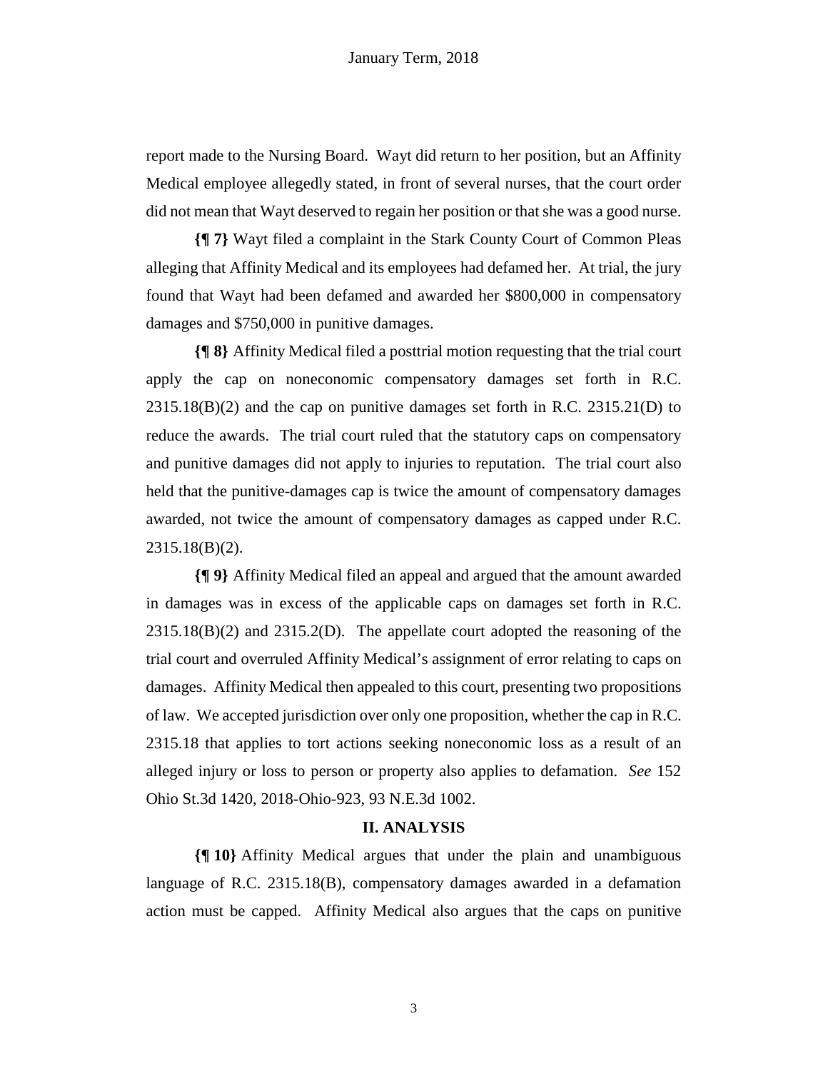report made to the Nursing Board. Wayt did return to her position, but an Affinity Medical employee allegedly stated, in front of several nurses, that the court order did not mean that Wayt deserved to regain her position or that she was a good nurse.

**{¶ 7}** Wayt filed a complaint in the Stark County Court of Common Pleas alleging that Affinity Medical and its employees had defamed her. At trial, the jury found that Wayt had been defamed and awarded her $800,000 in compensatory damages and $750,000 in punitive damages.

**{¶ 8}** Affinity Medical filed a posttrial motion requesting that the trial court apply the cap on noneconomic compensatory damages set forth in R.C. 2315.18(B)(2) and the cap on punitive damages set forth in R.C. 2315.21(D) to reduce the awards. The trial court ruled that the statutory caps on compensatory and punitive damages did not apply to injuries to reputation. The trial court also held that the punitive-damages cap is twice the amount of compensatory damages awarded, not twice the amount of compensatory damages as capped under R.C. 2315.18(B)(2).

**{¶ 9}** Affinity Medical filed an appeal and argued that the amount awarded in damages was in excess of the applicable caps on damages set forth in R.C. 2315.18(B)(2) and 2315.2(D). The appellate court adopted the reasoning of the trial court and overruled Affinity Medical's assignment of error relating to caps on damages. Affinity Medical then appealed to this court, presenting two propositions of law. We accepted jurisdiction over only one proposition, whether the cap in R.C. 2315.18 that applies to tort actions seeking noneconomic loss as a result of an alleged injury or loss to person or property also applies to defamation. *See* 152 Ohio St.3d 1420, 2018-Ohio-923, 93 N.E.3d 1002.

## II. ANALYSIS

**{¶ 10}** Affinity Medical argues that under the plain and unambiguous language of R.C. 2315.18(B), compensatory damages awarded in a defamation action must be capped. Affinity Medical also argues that the caps on punitive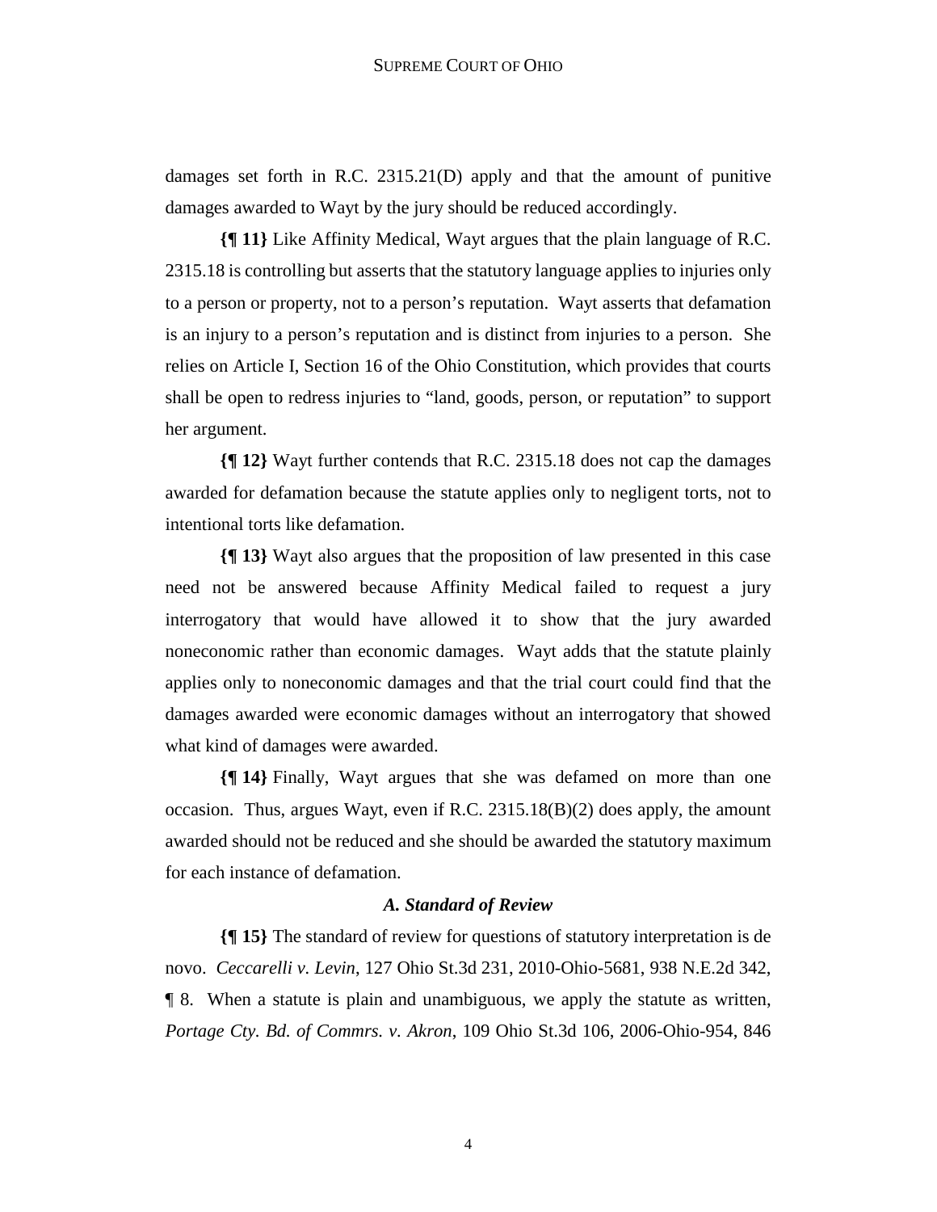damages set forth in R.C. 2315.21(D) apply and that the amount of punitive damages awarded to Wayt by the jury should be reduced accordingly.

**{¶ 11}** Like Affinity Medical, Wayt argues that the plain language of R.C. 2315.18 is controlling but asserts that the statutory language applies to injuries only to a person or property, not to a person's reputation. Wayt asserts that defamation is an injury to a person's reputation and is distinct from injuries to a person. She relies on Article I, Section 16 of the Ohio Constitution, which provides that courts shall be open to redress injuries to "land, goods, person, or reputation" to support her argument.

**{¶ 12}** Wayt further contends that R.C. 2315.18 does not cap the damages awarded for defamation because the statute applies only to negligent torts, not to intentional torts like defamation.

**{¶ 13}** Wayt also argues that the proposition of law presented in this case need not be answered because Affinity Medical failed to request a jury interrogatory that would have allowed it to show that the jury awarded noneconomic rather than economic damages. Wayt adds that the statute plainly applies only to noneconomic damages and that the trial court could find that the damages awarded were economic damages without an interrogatory that showed what kind of damages were awarded.

**{¶ 14}** Finally, Wayt argues that she was defamed on more than one occasion. Thus, argues Wayt, even if R.C. 2315.18(B)(2) does apply, the amount awarded should not be reduced and she should be awarded the statutory maximum for each instance of defamation.

### *A. Standard of Review*

**{¶ 15}** The standard of review for questions of statutory interpretation is de novo. *Ceccarelli v. Levin*, 127 Ohio St.3d 231, 2010-Ohio-5681, 938 N.E.2d 342, ¶ 8. When a statute is plain and unambiguous, we apply the statute as written, *Portage Cty. Bd. of Commrs. v. Akron*, 109 Ohio St.3d 106, 2006-Ohio-954, 846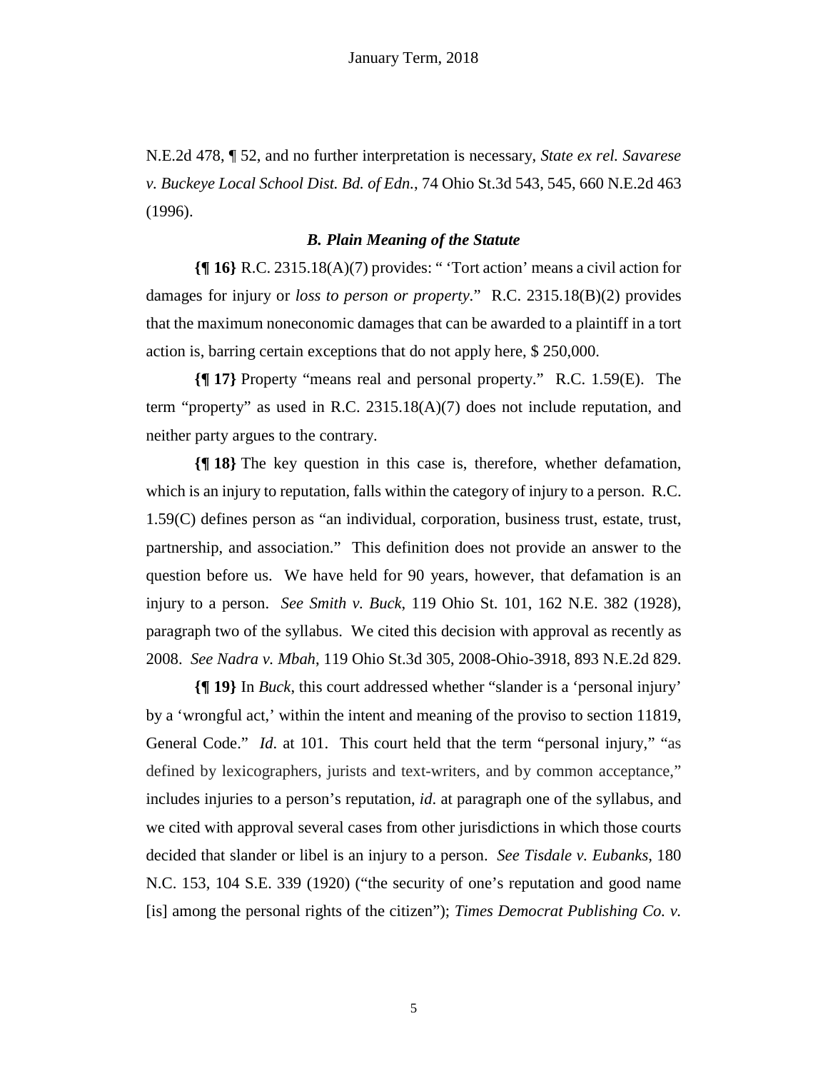N.E.2d 478, ¶ 52, and no further interpretation is necessary, *State ex rel. Savarese v. Buckeye Local School Dist. Bd. of Edn.*, 74 Ohio St.3d 543, 545, 660 N.E.2d 463 (1996).

### *B. Plain Meaning of the Statute*

**{¶ 16}** R.C. 2315.18(A)(7) provides: " 'Tort action' means a civil action for damages for injury or *loss to person or property*." R.C. 2315.18(B)(2) provides that the maximum noneconomic damages that can be awarded to a plaintiff in a tort action is, barring certain exceptions that do not apply here, $ 250,000.

**{¶ 17}** Property "means real and personal property." R.C. 1.59(E). The term "property" as used in R.C. 2315.18(A)(7) does not include reputation, and neither party argues to the contrary.

**{¶ 18}** The key question in this case is, therefore, whether defamation, which is an injury to reputation, falls within the category of injury to a person. R.C. 1.59(C) defines person as "an individual, corporation, business trust, estate, trust, partnership, and association." This definition does not provide an answer to the question before us. We have held for 90 years, however, that defamation is an injury to a person. *See Smith v. Buck*, 119 Ohio St. 101, 162 N.E. 382 (1928), paragraph two of the syllabus. We cited this decision with approval as recently as 2008. *See Nadra v. Mbah*, 119 Ohio St.3d 305, 2008-Ohio-3918, 893 N.E.2d 829.

**{¶ 19}** In *Buck*, this court addressed whether "slander is a 'personal injury' by a 'wrongful act,' within the intent and meaning of the proviso to section 11819, General Code." *Id*. at 101. This court held that the term "personal injury," "as defined by lexicographers, jurists and text-writers, and by common acceptance," includes injuries to a person's reputation, *id*. at paragraph one of the syllabus, and we cited with approval several cases from other jurisdictions in which those courts decided that slander or libel is an injury to a person. *See Tisdale v. Eubanks*, 180 N.C. 153, 104 S.E. 339 (1920) ("the security of one's reputation and good name [is] among the personal rights of the citizen"); *Times Democrat Publishing Co. v.*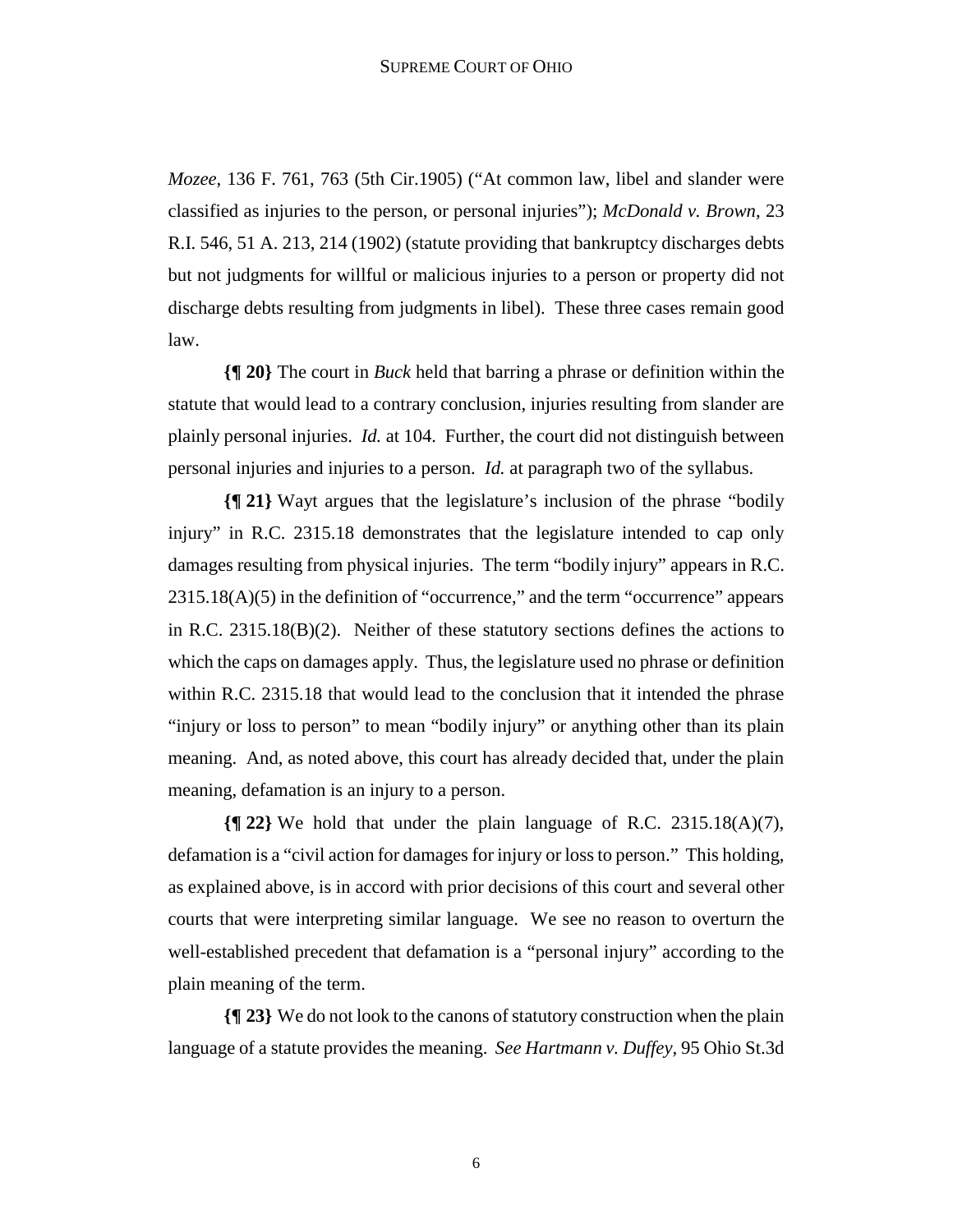*Mozee*, 136 F. 761, 763 (5th Cir.1905) ("At common law, libel and slander were classified as injuries to the person, or personal injuries"); *McDonald v. Brown*, 23 R.I. 546, 51 A. 213, 214 (1902) (statute providing that bankruptcy discharges debts but not judgments for willful or malicious injuries to a person or property did not discharge debts resulting from judgments in libel). These three cases remain good law.

**{¶ 20}** The court in *Buck* held that barring a phrase or definition within the statute that would lead to a contrary conclusion, injuries resulting from slander are plainly personal injuries. *Id.* at 104. Further, the court did not distinguish between personal injuries and injuries to a person. *Id.* at paragraph two of the syllabus.

**{¶ 21}** Wayt argues that the legislature's inclusion of the phrase "bodily injury" in R.C. 2315.18 demonstrates that the legislature intended to cap only damages resulting from physical injuries. The term "bodily injury" appears in R.C. 2315.18(A)(5) in the definition of "occurrence," and the term "occurrence" appears in R.C. 2315.18(B)(2). Neither of these statutory sections defines the actions to which the caps on damages apply. Thus, the legislature used no phrase or definition within R.C. 2315.18 that would lead to the conclusion that it intended the phrase "injury or loss to person" to mean "bodily injury" or anything other than its plain meaning. And, as noted above, this court has already decided that, under the plain meaning, defamation is an injury to a person.

**{¶ 22}** We hold that under the plain language of R.C. 2315.18(A)(7), defamation is a "civil action for damages for injury or loss to person." This holding, as explained above, is in accord with prior decisions of this court and several other courts that were interpreting similar language. We see no reason to overturn the well-established precedent that defamation is a "personal injury" according to the plain meaning of the term.

**{¶ 23}** We do not look to the canons of statutory construction when the plain language of a statute provides the meaning. *See Hartmann v. Duffey*, 95 Ohio St.3d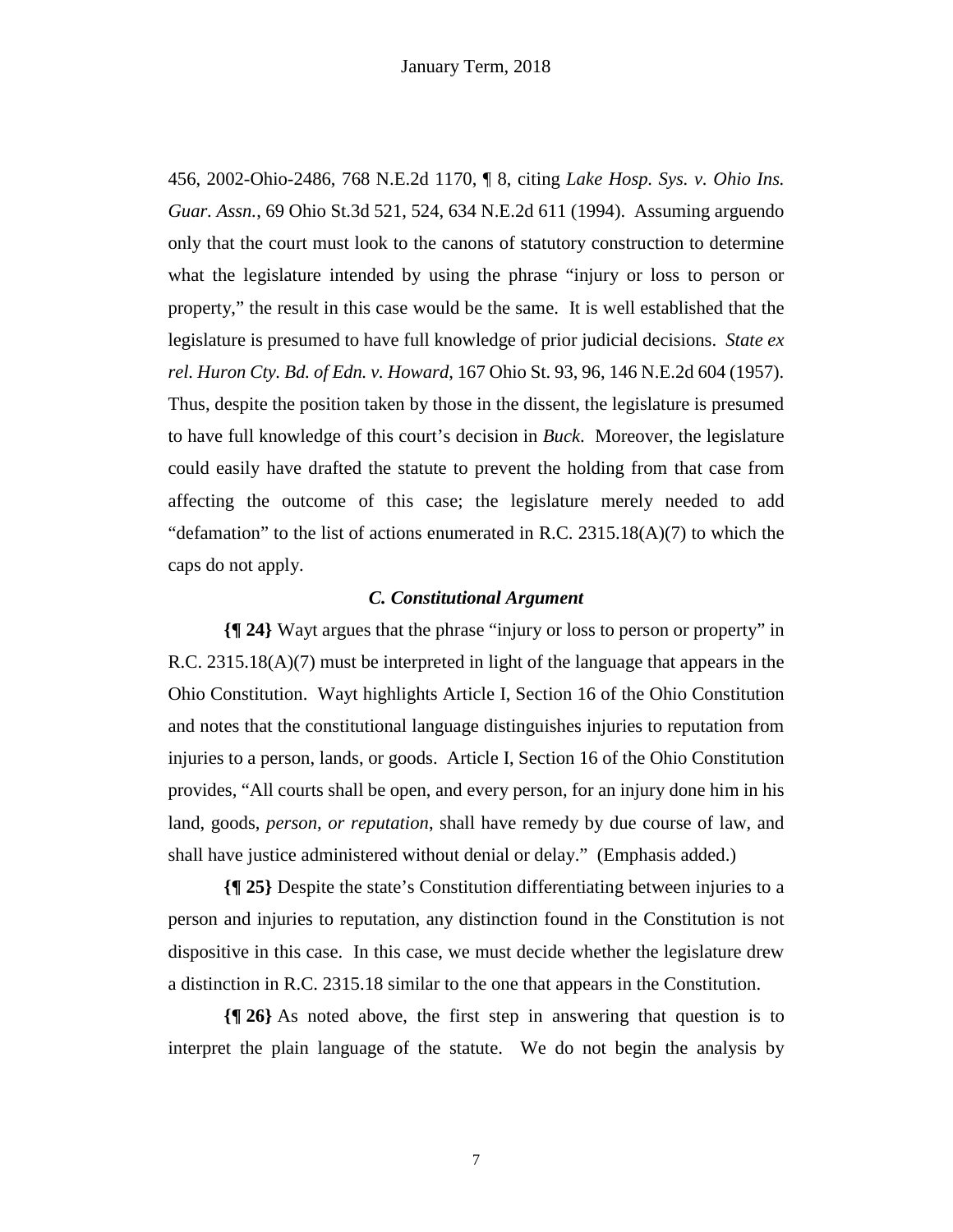456, 2002-Ohio-2486, 768 N.E.2d 1170, ¶ 8, citing *Lake Hosp. Sys. v. Ohio Ins. Guar. Assn.*, 69 Ohio St.3d 521, 524, 634 N.E.2d 611 (1994). Assuming arguendo only that the court must look to the canons of statutory construction to determine what the legislature intended by using the phrase "injury or loss to person or property," the result in this case would be the same. It is well established that the legislature is presumed to have full knowledge of prior judicial decisions. *State ex rel. Huron Cty. Bd. of Edn. v. Howard*, 167 Ohio St. 93, 96, 146 N.E.2d 604 (1957). Thus, despite the position taken by those in the dissent, the legislature is presumed to have full knowledge of this court's decision in *Buck*. Moreover, the legislature could easily have drafted the statute to prevent the holding from that case from affecting the outcome of this case; the legislature merely needed to add "defamation" to the list of actions enumerated in R.C. 2315.18(A)(7) to which the caps do not apply.

### *C. Constitutional Argument*

**{¶ 24}** Wayt argues that the phrase "injury or loss to person or property" in R.C. 2315.18(A)(7) must be interpreted in light of the language that appears in the Ohio Constitution. Wayt highlights Article I, Section 16 of the Ohio Constitution and notes that the constitutional language distinguishes injuries to reputation from injuries to a person, lands, or goods. Article I, Section 16 of the Ohio Constitution provides, "All courts shall be open, and every person, for an injury done him in his land, goods, *person, or reputation*, shall have remedy by due course of law, and shall have justice administered without denial or delay." (Emphasis added.)

**{¶ 25}** Despite the state's Constitution differentiating between injuries to a person and injuries to reputation, any distinction found in the Constitution is not dispositive in this case. In this case, we must decide whether the legislature drew a distinction in R.C. 2315.18 similar to the one that appears in the Constitution.

**{¶ 26}** As noted above, the first step in answering that question is to interpret the plain language of the statute. We do not begin the analysis by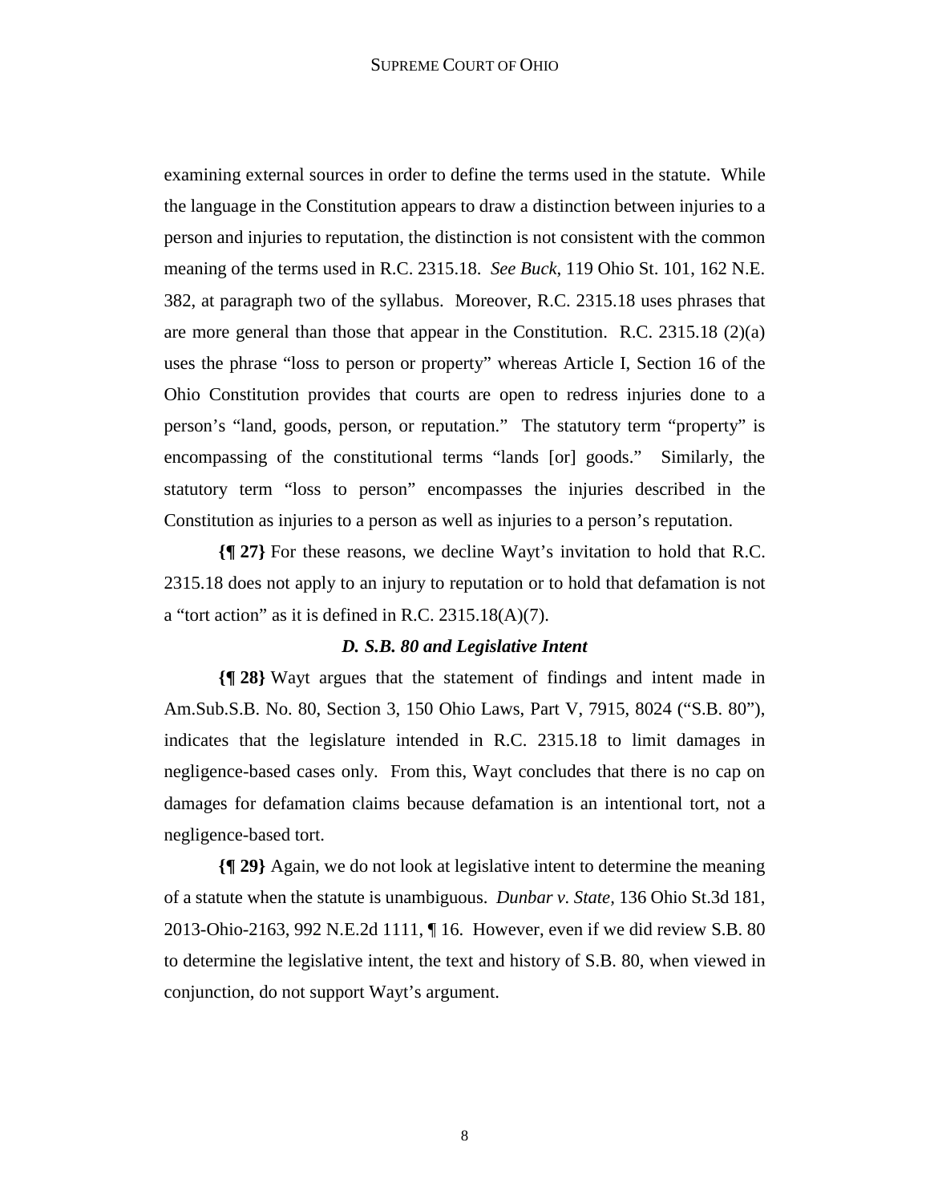examining external sources in order to define the terms used in the statute. While the language in the Constitution appears to draw a distinction between injuries to a person and injuries to reputation, the distinction is not consistent with the common meaning of the terms used in R.C. 2315.18. *See Buck*, 119 Ohio St. 101, 162 N.E. 382, at paragraph two of the syllabus. Moreover, R.C. 2315.18 uses phrases that are more general than those that appear in the Constitution. R.C. 2315.18 (2)(a) uses the phrase "loss to person or property" whereas Article I, Section 16 of the Ohio Constitution provides that courts are open to redress injuries done to a person's "land, goods, person, or reputation." The statutory term "property" is encompassing of the constitutional terms "lands [or] goods." Similarly, the statutory term "loss to person" encompasses the injuries described in the Constitution as injuries to a person as well as injuries to a person's reputation.

**{¶ 27}** For these reasons, we decline Wayt's invitation to hold that R.C. 2315.18 does not apply to an injury to reputation or to hold that defamation is not a "tort action" as it is defined in R.C. 2315.18(A)(7).

### *D. S.B. 80 and Legislative Intent*

**{¶ 28}** Wayt argues that the statement of findings and intent made in Am.Sub.S.B. No. 80, Section 3, 150 Ohio Laws, Part V, 7915, 8024 ("S.B. 80"), indicates that the legislature intended in R.C. 2315.18 to limit damages in negligence-based cases only. From this, Wayt concludes that there is no cap on damages for defamation claims because defamation is an intentional tort, not a negligence-based tort.

**{¶ 29}** Again, we do not look at legislative intent to determine the meaning of a statute when the statute is unambiguous. *Dunbar v. State*, 136 Ohio St.3d 181, 2013-Ohio-2163, 992 N.E.2d 1111, ¶ 16. However, even if we did review S.B. 80 to determine the legislative intent, the text and history of S.B. 80, when viewed in conjunction, do not support Wayt's argument.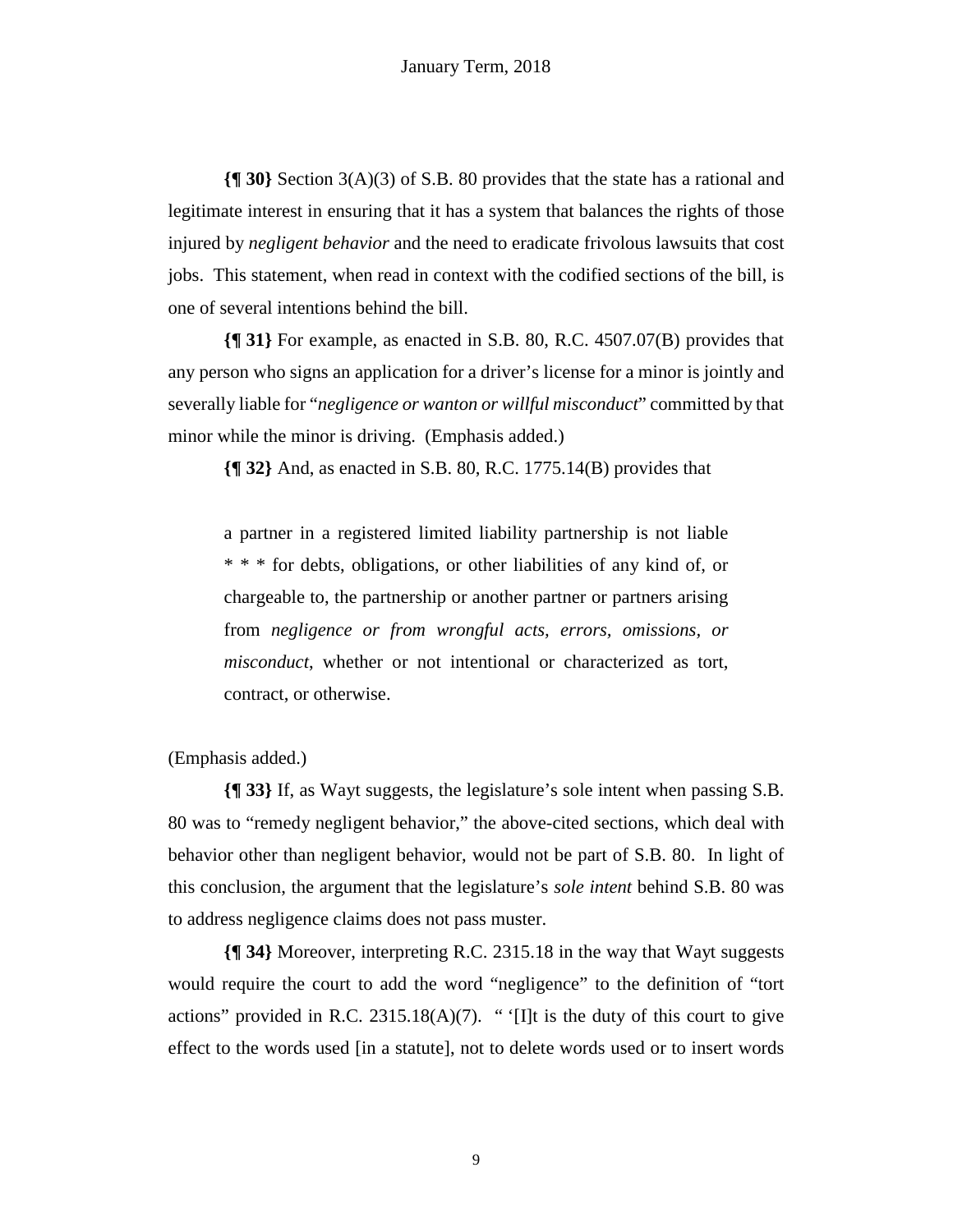**{¶ 30}** Section 3(A)(3) of S.B. 80 provides that the state has a rational and legitimate interest in ensuring that it has a system that balances the rights of those injured by *negligent behavior* and the need to eradicate frivolous lawsuits that cost jobs. This statement, when read in context with the codified sections of the bill, is one of several intentions behind the bill.

**{¶ 31}** For example, as enacted in S.B. 80, R.C. 4507.07(B) provides that any person who signs an application for a driver's license for a minor is jointly and severally liable for "*negligence or wanton or willful misconduct*" committed by that minor while the minor is driving. (Emphasis added.)

**{¶ 32}** And, as enacted in S.B. 80, R.C. 1775.14(B) provides that

> a partner in a registered limited liability partnership is not liable * * * for debts, obligations, or other liabilities of any kind of, or chargeable to, the partnership or another partner or partners arising from *negligence or from wrongful acts, errors, omissions, or misconduct*, whether or not intentional or characterized as tort, contract, or otherwise.

(Emphasis added.)

**{¶ 33}** If, as Wayt suggests, the legislature's sole intent when passing S.B. 80 was to "remedy negligent behavior," the above-cited sections, which deal with behavior other than negligent behavior, would not be part of S.B. 80. In light of this conclusion, the argument that the legislature's *sole intent* behind S.B. 80 was to address negligence claims does not pass muster.

**{¶ 34}** Moreover, interpreting R.C. 2315.18 in the way that Wayt suggests would require the court to add the word "negligence" to the definition of "tort actions" provided in R.C. 2315.18(A)(7). " '[I]t is the duty of this court to give effect to the words used [in a statute], not to delete words used or to insert words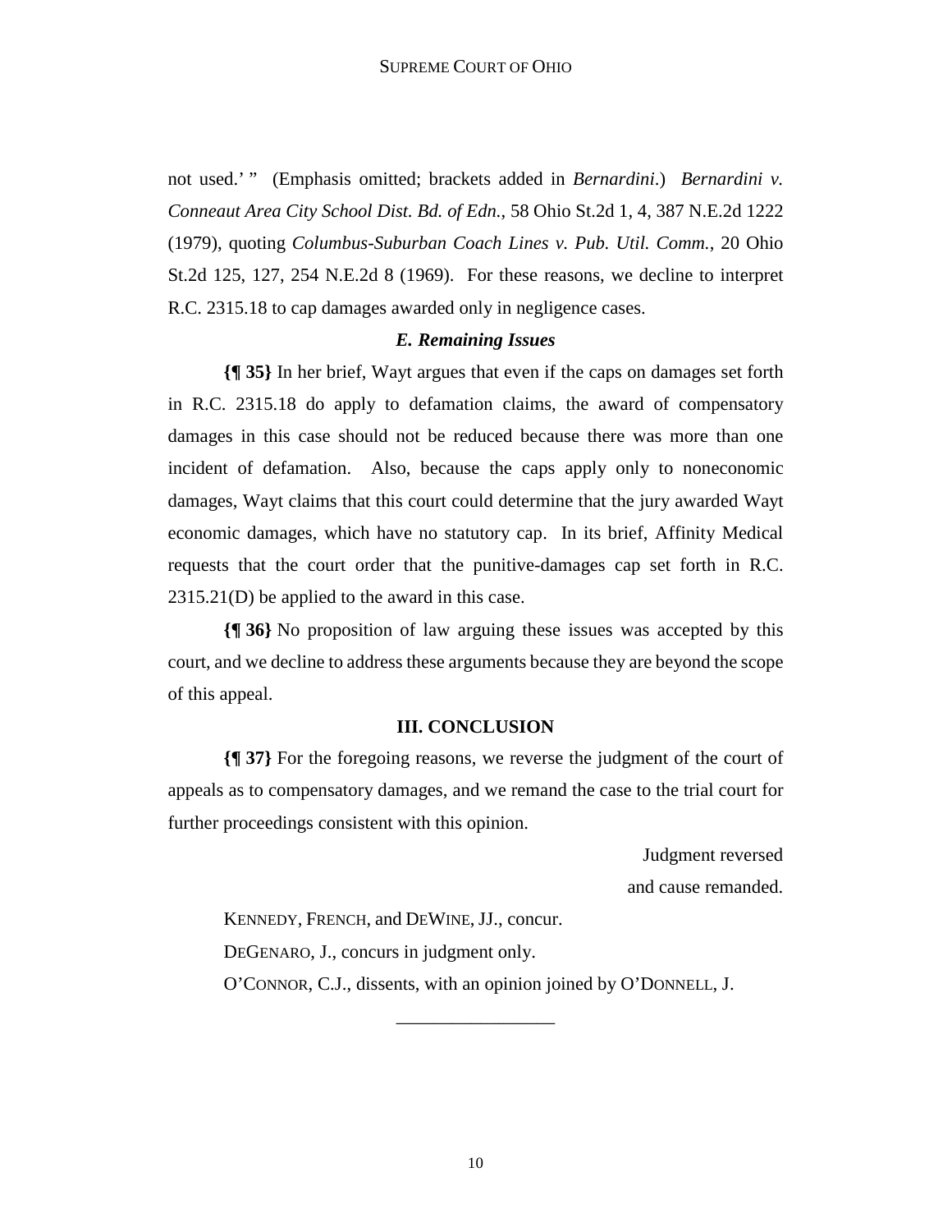not used.' " (Emphasis omitted; brackets added in *Bernardini*.) *Bernardini v. Conneaut Area City School Dist. Bd. of Edn.*, 58 Ohio St.2d 1, 4, 387 N.E.2d 1222 (1979), quoting *Columbus-Suburban Coach Lines v. Pub. Util. Comm.*, 20 Ohio St.2d 125, 127, 254 N.E.2d 8 (1969). For these reasons, we decline to interpret R.C. 2315.18 to cap damages awarded only in negligence cases.

### *E. Remaining Issues*

**{¶ 35}** In her brief, Wayt argues that even if the caps on damages set forth in R.C. 2315.18 do apply to defamation claims, the award of compensatory damages in this case should not be reduced because there was more than one incident of defamation. Also, because the caps apply only to noneconomic damages, Wayt claims that this court could determine that the jury awarded Wayt economic damages, which have no statutory cap. In its brief, Affinity Medical requests that the court order that the punitive-damages cap set forth in R.C. 2315.21(D) be applied to the award in this case.

**{¶ 36}** No proposition of law arguing these issues was accepted by this court, and we decline to address these arguments because they are beyond the scope of this appeal.

## III. CONCLUSION

**{¶ 37}** For the foregoing reasons, we reverse the judgment of the court of appeals as to compensatory damages, and we remand the case to the trial court for further proceedings consistent with this opinion.

Judgment reversed
and cause remanded.

KENNEDY, FRENCH, and DEWINE, JJ., concur.

DEGENARO, J., concurs in judgment only.

O'CONNOR, C.J., dissents, with an opinion joined by O'DONNELL, J.

_________________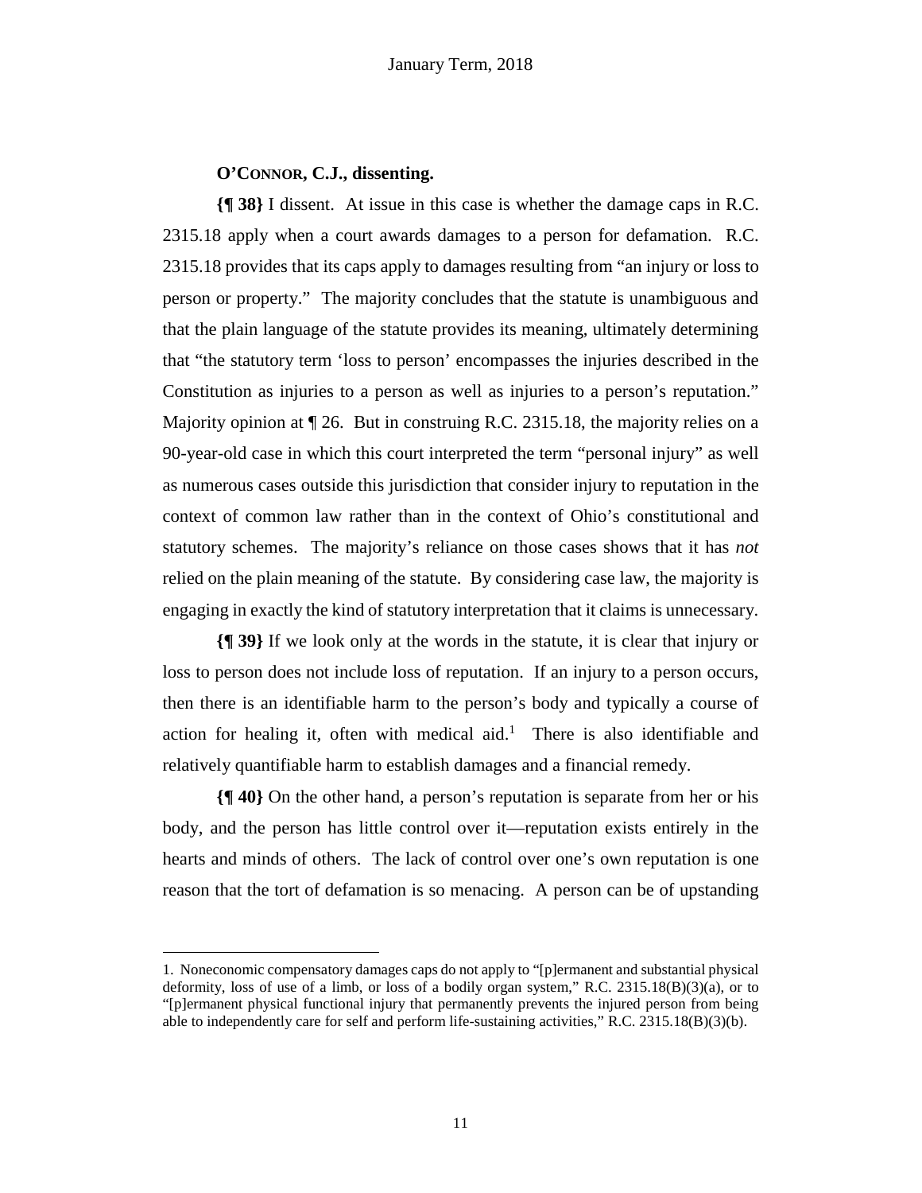**O'CONNOR, C.J., dissenting.**

**{¶ 38}** I dissent. At issue in this case is whether the damage caps in R.C. 2315.18 apply when a court awards damages to a person for defamation. R.C. 2315.18 provides that its caps apply to damages resulting from "an injury or loss to person or property." The majority concludes that the statute is unambiguous and that the plain language of the statute provides its meaning, ultimately determining that "the statutory term 'loss to person' encompasses the injuries described in the Constitution as injuries to a person as well as injuries to a person's reputation." Majority opinion at ¶ 26. But in construing R.C. 2315.18, the majority relies on a 90-year-old case in which this court interpreted the term "personal injury" as well as numerous cases outside this jurisdiction that consider injury to reputation in the context of common law rather than in the context of Ohio's constitutional and statutory schemes. The majority's reliance on those cases shows that it has *not* relied on the plain meaning of the statute. By considering case law, the majority is engaging in exactly the kind of statutory interpretation that it claims is unnecessary.

**{¶ 39}** If we look only at the words in the statute, it is clear that injury or loss to person does not include loss of reputation. If an injury to a person occurs, then there is an identifiable harm to the person's body and typically a course of action for healing it, often with medical aid.[1] There is also identifiable and relatively quantifiable harm to establish damages and a financial remedy.

**{¶ 40}** On the other hand, a person's reputation is separate from her or his body, and the person has little control over it—reputation exists entirely in the hearts and minds of others. The lack of control over one's own reputation is one reason that the tort of defamation is so menacing. A person can be of upstanding

1. Noneconomic compensatory damages caps do not apply to "[p]ermanent and substantial physical deformity, loss of use of a limb, or loss of a bodily organ system," R.C. 2315.18(B)(3)(a), or to "[p]ermanent physical functional injury that permanently prevents the injured person from being able to independently care for self and perform life-sustaining activities," R.C. 2315.18(B)(3)(b).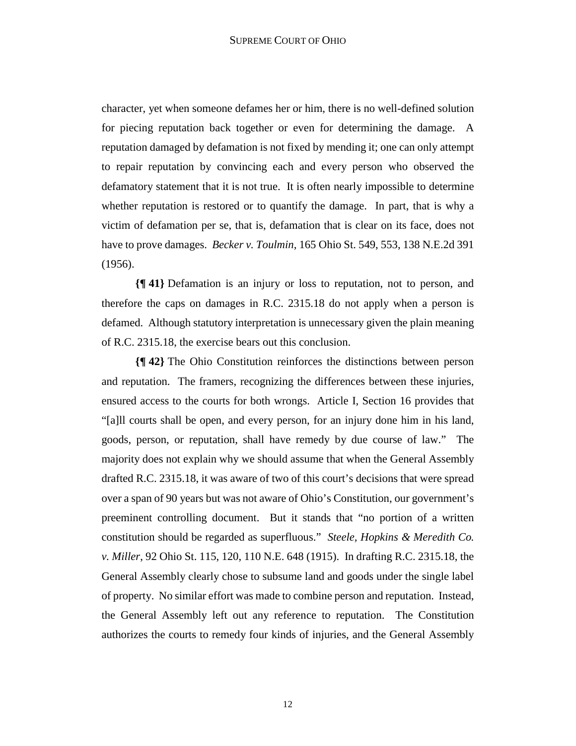character, yet when someone defames her or him, there is no well-defined solution for piecing reputation back together or even for determining the damage. A reputation damaged by defamation is not fixed by mending it; one can only attempt to repair reputation by convincing each and every person who observed the defamatory statement that it is not true. It is often nearly impossible to determine whether reputation is restored or to quantify the damage. In part, that is why a victim of defamation per se, that is, defamation that is clear on its face, does not have to prove damages. *Becker v. Toulmin*, 165 Ohio St. 549, 553, 138 N.E.2d 391 (1956).

**{¶ 41}** Defamation is an injury or loss to reputation, not to person, and therefore the caps on damages in R.C. 2315.18 do not apply when a person is defamed. Although statutory interpretation is unnecessary given the plain meaning of R.C. 2315.18, the exercise bears out this conclusion.

**{¶ 42}** The Ohio Constitution reinforces the distinctions between person and reputation. The framers, recognizing the differences between these injuries, ensured access to the courts for both wrongs. Article I, Section 16 provides that "[a]ll courts shall be open, and every person, for an injury done him in his land, goods, person, or reputation, shall have remedy by due course of law." The majority does not explain why we should assume that when the General Assembly drafted R.C. 2315.18, it was aware of two of this court's decisions that were spread over a span of 90 years but was not aware of Ohio's Constitution, our government's preeminent controlling document. But it stands that "no portion of a written constitution should be regarded as superfluous." *Steele, Hopkins & Meredith Co. v. Miller*, 92 Ohio St. 115, 120, 110 N.E. 648 (1915). In drafting R.C. 2315.18, the General Assembly clearly chose to subsume land and goods under the single label of property. No similar effort was made to combine person and reputation. Instead, the General Assembly left out any reference to reputation. The Constitution authorizes the courts to remedy four kinds of injuries, and the General Assembly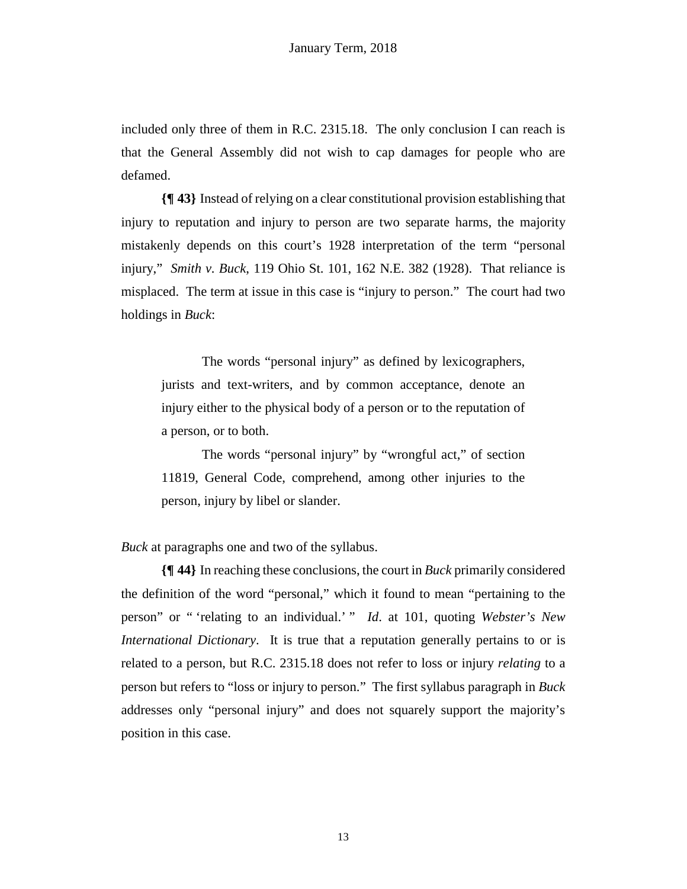included only three of them in R.C. 2315.18. The only conclusion I can reach is that the General Assembly did not wish to cap damages for people who are defamed.

**{¶ 43}** Instead of relying on a clear constitutional provision establishing that injury to reputation and injury to person are two separate harms, the majority mistakenly depends on this court's 1928 interpretation of the term "personal injury," *Smith v. Buck*, 119 Ohio St. 101, 162 N.E. 382 (1928). That reliance is misplaced. The term at issue in this case is "injury to person." The court had two holdings in *Buck*:

> The words "personal injury" as defined by lexicographers, jurists and text-writers, and by common acceptance, denote an injury either to the physical body of a person or to the reputation of a person, or to both.
>
> The words "personal injury" by "wrongful act," of section 11819, General Code, comprehend, among other injuries to the person, injury by libel or slander.

*Buck* at paragraphs one and two of the syllabus.

**{¶ 44}** In reaching these conclusions, the court in *Buck* primarily considered the definition of the word "personal," which it found to mean "pertaining to the person" or " 'relating to an individual.' " *Id*. at 101, quoting *Webster's New International Dictionary*. It is true that a reputation generally pertains to or is related to a person, but R.C. 2315.18 does not refer to loss or injury *relating* to a person but refers to "loss or injury to person." The first syllabus paragraph in *Buck* addresses only "personal injury" and does not squarely support the majority's position in this case.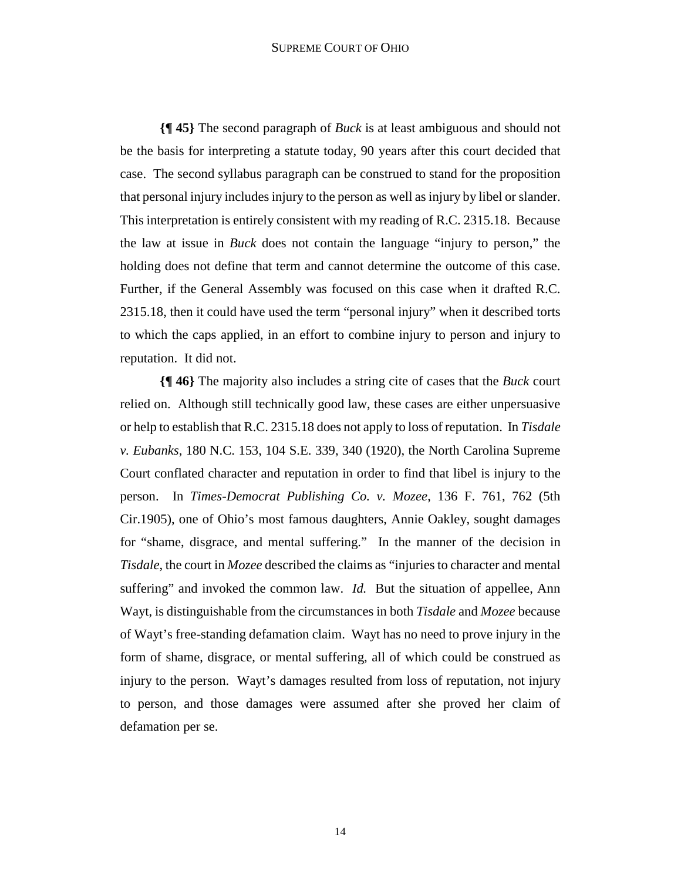**{¶ 45}** The second paragraph of *Buck* is at least ambiguous and should not be the basis for interpreting a statute today, 90 years after this court decided that case. The second syllabus paragraph can be construed to stand for the proposition that personal injury includes injury to the person as well as injury by libel or slander. This interpretation is entirely consistent with my reading of R.C. 2315.18. Because the law at issue in *Buck* does not contain the language "injury to person," the holding does not define that term and cannot determine the outcome of this case. Further, if the General Assembly was focused on this case when it drafted R.C. 2315.18, then it could have used the term "personal injury" when it described torts to which the caps applied, in an effort to combine injury to person and injury to reputation. It did not.

**{¶ 46}** The majority also includes a string cite of cases that the *Buck* court relied on. Although still technically good law, these cases are either unpersuasive or help to establish that R.C. 2315.18 does not apply to loss of reputation. In *Tisdale v. Eubanks*, 180 N.C. 153, 104 S.E. 339, 340 (1920), the North Carolina Supreme Court conflated character and reputation in order to find that libel is injury to the person. In *Times-Democrat Publishing Co. v. Mozee*, 136 F. 761, 762 (5th Cir.1905), one of Ohio's most famous daughters, Annie Oakley, sought damages for "shame, disgrace, and mental suffering." In the manner of the decision in *Tisdale*, the court in *Mozee* described the claims as "injuries to character and mental suffering" and invoked the common law. *Id.* But the situation of appellee, Ann Wayt, is distinguishable from the circumstances in both *Tisdale* and *Mozee* because of Wayt's free-standing defamation claim. Wayt has no need to prove injury in the form of shame, disgrace, or mental suffering, all of which could be construed as injury to the person. Wayt's damages resulted from loss of reputation, not injury to person, and those damages were assumed after she proved her claim of defamation per se.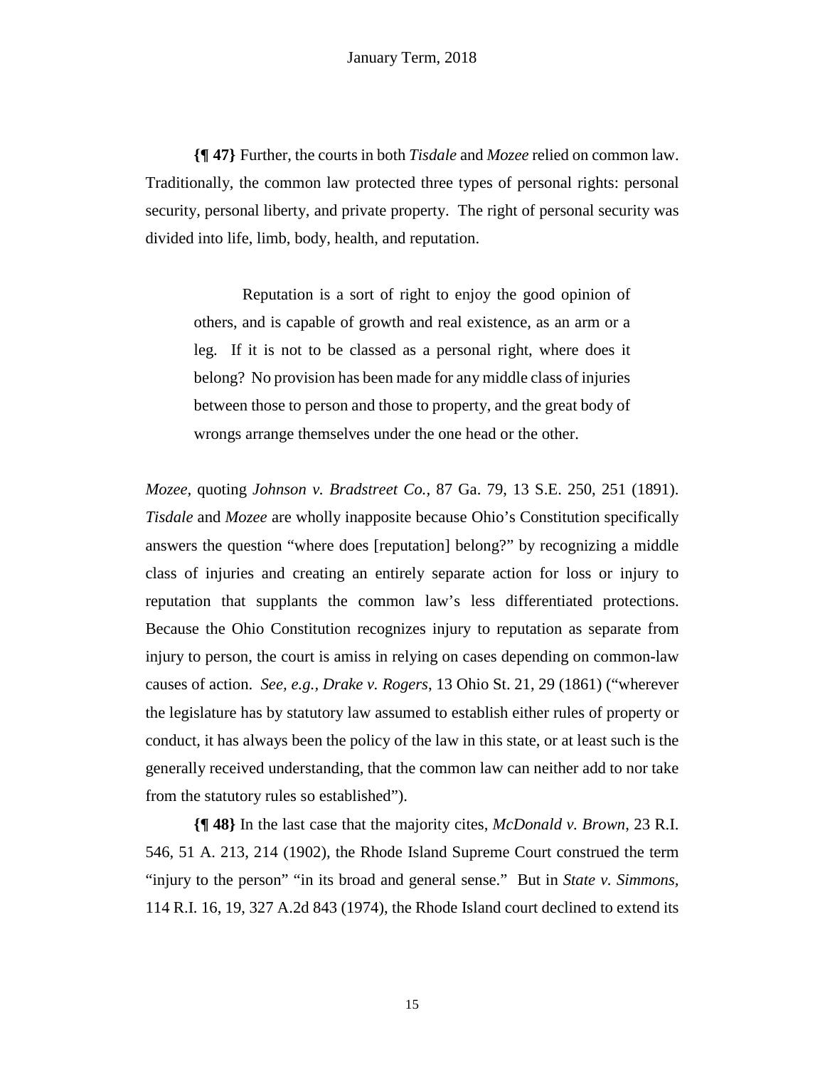**{¶ 47}** Further, the courts in both *Tisdale* and *Mozee* relied on common law. Traditionally, the common law protected three types of personal rights: personal security, personal liberty, and private property. The right of personal security was divided into life, limb, body, health, and reputation.

> Reputation is a sort of right to enjoy the good opinion of others, and is capable of growth and real existence, as an arm or a leg. If it is not to be classed as a personal right, where does it belong? No provision has been made for any middle class of injuries between those to person and those to property, and the great body of wrongs arrange themselves under the one head or the other.

*Mozee*, quoting *Johnson v. Bradstreet Co.*, 87 Ga. 79, 13 S.E. 250, 251 (1891). *Tisdale* and *Mozee* are wholly inapposite because Ohio's Constitution specifically answers the question "where does [reputation] belong?" by recognizing a middle class of injuries and creating an entirely separate action for loss or injury to reputation that supplants the common law's less differentiated protections. Because the Ohio Constitution recognizes injury to reputation as separate from injury to person, the court is amiss in relying on cases depending on common-law causes of action. *See, e.g.*, *Drake v. Rogers*, 13 Ohio St. 21, 29 (1861) ("wherever the legislature has by statutory law assumed to establish either rules of property or conduct, it has always been the policy of the law in this state, or at least such is the generally received understanding, that the common law can neither add to nor take from the statutory rules so established").

**{¶ 48}** In the last case that the majority cites, *McDonald v. Brown*, 23 R.I. 546, 51 A. 213, 214 (1902), the Rhode Island Supreme Court construed the term "injury to the person" "in its broad and general sense." But in *State v. Simmons*, 114 R.I. 16, 19, 327 A.2d 843 (1974), the Rhode Island court declined to extend its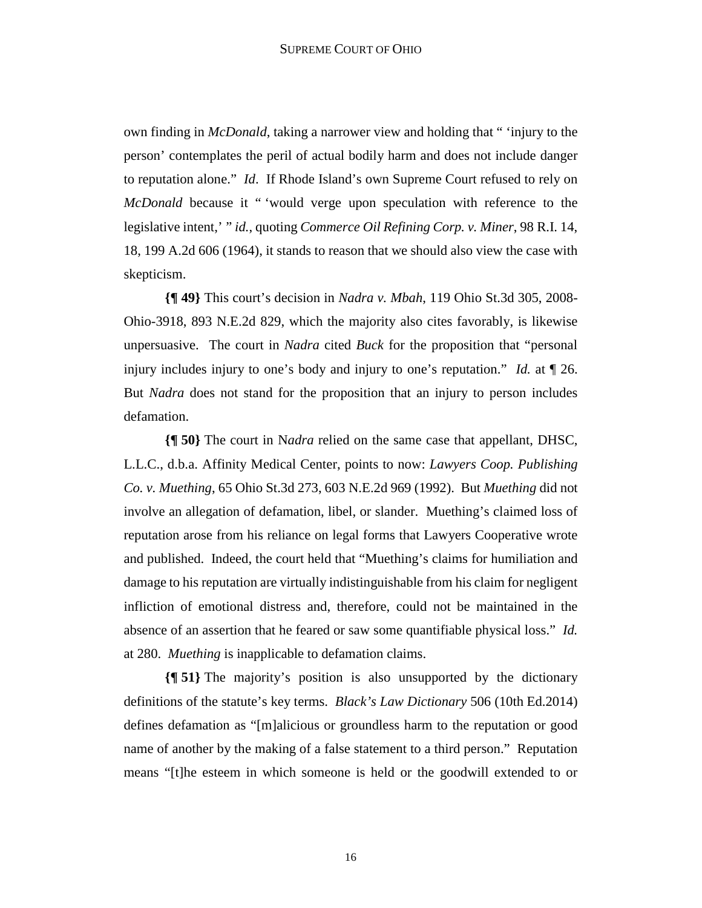own finding in *McDonald*, taking a narrower view and holding that " 'injury to the person' contemplates the peril of actual bodily harm and does not include danger to reputation alone." *Id*. If Rhode Island's own Supreme Court refused to rely on *McDonald* because it " 'would verge upon speculation with reference to the legislative intent,' " *id.*, quoting *Commerce Oil Refining Corp. v. Miner*, 98 R.I. 14, 18, 199 A.2d 606 (1964), it stands to reason that we should also view the case with skepticism.

**{¶ 49}** This court's decision in *Nadra v. Mbah*, 119 Ohio St.3d 305, 2008-Ohio-3918, 893 N.E.2d 829, which the majority also cites favorably, is likewise unpersuasive. The court in *Nadra* cited *Buck* for the proposition that "personal injury includes injury to one's body and injury to one's reputation." *Id.* at ¶ 26. But *Nadra* does not stand for the proposition that an injury to person includes defamation.

**{¶ 50}** The court in N*adra* relied on the same case that appellant, DHSC, L.L.C., d.b.a. Affinity Medical Center, points to now: *Lawyers Coop. Publishing Co. v. Muething*, 65 Ohio St.3d 273, 603 N.E.2d 969 (1992). But *Muething* did not involve an allegation of defamation, libel, or slander. Muething's claimed loss of reputation arose from his reliance on legal forms that Lawyers Cooperative wrote and published. Indeed, the court held that "Muething's claims for humiliation and damage to his reputation are virtually indistinguishable from his claim for negligent infliction of emotional distress and, therefore, could not be maintained in the absence of an assertion that he feared or saw some quantifiable physical loss." *Id.* at 280. *Muething* is inapplicable to defamation claims.

**{¶ 51}** The majority's position is also unsupported by the dictionary definitions of the statute's key terms. *Black's Law Dictionary* 506 (10th Ed.2014) defines defamation as "[m]alicious or groundless harm to the reputation or good name of another by the making of a false statement to a third person." Reputation means "[t]he esteem in which someone is held or the goodwill extended to or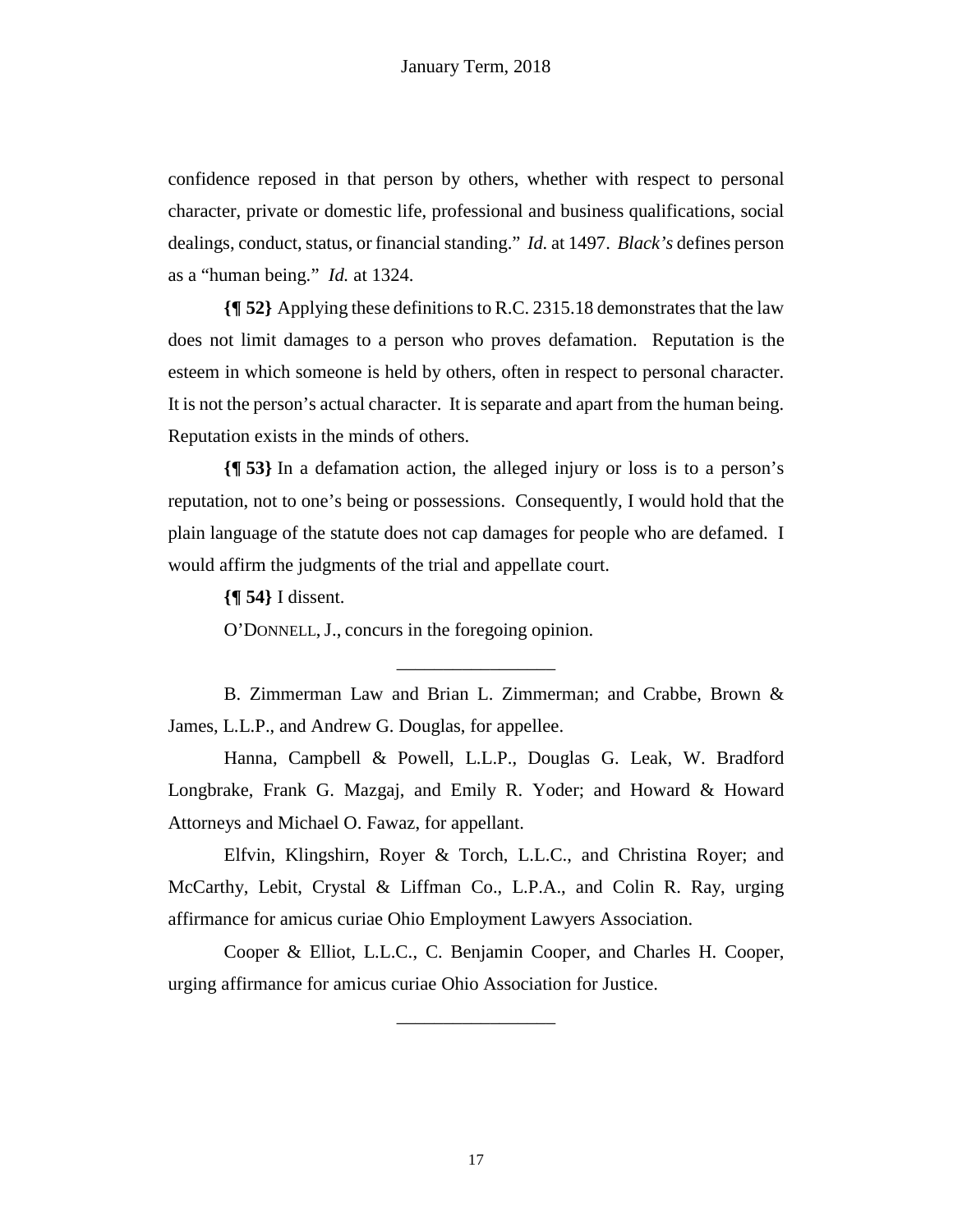confidence reposed in that person by others, whether with respect to personal character, private or domestic life, professional and business qualifications, social dealings, conduct, status, or financial standing." *Id.* at 1497. *Black's* defines person as a "human being." *Id.* at 1324.

**{¶ 52}** Applying these definitions to R.C. 2315.18 demonstrates that the law does not limit damages to a person who proves defamation. Reputation is the esteem in which someone is held by others, often in respect to personal character. It is not the person's actual character. It is separate and apart from the human being. Reputation exists in the minds of others.

**{¶ 53}** In a defamation action, the alleged injury or loss is to a person's reputation, not to one's being or possessions. Consequently, I would hold that the plain language of the statute does not cap damages for people who are defamed. I would affirm the judgments of the trial and appellate court.

**{¶ 54}** I dissent.

O'DONNELL, J., concurs in the foregoing opinion.

---

B. Zimmerman Law and Brian L. Zimmerman; and Crabbe, Brown & James, L.L.P., and Andrew G. Douglas, for appellee.

Hanna, Campbell & Powell, L.L.P., Douglas G. Leak, W. Bradford Longbrake, Frank G. Mazgaj, and Emily R. Yoder; and Howard & Howard Attorneys and Michael O. Fawaz, for appellant.

Elfvin, Klingshirn, Royer & Torch, L.L.C., and Christina Royer; and McCarthy, Lebit, Crystal & Liffman Co., L.P.A., and Colin R. Ray, urging affirmance for amicus curiae Ohio Employment Lawyers Association.

Cooper & Elliot, L.L.C., C. Benjamin Cooper, and Charles H. Cooper, urging affirmance for amicus curiae Ohio Association for Justice.

---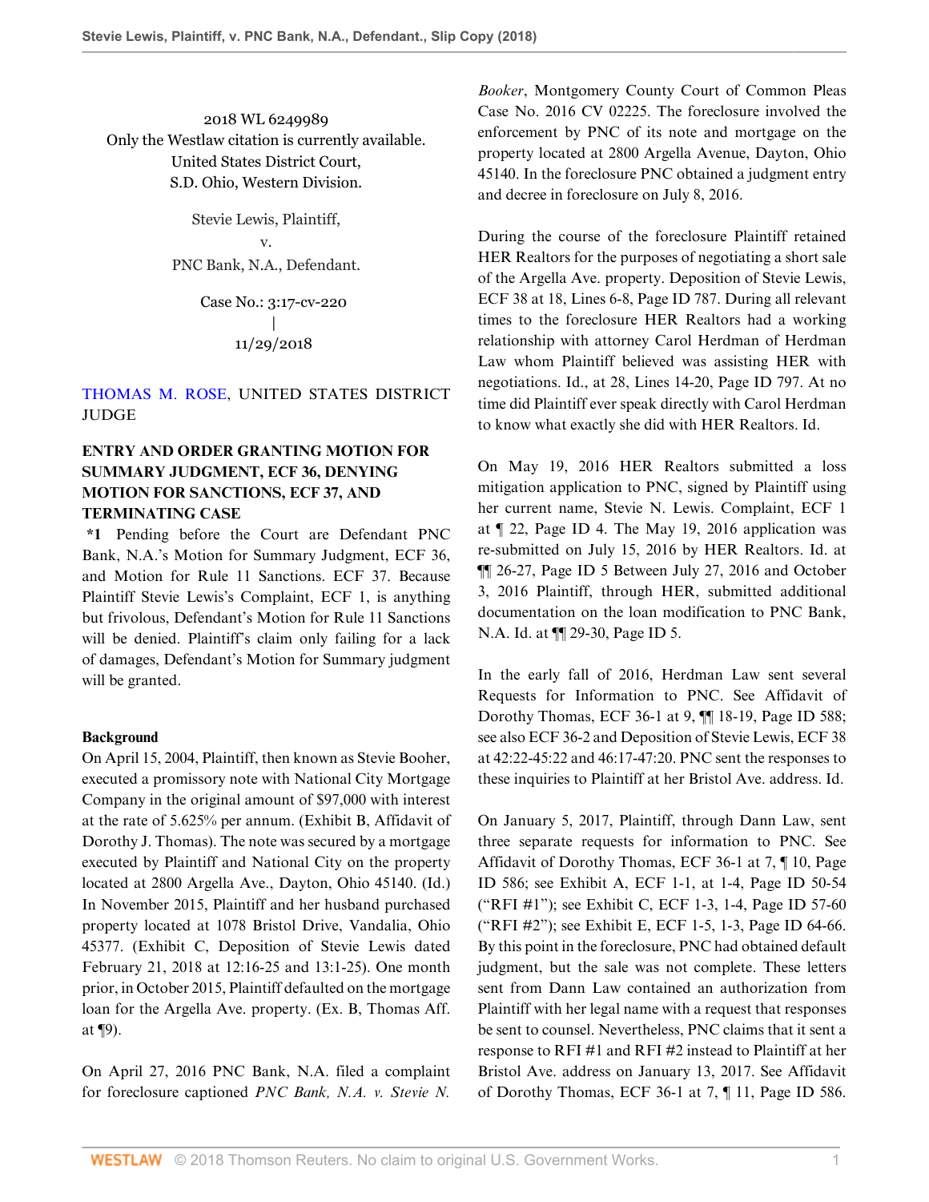2018 WL 6249989
Only the Westlaw citation is currently available.
United States District Court,
S.D. Ohio, Western Division.

Stevie Lewis, Plaintiff,
v.
PNC Bank, N.A., Defendant.

Case No.: 3:17-cv-220
|
11/29/2018

THOMAS M. ROSE, UNITED STATES DISTRICT JUDGE

**ENTRY AND ORDER GRANTING MOTION FOR SUMMARY JUDGMENT, ECF 36, DENYING MOTION FOR SANCTIONS, ECF 37, AND TERMINATING CASE**

**\*1** Pending before the Court are Defendant PNC Bank, N.A.'s Motion for Summary Judgment, ECF 36, and Motion for Rule 11 Sanctions. ECF 37. Because Plaintiff Stevie Lewis's Complaint, ECF 1, is anything but frivolous, Defendant's Motion for Rule 11 Sanctions will be denied. Plaintiff's claim only failing for a lack of damages, Defendant's Motion for Summary judgment will be granted.

**Background**

On April 15, 2004, Plaintiff, then known as Stevie Booher, executed a promissory note with National City Mortgage Company in the original amount of $97,000 with interest at the rate of 5.625% per annum. (Exhibit B, Affidavit of Dorothy J. Thomas). The note was secured by a mortgage executed by Plaintiff and National City on the property located at 2800 Argella Ave., Dayton, Ohio 45140. (Id.) In November 2015, Plaintiff and her husband purchased property located at 1078 Bristol Drive, Vandalia, Ohio 45377. (Exhibit C, Deposition of Stevie Lewis dated February 21, 2018 at 12:16-25 and 13:1-25). One month prior, in October 2015, Plaintiff defaulted on the mortgage loan for the Argella Ave. property. (Ex. B, Thomas Aff. at ¶9).

On April 27, 2016 PNC Bank, N.A. filed a complaint for foreclosure captioned *PNC Bank, N.A. v. Stevie N. Booker*, Montgomery County Court of Common Pleas Case No. 2016 CV 02225. The foreclosure involved the enforcement by PNC of its note and mortgage on the property located at 2800 Argella Avenue, Dayton, Ohio 45140. In the foreclosure PNC obtained a judgment entry and decree in foreclosure on July 8, 2016.

During the course of the foreclosure Plaintiff retained HER Realtors for the purposes of negotiating a short sale of the Argella Ave. property. Deposition of Stevie Lewis, ECF 38 at 18, Lines 6-8, Page ID 787. During all relevant times to the foreclosure HER Realtors had a working relationship with attorney Carol Herdman of Herdman Law whom Plaintiff believed was assisting HER with negotiations. Id., at 28, Lines 14-20, Page ID 797. At no time did Plaintiff ever speak directly with Carol Herdman to know what exactly she did with HER Realtors. Id.

On May 19, 2016 HER Realtors submitted a loss mitigation application to PNC, signed by Plaintiff using her current name, Stevie N. Lewis. Complaint, ECF 1 at ¶ 22, Page ID 4. The May 19, 2016 application was re-submitted on July 15, 2016 by HER Realtors. Id. at ¶¶ 26-27, Page ID 5 Between July 27, 2016 and October 3, 2016 Plaintiff, through HER, submitted additional documentation on the loan modification to PNC Bank, N.A. Id. at ¶¶ 29-30, Page ID 5.

In the early fall of 2016, Herdman Law sent several Requests for Information to PNC. See Affidavit of Dorothy Thomas, ECF 36-1 at 9, ¶¶ 18-19, Page ID 588; see also ECF 36-2 and Deposition of Stevie Lewis, ECF 38 at 42:22-45:22 and 46:17-47:20. PNC sent the responses to these inquiries to Plaintiff at her Bristol Ave. address. Id.

On January 5, 2017, Plaintiff, through Dann Law, sent three separate requests for information to PNC. See Affidavit of Dorothy Thomas, ECF 36-1 at 7, ¶ 10, Page ID 586; see Exhibit A, ECF 1-1, at 1-4, Page ID 50-54 ("RFI #1"); see Exhibit C, ECF 1-3, 1-4, Page ID 57-60 ("RFI #2"); see Exhibit E, ECF 1-5, 1-3, Page ID 64-66. By this point in the foreclosure, PNC had obtained default judgment, but the sale was not complete. These letters sent from Dann Law contained an authorization from Plaintiff with her legal name with a request that responses be sent to counsel. Nevertheless, PNC claims that it sent a response to RFI #1 and RFI #2 instead to Plaintiff at her Bristol Ave. address on January 13, 2017. See Affidavit of Dorothy Thomas, ECF 36-1 at 7, ¶ 11, Page ID 586.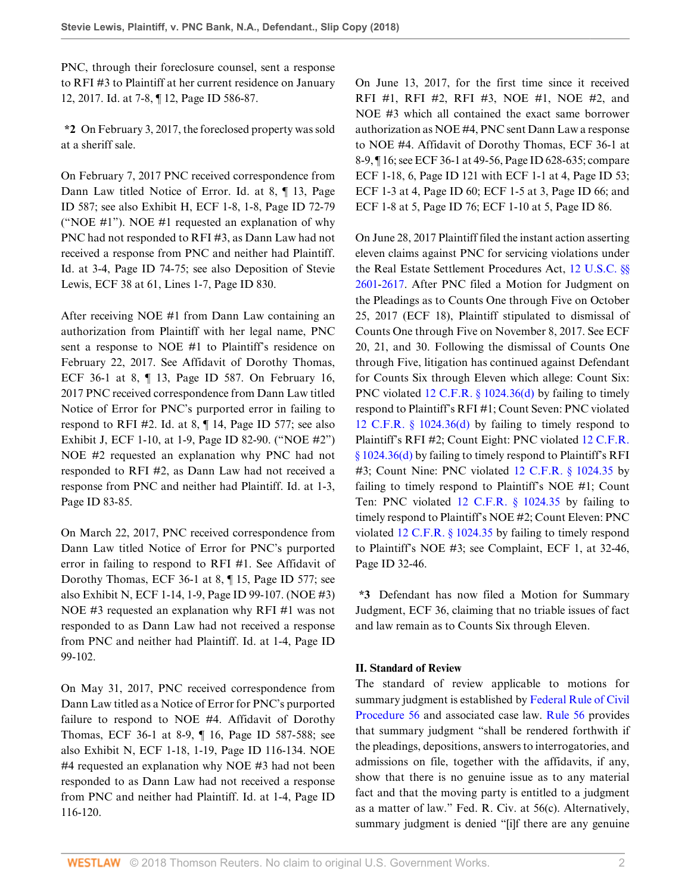PNC, through their foreclosure counsel, sent a response to RFI #3 to Plaintiff at her current residence on January 12, 2017. Id. at 7-8, ¶ 12, Page ID 586-87.

**\*2** On February 3, 2017, the foreclosed property was sold at a sheriff sale.

On February 7, 2017 PNC received correspondence from Dann Law titled Notice of Error. Id. at 8, ¶ 13, Page ID 587; see also Exhibit H, ECF 1-8, 1-8, Page ID 72-79 ("NOE #1"). NOE #1 requested an explanation of why PNC had not responded to RFI #3, as Dann Law had not received a response from PNC and neither had Plaintiff. Id. at 3-4, Page ID 74-75; see also Deposition of Stevie Lewis, ECF 38 at 61, Lines 1-7, Page ID 830.

After receiving NOE #1 from Dann Law containing an authorization from Plaintiff with her legal name, PNC sent a response to NOE #1 to Plaintiff's residence on February 22, 2017. See Affidavit of Dorothy Thomas, ECF 36-1 at 8, ¶ 13, Page ID 587. On February 16, 2017 PNC received correspondence from Dann Law titled Notice of Error for PNC's purported error in failing to respond to RFI #2. Id. at 8, ¶ 14, Page ID 577; see also Exhibit J, ECF 1-10, at 1-9, Page ID 82-90. ("NOE #2") NOE #2 requested an explanation why PNC had not responded to RFI #2, as Dann Law had not received a response from PNC and neither had Plaintiff. Id. at 1-3, Page ID 83-85.

On March 22, 2017, PNC received correspondence from Dann Law titled Notice of Error for PNC's purported error in failing to respond to RFI #1. See Affidavit of Dorothy Thomas, ECF 36-1 at 8, ¶ 15, Page ID 577; see also Exhibit N, ECF 1-14, 1-9, Page ID 99-107. (NOE #3) NOE #3 requested an explanation why RFI #1 was not responded to as Dann Law had not received a response from PNC and neither had Plaintiff. Id. at 1-4, Page ID 99-102.

On May 31, 2017, PNC received correspondence from Dann Law titled as a Notice of Error for PNC's purported failure to respond to NOE #4. Affidavit of Dorothy Thomas, ECF 36-1 at 8-9, ¶ 16, Page ID 587-588; see also Exhibit N, ECF 1-18, 1-19, Page ID 116-134. NOE #4 requested an explanation why NOE #3 had not been responded to as Dann Law had not received a response from PNC and neither had Plaintiff. Id. at 1-4, Page ID 116-120.

On June 13, 2017, for the first time since it received RFI #1, RFI #2, RFI #3, NOE #1, NOE #2, and NOE #3 which all contained the exact same borrower authorization as NOE #4, PNC sent Dann Law a response to NOE #4. Affidavit of Dorothy Thomas, ECF 36-1 at 8-9, ¶ 16; see ECF 36-1 at 49-56, Page ID 628-635; compare ECF 1-18, 6, Page ID 121 with ECF 1-1 at 4, Page ID 53; ECF 1-3 at 4, Page ID 60; ECF 1-5 at 3, Page ID 66; and ECF 1-8 at 5, Page ID 76; ECF 1-10 at 5, Page ID 86.

On June 28, 2017 Plaintiff filed the instant action asserting eleven claims against PNC for servicing violations under the Real Estate Settlement Procedures Act, 12 U.S.C. §§ 2601-2617. After PNC filed a Motion for Judgment on the Pleadings as to Counts One through Five on October 25, 2017 (ECF 18), Plaintiff stipulated to dismissal of Counts One through Five on November 8, 2017. See ECF 20, 21, and 30. Following the dismissal of Counts One through Five, litigation has continued against Defendant for Counts Six through Eleven which allege: Count Six: PNC violated 12 C.F.R. § 1024.36(d) by failing to timely respond to Plaintiff's RFI #1; Count Seven: PNC violated 12 C.F.R. § 1024.36(d) by failing to timely respond to Plaintiff's RFI #2; Count Eight: PNC violated 12 C.F.R. § 1024.36(d) by failing to timely respond to Plaintiff's RFI #3; Count Nine: PNC violated 12 C.F.R. § 1024.35 by failing to timely respond to Plaintiff's NOE #1; Count Ten: PNC violated 12 C.F.R. § 1024.35 by failing to timely respond to Plaintiff's NOE #2; Count Eleven: PNC violated 12 C.F.R. § 1024.35 by failing to timely respond to Plaintiff's NOE #3; see Complaint, ECF 1, at 32-46, Page ID 32-46.

**\*3** Defendant has now filed a Motion for Summary Judgment, ECF 36, claiming that no triable issues of fact and law remain as to Counts Six through Eleven.

## II. Standard of Review

The standard of review applicable to motions for summary judgment is established by Federal Rule of Civil Procedure 56 and associated case law. Rule 56 provides that summary judgment "shall be rendered forthwith if the pleadings, depositions, answers to interrogatories, and admissions on file, together with the affidavits, if any, show that there is no genuine issue as to any material fact and that the moving party is entitled to a judgment as a matter of law." Fed. R. Civ. at 56(c). Alternatively, summary judgment is denied "[i]f there are any genuine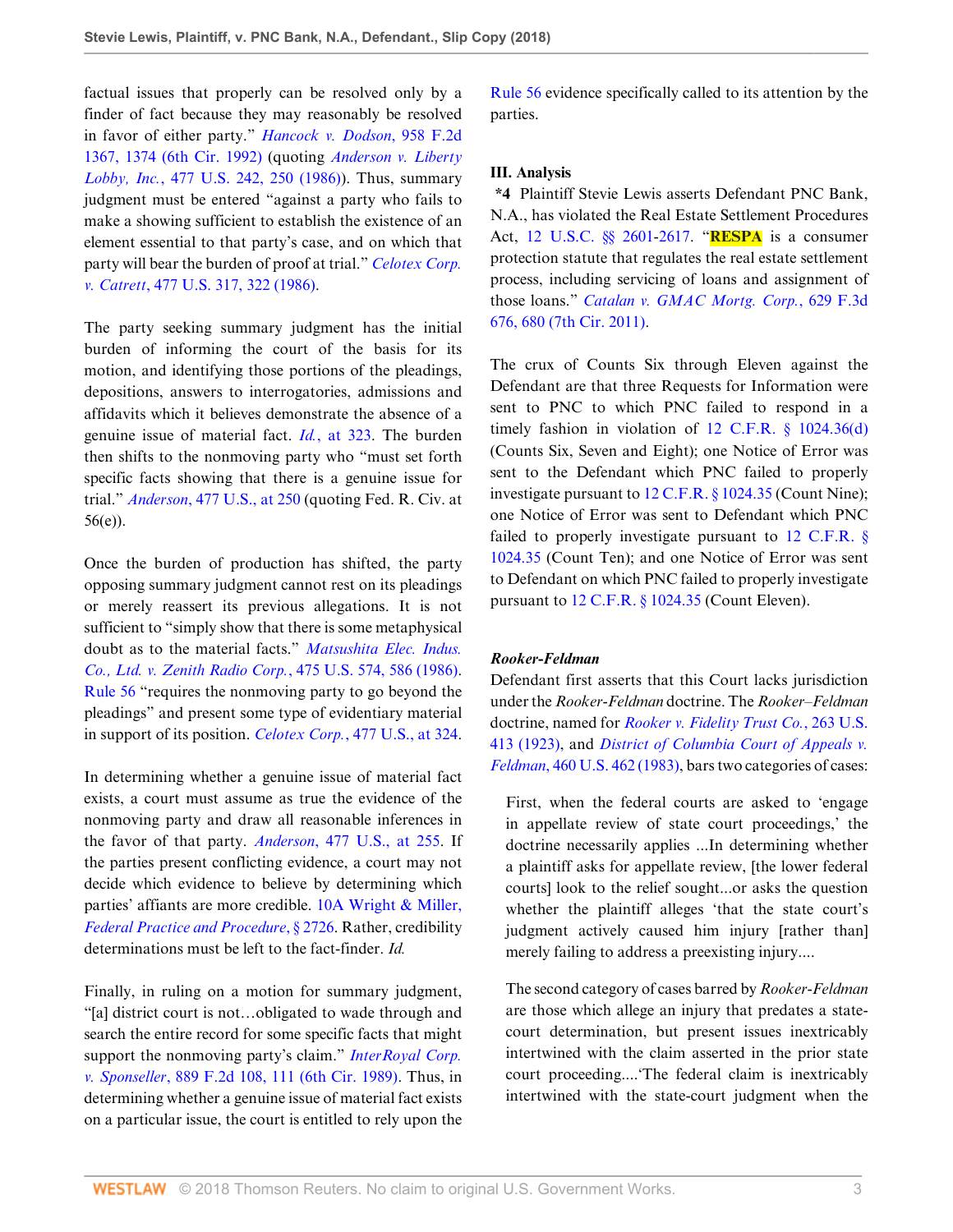factual issues that properly can be resolved only by a finder of fact because they may reasonably be resolved in favor of either party." *Hancock v. Dodson*, 958 F.2d 1367, 1374 (6th Cir. 1992) (quoting *Anderson v. Liberty Lobby, Inc.*, 477 U.S. 242, 250 (1986)). Thus, summary judgment must be entered "against a party who fails to make a showing sufficient to establish the existence of an element essential to that party's case, and on which that party will bear the burden of proof at trial." *Celotex Corp. v. Catrett*, 477 U.S. 317, 322 (1986).

The party seeking summary judgment has the initial burden of informing the court of the basis for its motion, and identifying those portions of the pleadings, depositions, answers to interrogatories, admissions and affidavits which it believes demonstrate the absence of a genuine issue of material fact. *Id.*, at 323. The burden then shifts to the nonmoving party who "must set forth specific facts showing that there is a genuine issue for trial." *Anderson*, 477 U.S., at 250 (quoting Fed. R. Civ. at 56(e)).

Once the burden of production has shifted, the party opposing summary judgment cannot rest on its pleadings or merely reassert its previous allegations. It is not sufficient to "simply show that there is some metaphysical doubt as to the material facts." *Matsushita Elec. Indus. Co., Ltd. v. Zenith Radio Corp.*, 475 U.S. 574, 586 (1986). Rule 56 "requires the nonmoving party to go beyond the pleadings" and present some type of evidentiary material in support of its position. *Celotex Corp.*, 477 U.S., at 324.

In determining whether a genuine issue of material fact exists, a court must assume as true the evidence of the nonmoving party and draw all reasonable inferences in the favor of that party. *Anderson*, 477 U.S., at 255. If the parties present conflicting evidence, a court may not decide which evidence to believe by determining which parties' affiants are more credible. 10A Wright & Miller, *Federal Practice and Procedure*, § 2726. Rather, credibility determinations must be left to the fact-finder. *Id.*

Finally, in ruling on a motion for summary judgment, "[a] district court is not…obligated to wade through and search the entire record for some specific facts that might support the nonmoving party's claim." *InterRoyal Corp. v. Sponseller*, 889 F.2d 108, 111 (6th Cir. 1989). Thus, in determining whether a genuine issue of material fact exists on a particular issue, the court is entitled to rely upon the Rule 56 evidence specifically called to its attention by the parties.

## III. Analysis

**\*4** Plaintiff Stevie Lewis asserts Defendant PNC Bank, N.A., has violated the Real Estate Settlement Procedures Act, 12 U.S.C. §§ 2601-2617. "**RESPA** is a consumer protection statute that regulates the real estate settlement process, including servicing of loans and assignment of those loans." *Catalan v. GMAC Mortg. Corp.*, 629 F.3d 676, 680 (7th Cir. 2011).

The crux of Counts Six through Eleven against the Defendant are that three Requests for Information were sent to PNC to which PNC failed to respond in a timely fashion in violation of 12 C.F.R. § 1024.36(d) (Counts Six, Seven and Eight); one Notice of Error was sent to the Defendant which PNC failed to properly investigate pursuant to 12 C.F.R. § 1024.35 (Count Nine); one Notice of Error was sent to Defendant which PNC failed to properly investigate pursuant to 12 C.F.R. § 1024.35 (Count Ten); and one Notice of Error was sent to Defendant on which PNC failed to properly investigate pursuant to 12 C.F.R. § 1024.35 (Count Eleven).

### *Rooker-Feldman*

Defendant first asserts that this Court lacks jurisdiction under the *Rooker-Feldman* doctrine. The *Rooker–Feldman* doctrine, named for *Rooker v. Fidelity Trust Co.*, 263 U.S. 413 (1923), and *District of Columbia Court of Appeals v. Feldman*, 460 U.S. 462 (1983), bars two categories of cases:

> First, when the federal courts are asked to 'engage in appellate review of state court proceedings,' the doctrine necessarily applies ...In determining whether a plaintiff asks for appellate review, [the lower federal courts] look to the relief sought...or asks the question whether the plaintiff alleges 'that the state court's judgment actively caused him injury [rather than] merely failing to address a preexisting injury....
>
> The second category of cases barred by *Rooker-Feldman* are those which allege an injury that predates a state-court determination, but present issues inextricably intertwined with the claim asserted in the prior state court proceeding....'The federal claim is inextricably intertwined with the state-court judgment when the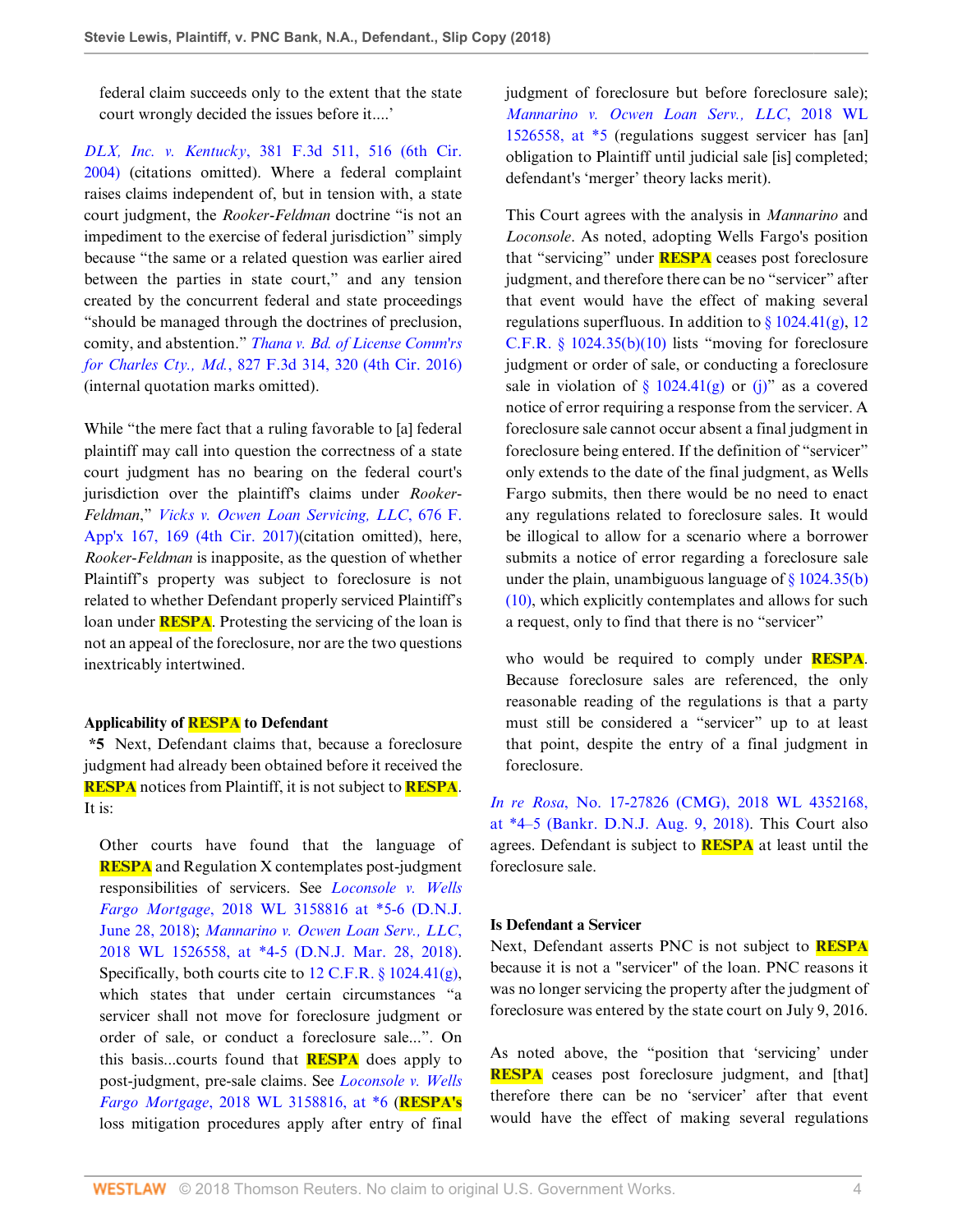> federal claim succeeds only to the extent that the state court wrongly decided the issues before it....'

*DLX, Inc. v. Kentucky*, 381 F.3d 511, 516 (6th Cir. 2004) (citations omitted). Where a federal complaint raises claims independent of, but in tension with, a state court judgment, the *Rooker-Feldman* doctrine "is not an impediment to the exercise of federal jurisdiction" simply because "the same or a related question was earlier aired between the parties in state court," and any tension created by the concurrent federal and state proceedings "should be managed through the doctrines of preclusion, comity, and abstention." *Thana v. Bd. of License Comm'rs for Charles Cty., Md.*, 827 F.3d 314, 320 (4th Cir. 2016) (internal quotation marks omitted).

While "the mere fact that a ruling favorable to [a] federal plaintiff may call into question the correctness of a state court judgment has no bearing on the federal court's jurisdiction over the plaintiff's claims under *Rooker-Feldman*," *Vicks v. Ocwen Loan Servicing, LLC*, 676 F. App'x 167, 169 (4th Cir. 2017)(citation omitted), here, *Rooker-Feldman* is inapposite, as the question of whether Plaintiff's property was subject to foreclosure is not related to whether Defendant properly serviced Plaintiff's loan under **RESPA**. Protesting the servicing of the loan is not an appeal of the foreclosure, nor are the two questions inextricably intertwined.

**Applicability of RESPA to Defendant**

***5** Next, Defendant claims that, because a foreclosure judgment had already been obtained before it received the **RESPA** notices from Plaintiff, it is not subject to **RESPA**. It is:

> Other courts have found that the language of **RESPA** and Regulation X contemplates post-judgment responsibilities of servicers. See *Loconsole v. Wells Fargo Mortgage*, 2018 WL 3158816 at *5-6 (D.N.J. June 28, 2018); *Mannarino v. Ocwen Loan Serv., LLC*, 2018 WL 1526558, at *4-5 (D.N.J. Mar. 28, 2018). Specifically, both courts cite to 12 C.F.R. § 1024.41(g), which states that under certain circumstances "a servicer shall not move for foreclosure judgment or order of sale, or conduct a foreclosure sale...". On this basis...courts found that **RESPA** does apply to post-judgment, pre-sale claims. See *Loconsole v. Wells Fargo Mortgage*, 2018 WL 3158816, at *6 (**RESPA's** loss mitigation procedures apply after entry of final judgment of foreclosure but before foreclosure sale); *Mannarino v. Ocwen Loan Serv., LLC*, 2018 WL 1526558, at *5 (regulations suggest servicer has [an] obligation to Plaintiff until judicial sale [is] completed; defendant's 'merger' theory lacks merit).
>
> This Court agrees with the analysis in *Mannarino* and *Loconsole*. As noted, adopting Wells Fargo's position that "servicing" under **RESPA** ceases post foreclosure judgment, and therefore there can be no "servicer" after that event would have the effect of making several regulations superfluous. In addition to § 1024.41(g), 12 C.F.R. § 1024.35(b)(10) lists "moving for foreclosure judgment or order of sale, or conducting a foreclosure sale in violation of § 1024.41(g) or (j)" as a covered notice of error requiring a response from the servicer. A foreclosure sale cannot occur absent a final judgment in foreclosure being entered. If the definition of "servicer" only extends to the date of the final judgment, as Wells Fargo submits, then there would be no need to enact any regulations related to foreclosure sales. It would be illogical to allow for a scenario where a borrower submits a notice of error regarding a foreclosure sale under the plain, unambiguous language of § 1024.35(b)(10), which explicitly contemplates and allows for such a request, only to find that there is no "servicer" who would be required to comply under **RESPA**. Because foreclosure sales are referenced, the only reasonable reading of the regulations is that a party must still be considered a "servicer" up to at least that point, despite the entry of a final judgment in foreclosure.

*In re Rosa*, No. 17-27826 (CMG), 2018 WL 4352168, at *4–5 (Bankr. D.N.J. Aug. 9, 2018). This Court also agrees. Defendant is subject to **RESPA** at least until the foreclosure sale.

**Is Defendant a Servicer**

Next, Defendant asserts PNC is not subject to **RESPA** because it is not a "servicer" of the loan. PNC reasons it was no longer servicing the property after the judgment of foreclosure was entered by the state court on July 9, 2016.

As noted above, the "position that 'servicing' under **RESPA** ceases post foreclosure judgment, and [that] therefore there can be no 'servicer' after that event would have the effect of making several regulations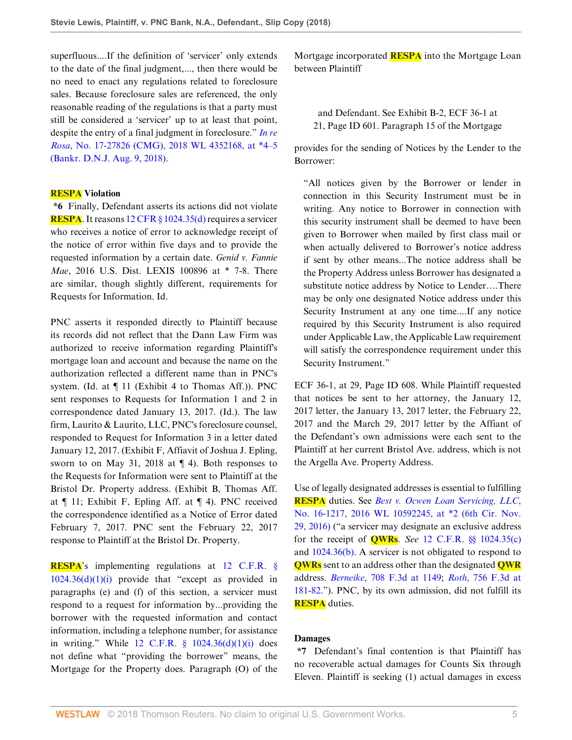superfluous....If the definition of 'servicer' only extends to the date of the final judgment,..., then there would be no need to enact any regulations related to foreclosure sales. Because foreclosure sales are referenced, the only reasonable reading of the regulations is that a party must still be considered a 'servicer' up to at least that point, despite the entry of a final judgment in foreclosure." *In re Rosa*, No. 17-27826 (CMG), 2018 WL 4352168, at *4–5 (Bankr. D.N.J. Aug. 9, 2018).

**RESPA Violation**

**\*6** Finally, Defendant asserts its actions did not violate RESPA. It reasons 12 CFR § 1024.35(d) requires a servicer who receives a notice of error to acknowledge receipt of the notice of error within five days and to provide the requested information by a certain date. *Genid v. Fannie Mae*, 2016 U.S. Dist. LEXIS 100896 at * 7-8. There are similar, though slightly different, requirements for Requests for Information. Id.

PNC asserts it responded directly to Plaintiff because its records did not reflect that the Dann Law Firm was authorized to receive information regarding Plaintiff's mortgage loan and account and because the name on the authorization reflected a different name than in PNC's system. (Id. at ¶ 11 (Exhibit 4 to Thomas Aff.)). PNC sent responses to Requests for Information 1 and 2 in correspondence dated January 13, 2017. (Id.). The law firm, Laurito & Laurito, LLC, PNC's foreclosure counsel, responded to Request for Information 3 in a letter dated January 12, 2017. (Exhibit F, Affiavit of Joshua J. Epling, sworn to on May 31, 2018 at ¶ 4). Both responses to the Requests for Information were sent to Plaintiff at the Bristol Dr. Property address. (Exhibit B, Thomas Aff. at ¶ 11; Exhibit F, Epling Aff. at ¶ 4). PNC received the correspondence identified as a Notice of Error dated February 7, 2017. PNC sent the February 22, 2017 response to Plaintiff at the Bristol Dr. Property.

RESPA's implementing regulations at 12 C.F.R. § 1024.36(d)(1)(i) provide that "except as provided in paragraphs (e) and (f) of this section, a servicer must respond to a request for information by...providing the borrower with the requested information and contact information, including a telephone number, for assistance in writing." While 12 C.F.R. § 1024.36(d)(1)(i) does not define what "providing the borrower" means, the Mortgage for the Property does. Paragraph (O) of the Mortgage incorporated RESPA into the Mortgage Loan between Plaintiff

and Defendant. See Exhibit B-2, ECF 36-1 at 21, Page ID 601. Paragraph 15 of the Mortgage

provides for the sending of Notices by the Lender to the Borrower:

> "All notices given by the Borrower or lender in connection in this Security Instrument must be in writing. Any notice to Borrower in connection with this security instrument shall be deemed to have been given to Borrower when mailed by first class mail or when actually delivered to Borrower's notice address if sent by other means...The notice address shall be the Property Address unless Borrower has designated a substitute notice address by Notice to Lender....There may be only one designated Notice address under this Security Instrument at any one time....If any notice required by this Security Instrument is also required under Applicable Law, the Applicable Law requirement will satisfy the correspondence requirement under this Security Instrument."

ECF 36-1, at 29, Page ID 608. While Plaintiff requested that notices be sent to her attorney, the January 12, 2017 letter, the January 13, 2017 letter, the February 22, 2017 and the March 29, 2017 letter by the Affiant of the Defendant's own admissions were each sent to the Plaintiff at her current Bristol Ave. address, which is not the Argella Ave. Property Address.

Use of legally designated addresses is essential to fulfilling RESPA duties. See *Best v. Ocwen Loan Servicing, LLC*, No. 16-1217, 2016 WL 10592245, at *2 (6th Cir. Nov. 29, 2016) ("a servicer may designate an exclusive address for the receipt of QWRs. *See* 12 C.F.R. §§ 1024.35(c) and 1024.36(b). A servicer is not obligated to respond to QWRs sent to an address other than the designated QWR address. *Berneike*, 708 F.3d at 1149; *Roth*, 756 F.3d at 181-82."). PNC, by its own admission, did not fulfill its RESPA duties.

**Damages**

**\*7** Defendant's final contention is that Plaintiff has no recoverable actual damages for Counts Six through Eleven. Plaintiff is seeking (1) actual damages in excess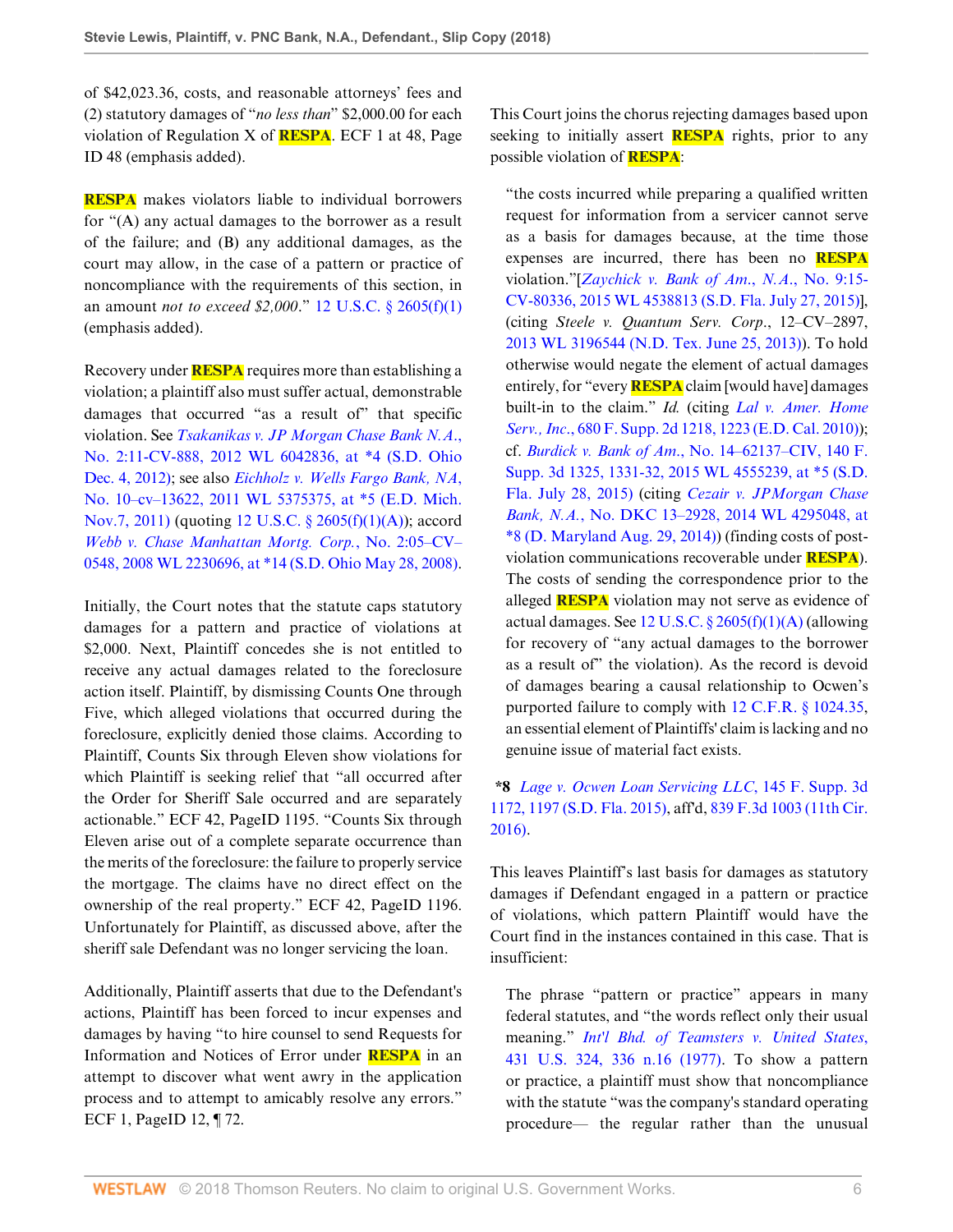of $42,023.36, costs, and reasonable attorneys' fees and (2) statutory damages of "*no less than*" $2,000.00 for each violation of Regulation X of RESPA. ECF 1 at 48, Page ID 48 (emphasis added).

RESPA makes violators liable to individual borrowers for "(A) any actual damages to the borrower as a result of the failure; and (B) any additional damages, as the court may allow, in the case of a pattern or practice of noncompliance with the requirements of this section, in an amount *not to exceed $2,000*." 12 U.S.C. § 2605(f)(1) (emphasis added).

Recovery under RESPA requires more than establishing a violation; a plaintiff also must suffer actual, demonstrable damages that occurred "as a result of" that specific violation. See *Tsakanikas v. JP Morgan Chase Bank N.A.*, No. 2:11-CV-888, 2012 WL 6042836, at *4 (S.D. Ohio Dec. 4, 2012); see also *Eichholz v. Wells Fargo Bank, NA*, No. 10–cv–13622, 2011 WL 5375375, at *5 (E.D. Mich. Nov.7, 2011) (quoting 12 U.S.C. § 2605(f)(1)(A)); accord *Webb v. Chase Manhattan Mortg. Corp.*, No. 2:05–CV–0548, 2008 WL 2230696, at *14 (S.D. Ohio May 28, 2008).

Initially, the Court notes that the statute caps statutory damages for a pattern and practice of violations at $2,000. Next, Plaintiff concedes she is not entitled to receive any actual damages related to the foreclosure action itself. Plaintiff, by dismissing Counts One through Five, which alleged violations that occurred during the foreclosure, explicitly denied those claims. According to Plaintiff, Counts Six through Eleven show violations for which Plaintiff is seeking relief that "all occurred after the Order for Sheriff Sale occurred and are separately actionable." ECF 42, PageID 1195. "Counts Six through Eleven arise out of a complete separate occurrence than the merits of the foreclosure: the failure to properly service the mortgage. The claims have no direct effect on the ownership of the real property." ECF 42, PageID 1196. Unfortunately for Plaintiff, as discussed above, after the sheriff sale Defendant was no longer servicing the loan.

Additionally, Plaintiff asserts that due to the Defendant's actions, Plaintiff has been forced to incur expenses and damages by having "to hire counsel to send Requests for Information and Notices of Error under RESPA in an attempt to discover what went awry in the application process and to attempt to amicably resolve any errors." ECF 1, PageID 12, ¶ 72.

This Court joins the chorus rejecting damages based upon seeking to initially assert RESPA rights, prior to any possible violation of RESPA:

> "the costs incurred while preparing a qualified written request for information from a servicer cannot serve as a basis for damages because, at the time those expenses are incurred, there has been no RESPA violation."[*Zaychick v. Bank of Am., N.A.*, No. 9:15-CV-80336, 2015 WL 4538813 (S.D. Fla. July 27, 2015)], (citing *Steele v. Quantum Serv. Corp.*, 12–CV–2897, 2013 WL 3196544 (N.D. Tex. June 25, 2013)). To hold otherwise would negate the element of actual damages entirely, for "every RESPA claim [would have] damages built-in to the claim." *Id.* (citing *Lal v. Amer. Home Serv., Inc.*, 680 F. Supp. 2d 1218, 1223 (E.D. Cal. 2010)); cf. *Burdick v. Bank of Am.*, No. 14–62137–CIV, 140 F. Supp. 3d 1325, 1331-32, 2015 WL 4555239, at *5 (S.D. Fla. July 28, 2015) (citing *Cezair v. JPMorgan Chase Bank, N.A.*, No. DKC 13–2928, 2014 WL 4295048, at *8 (D. Maryland Aug. 29, 2014)) (finding costs of post-violation communications recoverable under RESPA). The costs of sending the correspondence prior to the alleged RESPA violation may not serve as evidence of actual damages. See 12 U.S.C. § 2605(f)(1)(A) (allowing for recovery of "any actual damages to the borrower as a result of" the violation). As the record is devoid of damages bearing a causal relationship to Ocwen's purported failure to comply with 12 C.F.R. § 1024.35, an essential element of Plaintiffs' claim is lacking and no genuine issue of material fact exists.

**\*8** *Lage v. Ocwen Loan Servicing LLC*, 145 F. Supp. 3d 1172, 1197 (S.D. Fla. 2015), aff'd, 839 F.3d 1003 (11th Cir. 2016).

This leaves Plaintiff's last basis for damages as statutory damages if Defendant engaged in a pattern or practice of violations, which pattern Plaintiff would have the Court find in the instances contained in this case. That is insufficient:

> The phrase "pattern or practice" appears in many federal statutes, and "the words reflect only their usual meaning." *Int'l Bhd. of Teamsters v. United States*, 431 U.S. 324, 336 n.16 (1977). To show a pattern or practice, a plaintiff must show that noncompliance with the statute "was the company's standard operating procedure— the regular rather than the unusual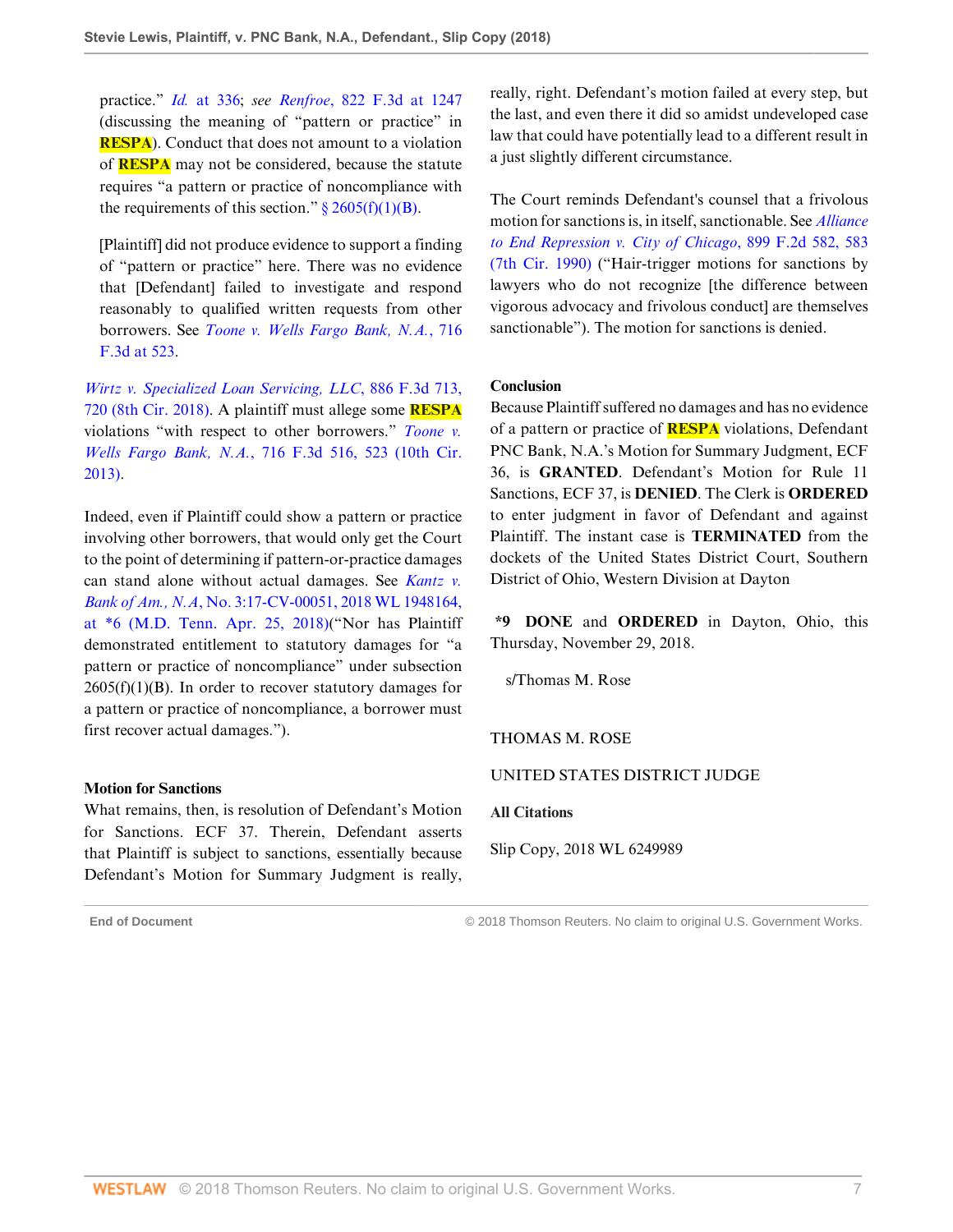practice." *Id.* at 336; *see Renfroe*, 822 F.3d at 1247 (discussing the meaning of "pattern or practice" in **RESPA**). Conduct that does not amount to a violation of **RESPA** may not be considered, because the statute requires "a pattern or practice of noncompliance with the requirements of this section." § 2605(f)(1)(B).

> [Plaintiff] did not produce evidence to support a finding of "pattern or practice" here. There was no evidence that [Defendant] failed to investigate and respond reasonably to qualified written requests from other borrowers. See *Toone v. Wells Fargo Bank, N.A.*, 716 F.3d at 523.

*Wirtz v. Specialized Loan Servicing, LLC*, 886 F.3d 713, 720 (8th Cir. 2018). A plaintiff must allege some **RESPA** violations "with respect to other borrowers." *Toone v. Wells Fargo Bank, N.A.*, 716 F.3d 516, 523 (10th Cir. 2013).

Indeed, even if Plaintiff could show a pattern or practice involving other borrowers, that would only get the Court to the point of determining if pattern-or-practice damages can stand alone without actual damages. See *Kantz v. Bank of Am., N.A*, No. 3:17-CV-00051, 2018 WL 1948164, at *6 (M.D. Tenn. Apr. 25, 2018)("Nor has Plaintiff demonstrated entitlement to statutory damages for "a pattern or practice of noncompliance" under subsection 2605(f)(1)(B). In order to recover statutory damages for a pattern or practice of noncompliance, a borrower must first recover actual damages.").

**Motion for Sanctions**

What remains, then, is resolution of Defendant's Motion for Sanctions. ECF 37. Therein, Defendant asserts that Plaintiff is subject to sanctions, essentially because Defendant's Motion for Summary Judgment is really, really, right. Defendant's motion failed at every step, but the last, and even there it did so amidst undeveloped case law that could have potentially lead to a different result in a just slightly different circumstance.

The Court reminds Defendant's counsel that a frivolous motion for sanctions is, in itself, sanctionable. See *Alliance to End Repression v. City of Chicago*, 899 F.2d 582, 583 (7th Cir. 1990) ("Hair-trigger motions for sanctions by lawyers who do not recognize [the difference between vigorous advocacy and frivolous conduct] are themselves sanctionable"). The motion for sanctions is denied.

**Conclusion**

Because Plaintiff suffered no damages and has no evidence of a pattern or practice of **RESPA** violations, Defendant PNC Bank, N.A.'s Motion for Summary Judgment, ECF 36, is **GRANTED**. Defendant's Motion for Rule 11 Sanctions, ECF 37, is **DENIED**. The Clerk is **ORDERED** to enter judgment in favor of Defendant and against Plaintiff. The instant case is **TERMINATED** from the dockets of the United States District Court, Southern District of Ohio, Western Division at Dayton

***9 DONE** and **ORDERED** in Dayton, Ohio, this Thursday, November 29, 2018.

s/Thomas M. Rose

THOMAS M. ROSE

UNITED STATES DISTRICT JUDGE

**All Citations**

Slip Copy, 2018 WL 6249989

**End of Document**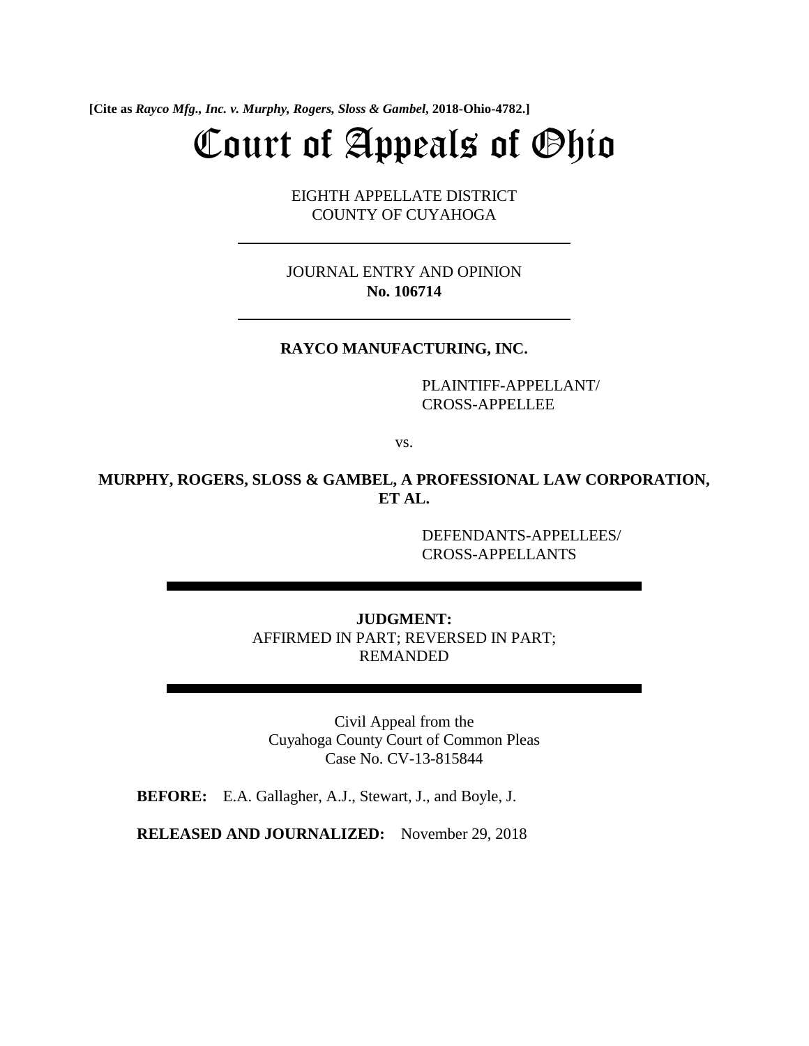**[Cite as *Rayco Mfg., Inc. v. Murphy, Rogers, Sloss & Gambel*, 2018-Ohio-4782.]**

# Court of Appeals of Ohio

EIGHTH APPELLATE DISTRICT
COUNTY OF CUYAHOGA

JOURNAL ENTRY AND OPINION
**No. 106714**

**RAYCO MANUFACTURING, INC.**

PLAINTIFF-APPELLANT/
CROSS-APPELLEE

vs.

**MURPHY, ROGERS, SLOSS & GAMBEL, A PROFESSIONAL LAW CORPORATION, ET AL.**

DEFENDANTS-APPELLEES/
CROSS-APPELLANTS

**JUDGMENT:**
AFFIRMED IN PART; REVERSED IN PART;
REMANDED

Civil Appeal from the
Cuyahoga County Court of Common Pleas
Case No. CV-13-815844

**BEFORE:** E.A. Gallagher, A.J., Stewart, J., and Boyle, J.

**RELEASED AND JOURNALIZED:** November 29, 2018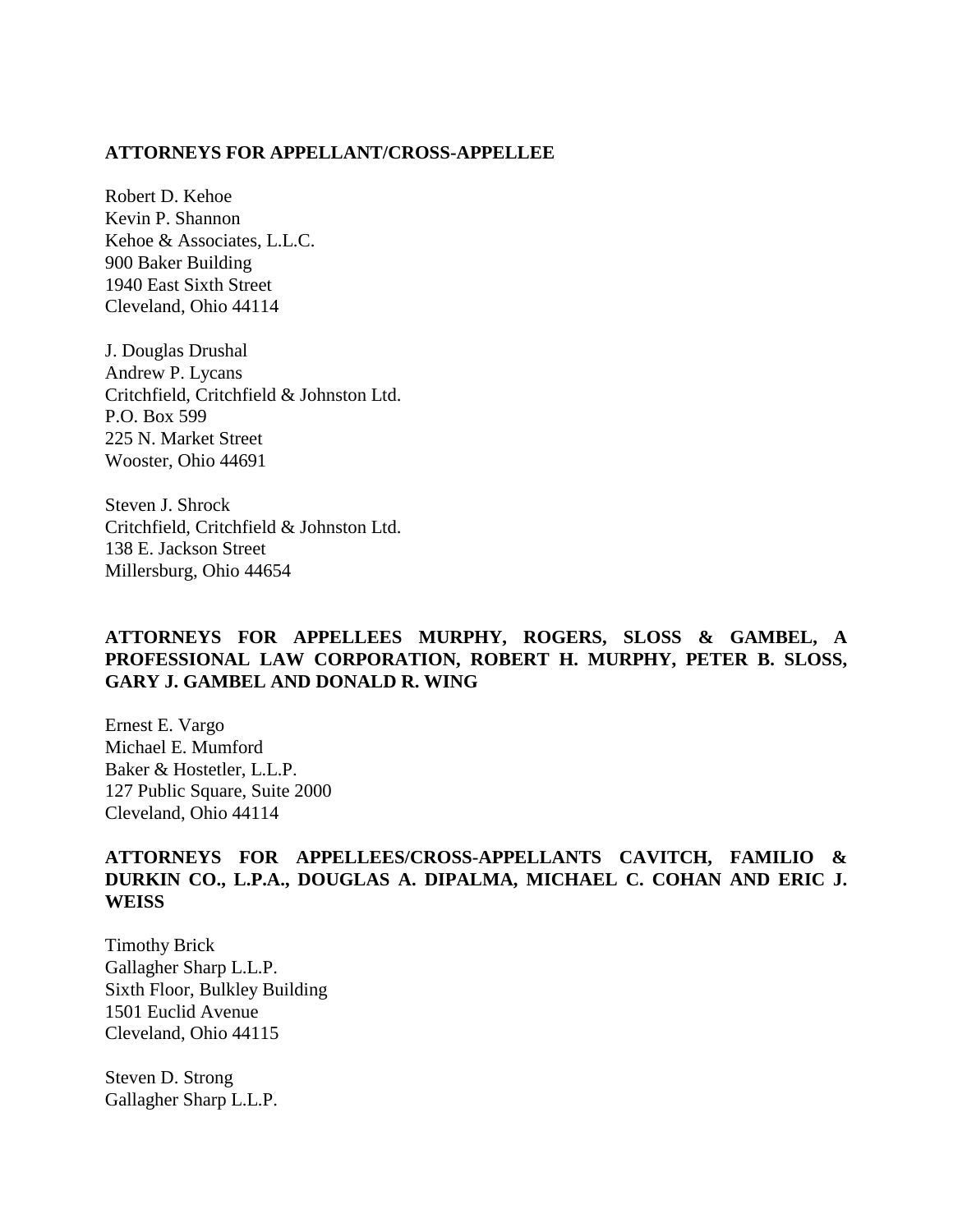**ATTORNEYS FOR APPELLANT/CROSS-APPELLEE**

Robert D. Kehoe
Kevin P. Shannon
Kehoe & Associates, L.L.C.
900 Baker Building
1940 East Sixth Street
Cleveland, Ohio 44114

J. Douglas Drushal
Andrew P. Lycans
Critchfield, Critchfield & Johnston Ltd.
P.O. Box 599
225 N. Market Street
Wooster, Ohio 44691

Steven J. Shrock
Critchfield, Critchfield & Johnston Ltd.
138 E. Jackson Street
Millersburg, Ohio 44654

**ATTORNEYS FOR APPELLEES MURPHY, ROGERS, SLOSS & GAMBEL, A PROFESSIONAL LAW CORPORATION, ROBERT H. MURPHY, PETER B. SLOSS, GARY J. GAMBEL AND DONALD R. WING**

Ernest E. Vargo
Michael E. Mumford
Baker & Hostetler, L.L.P.
127 Public Square, Suite 2000
Cleveland, Ohio 44114

**ATTORNEYS FOR APPELLEES/CROSS-APPELLANTS CAVITCH, FAMILIO & DURKIN CO., L.P.A., DOUGLAS A. DIPALMA, MICHAEL C. COHAN AND ERIC J. WEISS**

Timothy Brick
Gallagher Sharp L.L.P.
Sixth Floor, Bulkley Building
1501 Euclid Avenue
Cleveland, Ohio 44115

Steven D. Strong
Gallagher Sharp L.L.P.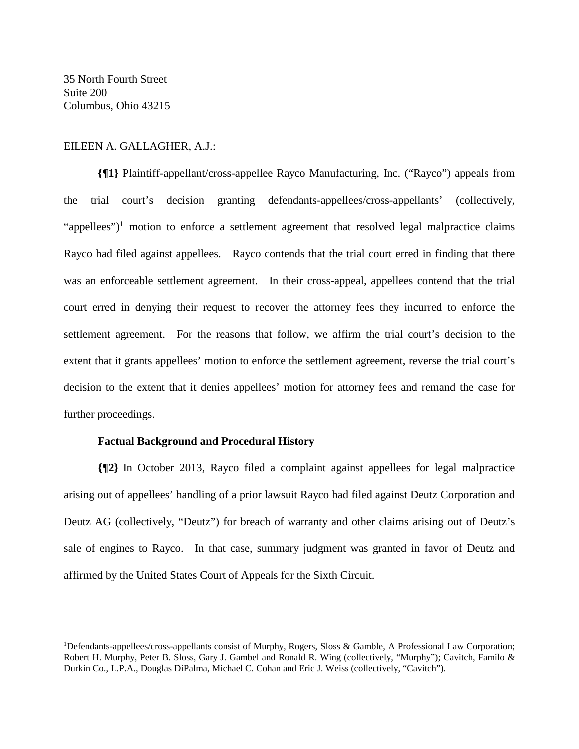35 North Fourth Street
Suite 200
Columbus, Ohio 43215

EILEEN A. GALLAGHER, A.J.:

**{¶1}** Plaintiff-appellant/cross-appellee Rayco Manufacturing, Inc. ("Rayco") appeals from the trial court's decision granting defendants-appellees/cross-appellants' (collectively, "appellees")[1] motion to enforce a settlement agreement that resolved legal malpractice claims Rayco had filed against appellees. Rayco contends that the trial court erred in finding that there was an enforceable settlement agreement. In their cross-appeal, appellees contend that the trial court erred in denying their request to recover the attorney fees they incurred to enforce the settlement agreement. For the reasons that follow, we affirm the trial court's decision to the extent that it grants appellees' motion to enforce the settlement agreement, reverse the trial court's decision to the extent that it denies appellees' motion for attorney fees and remand the case for further proceedings.

**Factual Background and Procedural History**

**{¶2}** In October 2013, Rayco filed a complaint against appellees for legal malpractice arising out of appellees' handling of a prior lawsuit Rayco had filed against Deutz Corporation and Deutz AG (collectively, "Deutz") for breach of warranty and other claims arising out of Deutz's sale of engines to Rayco. In that case, summary judgment was granted in favor of Deutz and affirmed by the United States Court of Appeals for the Sixth Circuit.

---

[1]Defendants-appellees/cross-appellants consist of Murphy, Rogers, Sloss & Gamble, A Professional Law Corporation; Robert H. Murphy, Peter B. Sloss, Gary J. Gambel and Ronald R. Wing (collectively, "Murphy"); Cavitch, Familo & Durkin Co., L.P.A., Douglas DiPalma, Michael C. Cohan and Eric J. Weiss (collectively, "Cavitch").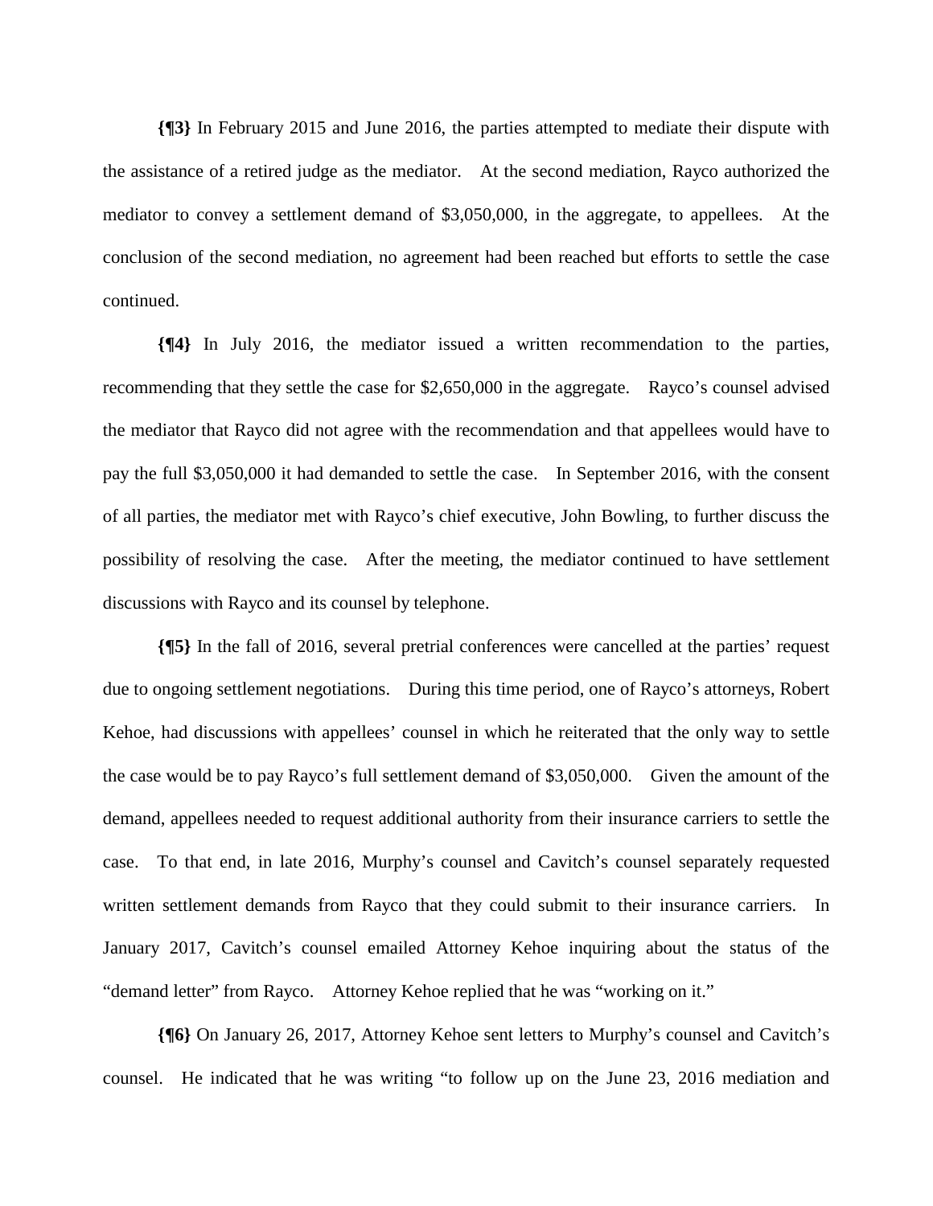**{¶3}** In February 2015 and June 2016, the parties attempted to mediate their dispute with the assistance of a retired judge as the mediator. At the second mediation, Rayco authorized the mediator to convey a settlement demand of $3,050,000, in the aggregate, to appellees. At the conclusion of the second mediation, no agreement had been reached but efforts to settle the case continued.

**{¶4}** In July 2016, the mediator issued a written recommendation to the parties, recommending that they settle the case for $2,650,000 in the aggregate. Rayco's counsel advised the mediator that Rayco did not agree with the recommendation and that appellees would have to pay the full $3,050,000 it had demanded to settle the case. In September 2016, with the consent of all parties, the mediator met with Rayco's chief executive, John Bowling, to further discuss the possibility of resolving the case. After the meeting, the mediator continued to have settlement discussions with Rayco and its counsel by telephone.

**{¶5}** In the fall of 2016, several pretrial conferences were cancelled at the parties' request due to ongoing settlement negotiations. During this time period, one of Rayco's attorneys, Robert Kehoe, had discussions with appellees' counsel in which he reiterated that the only way to settle the case would be to pay Rayco's full settlement demand of $3,050,000. Given the amount of the demand, appellees needed to request additional authority from their insurance carriers to settle the case. To that end, in late 2016, Murphy's counsel and Cavitch's counsel separately requested written settlement demands from Rayco that they could submit to their insurance carriers. In January 2017, Cavitch's counsel emailed Attorney Kehoe inquiring about the status of the "demand letter" from Rayco. Attorney Kehoe replied that he was "working on it."

**{¶6}** On January 26, 2017, Attorney Kehoe sent letters to Murphy's counsel and Cavitch's counsel. He indicated that he was writing "to follow up on the June 23, 2016 mediation and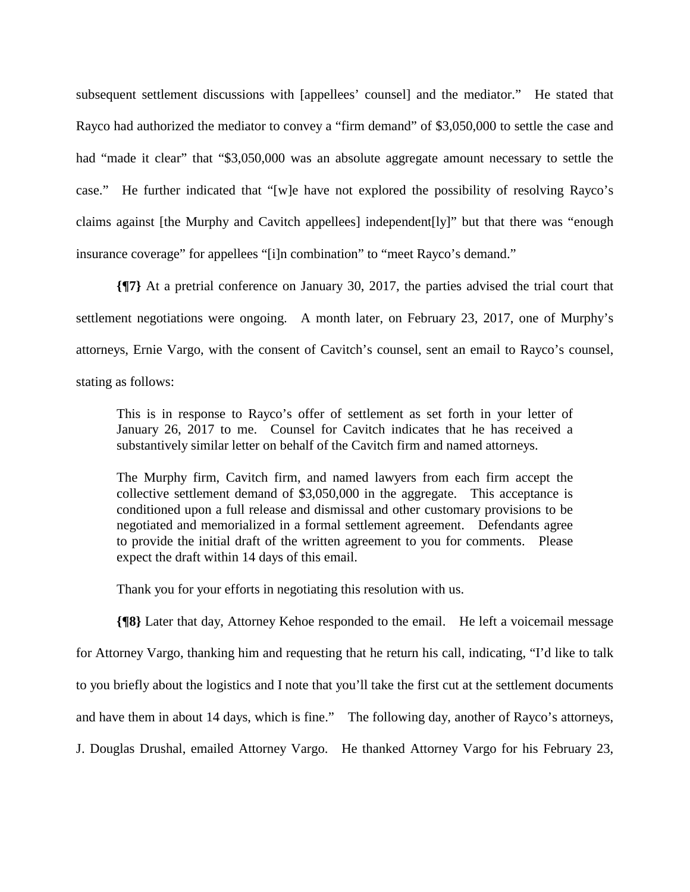subsequent settlement discussions with [appellees' counsel] and the mediator." He stated that Rayco had authorized the mediator to convey a "firm demand" of $3,050,000 to settle the case and had "made it clear" that "$3,050,000 was an absolute aggregate amount necessary to settle the case." He further indicated that "[w]e have not explored the possibility of resolving Rayco's claims against [the Murphy and Cavitch appellees] independent[ly]" but that there was "enough insurance coverage" for appellees "[i]n combination" to "meet Rayco's demand."

**{¶7}** At a pretrial conference on January 30, 2017, the parties advised the trial court that settlement negotiations were ongoing. A month later, on February 23, 2017, one of Murphy's attorneys, Ernie Vargo, with the consent of Cavitch's counsel, sent an email to Rayco's counsel, stating as follows:

> This is in response to Rayco's offer of settlement as set forth in your letter of January 26, 2017 to me. Counsel for Cavitch indicates that he has received a substantively similar letter on behalf of the Cavitch firm and named attorneys.
>
> The Murphy firm, Cavitch firm, and named lawyers from each firm accept the collective settlement demand of $3,050,000 in the aggregate. This acceptance is conditioned upon a full release and dismissal and other customary provisions to be negotiated and memorialized in a formal settlement agreement. Defendants agree to provide the initial draft of the written agreement to you for comments. Please expect the draft within 14 days of this email.
>
> Thank you for your efforts in negotiating this resolution with us.

**{¶8}** Later that day, Attorney Kehoe responded to the email. He left a voicemail message for Attorney Vargo, thanking him and requesting that he return his call, indicating, "I'd like to talk to you briefly about the logistics and I note that you'll take the first cut at the settlement documents and have them in about 14 days, which is fine." The following day, another of Rayco's attorneys, J. Douglas Drushal, emailed Attorney Vargo. He thanked Attorney Vargo for his February 23,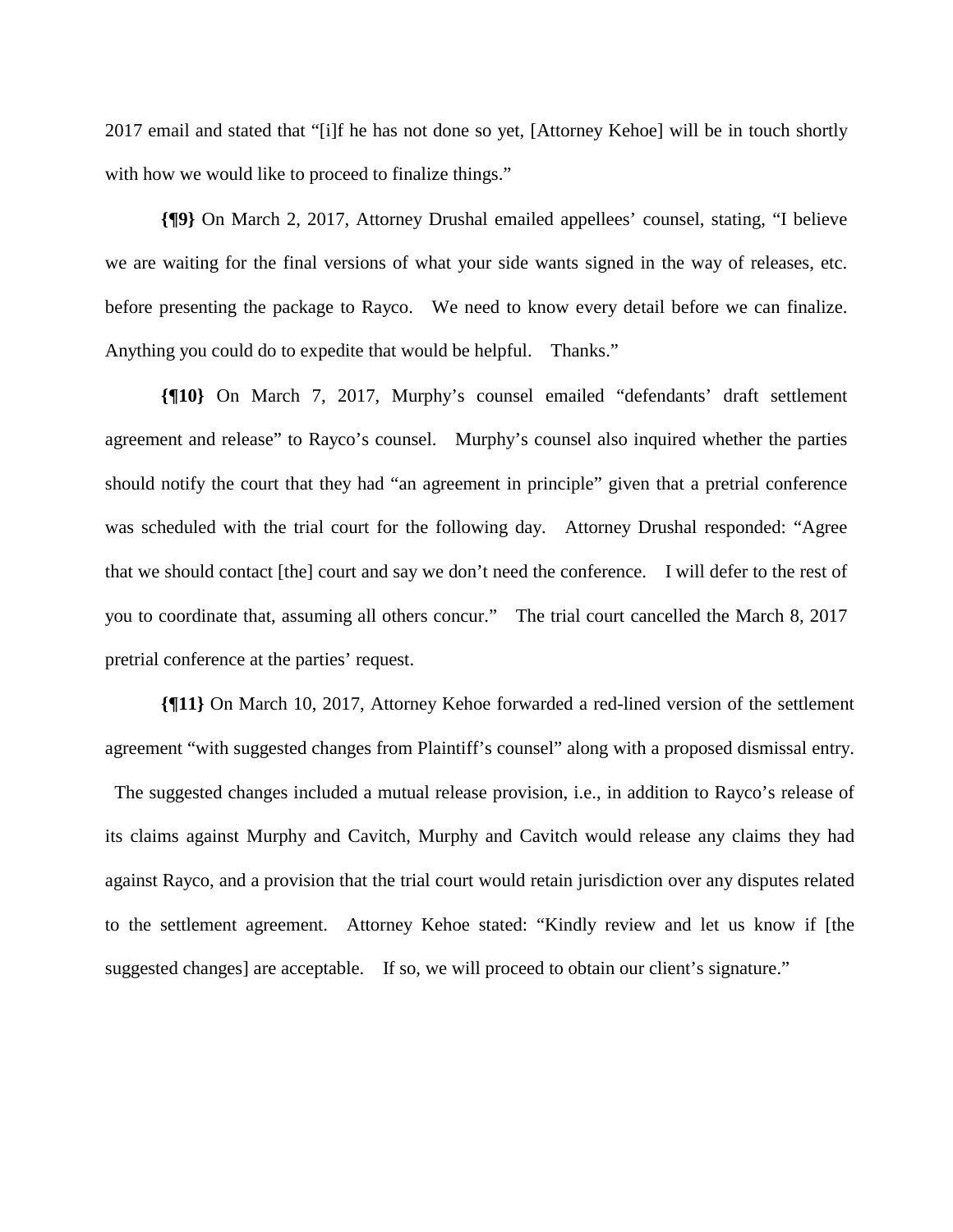2017 email and stated that "[i]f he has not done so yet, [Attorney Kehoe] will be in touch shortly with how we would like to proceed to finalize things."

**{¶9}** On March 2, 2017, Attorney Drushal emailed appellees' counsel, stating, "I believe we are waiting for the final versions of what your side wants signed in the way of releases, etc. before presenting the package to Rayco. We need to know every detail before we can finalize. Anything you could do to expedite that would be helpful. Thanks."

**{¶10}** On March 7, 2017, Murphy's counsel emailed "defendants' draft settlement agreement and release" to Rayco's counsel. Murphy's counsel also inquired whether the parties should notify the court that they had "an agreement in principle" given that a pretrial conference was scheduled with the trial court for the following day. Attorney Drushal responded: "Agree that we should contact [the] court and say we don't need the conference. I will defer to the rest of you to coordinate that, assuming all others concur." The trial court cancelled the March 8, 2017 pretrial conference at the parties' request.

**{¶11}** On March 10, 2017, Attorney Kehoe forwarded a red-lined version of the settlement agreement "with suggested changes from Plaintiff's counsel" along with a proposed dismissal entry. The suggested changes included a mutual release provision, i.e., in addition to Rayco's release of its claims against Murphy and Cavitch, Murphy and Cavitch would release any claims they had against Rayco, and a provision that the trial court would retain jurisdiction over any disputes related to the settlement agreement. Attorney Kehoe stated: "Kindly review and let us know if [the suggested changes] are acceptable. If so, we will proceed to obtain our client's signature."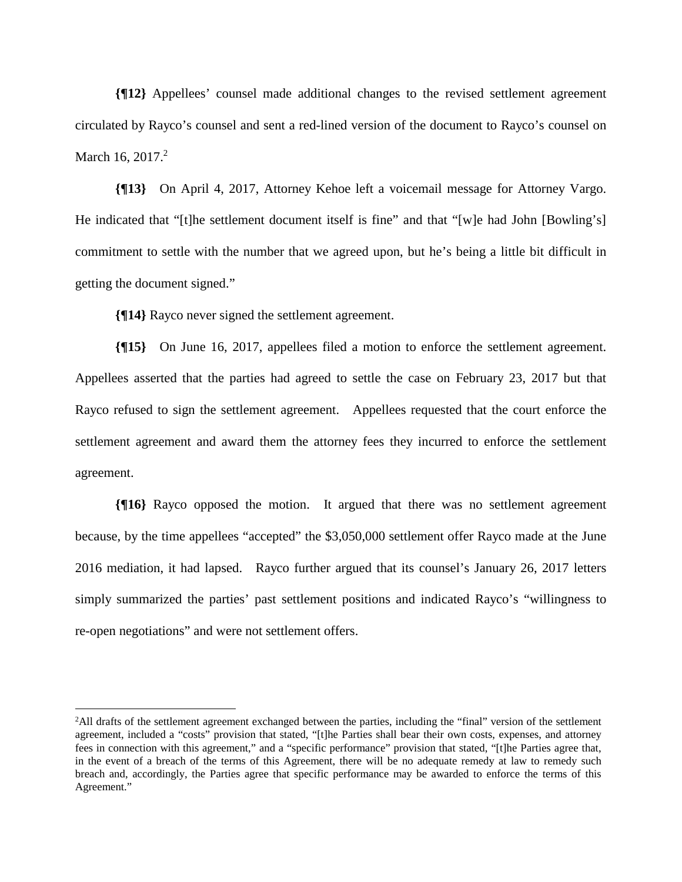**{¶12}** Appellees' counsel made additional changes to the revised settlement agreement circulated by Rayco's counsel and sent a red-lined version of the document to Rayco's counsel on March 16, 2017.[2]

**{¶13}** On April 4, 2017, Attorney Kehoe left a voicemail message for Attorney Vargo. He indicated that "[t]he settlement document itself is fine" and that "[w]e had John [Bowling's] commitment to settle with the number that we agreed upon, but he's being a little bit difficult in getting the document signed."

**{¶14}** Rayco never signed the settlement agreement.

**{¶15}** On June 16, 2017, appellees filed a motion to enforce the settlement agreement. Appellees asserted that the parties had agreed to settle the case on February 23, 2017 but that Rayco refused to sign the settlement agreement. Appellees requested that the court enforce the settlement agreement and award them the attorney fees they incurred to enforce the settlement agreement.

**{¶16}** Rayco opposed the motion. It argued that there was no settlement agreement because, by the time appellees "accepted" the $3,050,000 settlement offer Rayco made at the June 2016 mediation, it had lapsed. Rayco further argued that its counsel's January 26, 2017 letters simply summarized the parties' past settlement positions and indicated Rayco's "willingness to re-open negotiations" and were not settlement offers.

---

[2]All drafts of the settlement agreement exchanged between the parties, including the "final" version of the settlement agreement, included a "costs" provision that stated, "[t]he Parties shall bear their own costs, expenses, and attorney fees in connection with this agreement," and a "specific performance" provision that stated, "[t]he Parties agree that, in the event of a breach of the terms of this Agreement, there will be no adequate remedy at law to remedy such breach and, accordingly, the Parties agree that specific performance may be awarded to enforce the terms of this Agreement."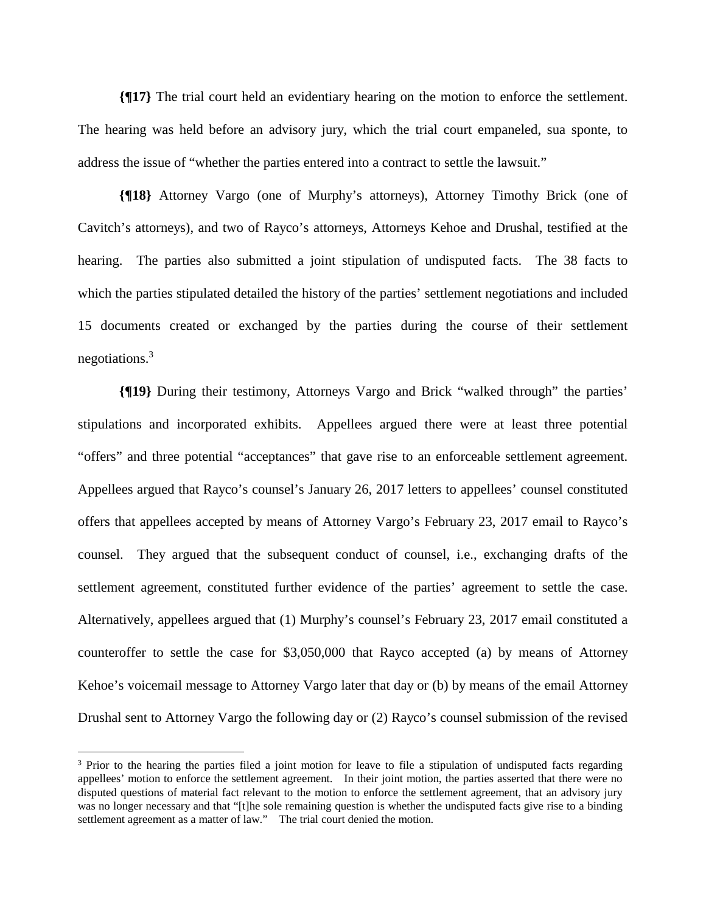**{¶17}** The trial court held an evidentiary hearing on the motion to enforce the settlement. The hearing was held before an advisory jury, which the trial court empaneled, sua sponte, to address the issue of "whether the parties entered into a contract to settle the lawsuit."

**{¶18}** Attorney Vargo (one of Murphy's attorneys), Attorney Timothy Brick (one of Cavitch's attorneys), and two of Rayco's attorneys, Attorneys Kehoe and Drushal, testified at the hearing. The parties also submitted a joint stipulation of undisputed facts. The 38 facts to which the parties stipulated detailed the history of the parties' settlement negotiations and included 15 documents created or exchanged by the parties during the course of their settlement negotiations.[3]

**{¶19}** During their testimony, Attorneys Vargo and Brick "walked through" the parties' stipulations and incorporated exhibits. Appellees argued there were at least three potential "offers" and three potential "acceptances" that gave rise to an enforceable settlement agreement. Appellees argued that Rayco's counsel's January 26, 2017 letters to appellees' counsel constituted offers that appellees accepted by means of Attorney Vargo's February 23, 2017 email to Rayco's counsel. They argued that the subsequent conduct of counsel, i.e., exchanging drafts of the settlement agreement, constituted further evidence of the parties' agreement to settle the case. Alternatively, appellees argued that (1) Murphy's counsel's February 23, 2017 email constituted a counteroffer to settle the case for $3,050,000 that Rayco accepted (a) by means of Attorney Kehoe's voicemail message to Attorney Vargo later that day or (b) by means of the email Attorney Drushal sent to Attorney Vargo the following day or (2) Rayco's counsel submission of the revised

[3] Prior to the hearing the parties filed a joint motion for leave to file a stipulation of undisputed facts regarding appellees' motion to enforce the settlement agreement. In their joint motion, the parties asserted that there were no disputed questions of material fact relevant to the motion to enforce the settlement agreement, that an advisory jury was no longer necessary and that "[t]he sole remaining question is whether the undisputed facts give rise to a binding settlement agreement as a matter of law." The trial court denied the motion.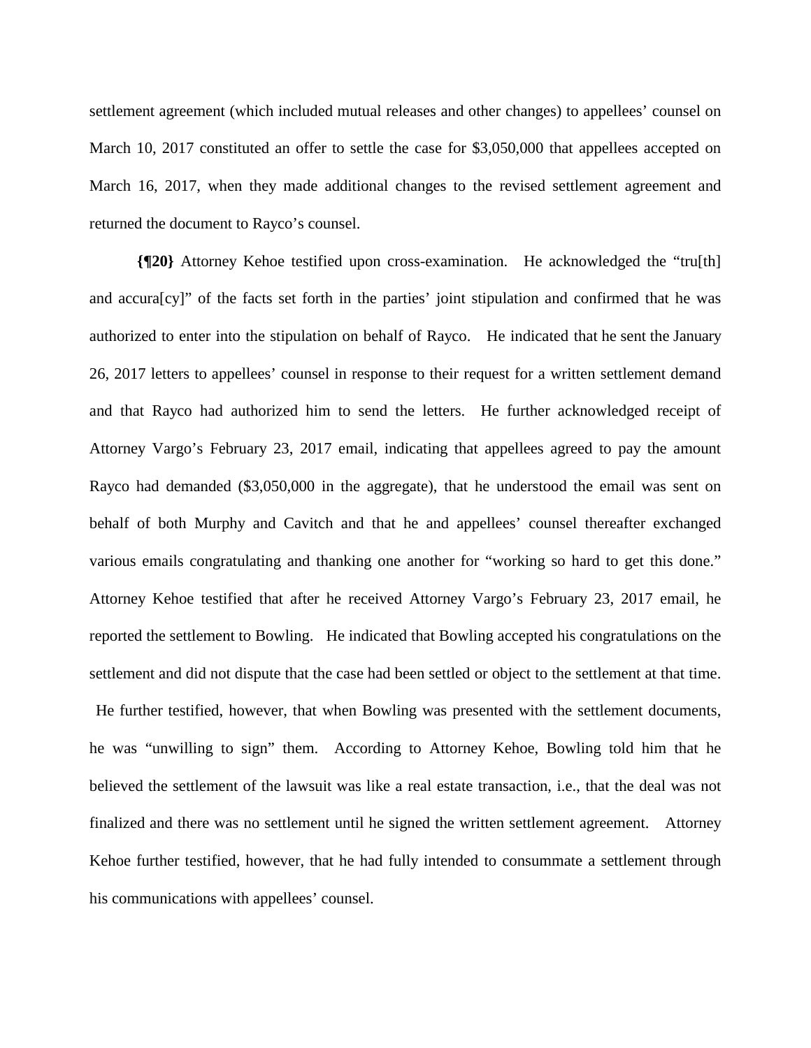settlement agreement (which included mutual releases and other changes) to appellees' counsel on March 10, 2017 constituted an offer to settle the case for $3,050,000 that appellees accepted on March 16, 2017, when they made additional changes to the revised settlement agreement and returned the document to Rayco's counsel.

**{¶20}** Attorney Kehoe testified upon cross-examination. He acknowledged the "tru[th] and accura[cy]" of the facts set forth in the parties' joint stipulation and confirmed that he was authorized to enter into the stipulation on behalf of Rayco. He indicated that he sent the January 26, 2017 letters to appellees' counsel in response to their request for a written settlement demand and that Rayco had authorized him to send the letters. He further acknowledged receipt of Attorney Vargo's February 23, 2017 email, indicating that appellees agreed to pay the amount Rayco had demanded ($3,050,000 in the aggregate), that he understood the email was sent on behalf of both Murphy and Cavitch and that he and appellees' counsel thereafter exchanged various emails congratulating and thanking one another for "working so hard to get this done." Attorney Kehoe testified that after he received Attorney Vargo's February 23, 2017 email, he reported the settlement to Bowling. He indicated that Bowling accepted his congratulations on the settlement and did not dispute that the case had been settled or object to the settlement at that time. He further testified, however, that when Bowling was presented with the settlement documents, he was "unwilling to sign" them. According to Attorney Kehoe, Bowling told him that he believed the settlement of the lawsuit was like a real estate transaction, i.e., that the deal was not finalized and there was no settlement until he signed the written settlement agreement. Attorney Kehoe further testified, however, that he had fully intended to consummate a settlement through his communications with appellees' counsel.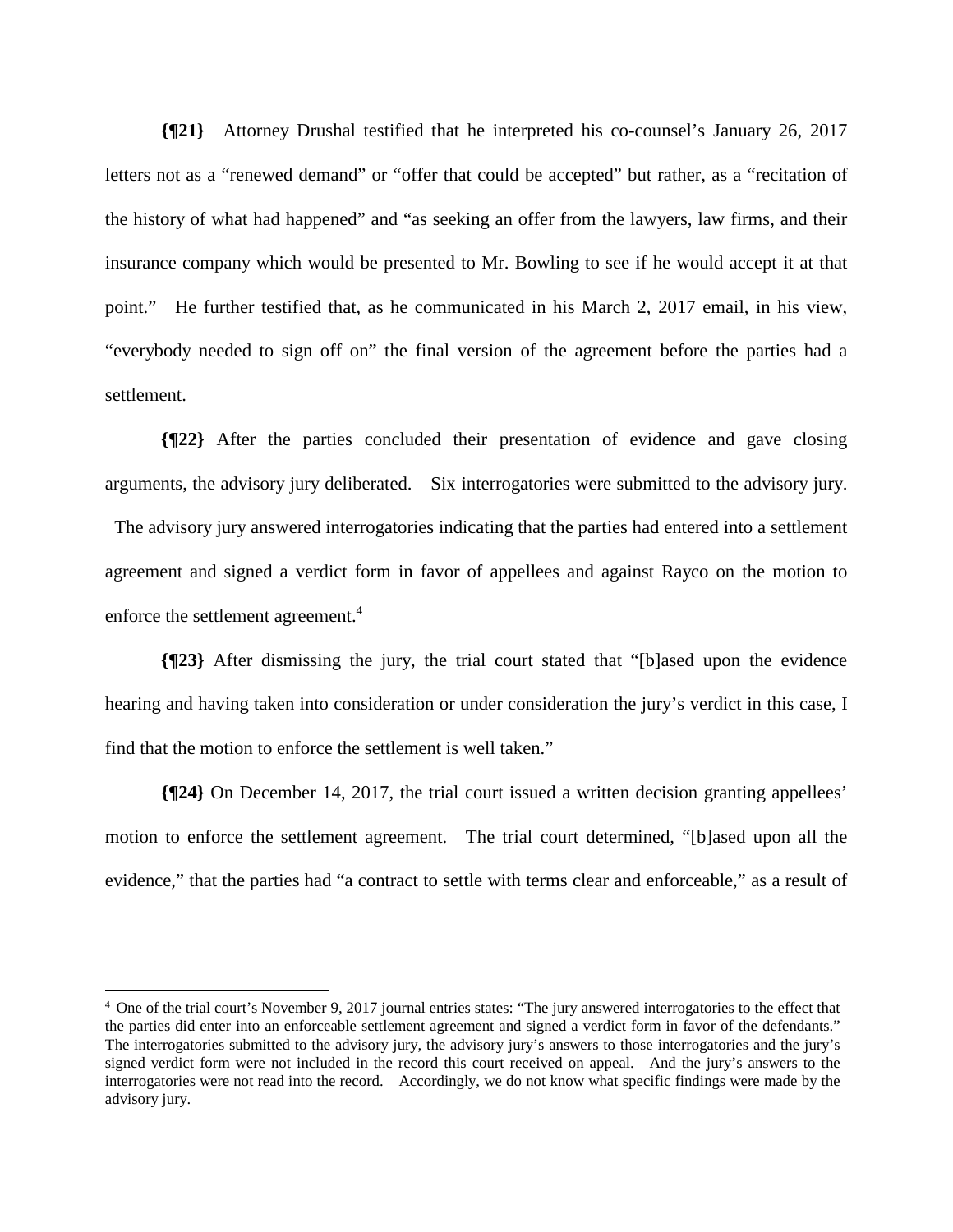**{¶21}** Attorney Drushal testified that he interpreted his co-counsel's January 26, 2017 letters not as a "renewed demand" or "offer that could be accepted" but rather, as a "recitation of the history of what had happened" and "as seeking an offer from the lawyers, law firms, and their insurance company which would be presented to Mr. Bowling to see if he would accept it at that point." He further testified that, as he communicated in his March 2, 2017 email, in his view, "everybody needed to sign off on" the final version of the agreement before the parties had a settlement.

**{¶22}** After the parties concluded their presentation of evidence and gave closing arguments, the advisory jury deliberated. Six interrogatories were submitted to the advisory jury. The advisory jury answered interrogatories indicating that the parties had entered into a settlement agreement and signed a verdict form in favor of appellees and against Rayco on the motion to enforce the settlement agreement.[4]

**{¶23}** After dismissing the jury, the trial court stated that "[b]ased upon the evidence hearing and having taken into consideration or under consideration the jury's verdict in this case, I find that the motion to enforce the settlement is well taken."

**{¶24}** On December 14, 2017, the trial court issued a written decision granting appellees' motion to enforce the settlement agreement. The trial court determined, "[b]ased upon all the evidence," that the parties had "a contract to settle with terms clear and enforceable," as a result of

---

[4] One of the trial court's November 9, 2017 journal entries states: "The jury answered interrogatories to the effect that the parties did enter into an enforceable settlement agreement and signed a verdict form in favor of the defendants." The interrogatories submitted to the advisory jury, the advisory jury's answers to those interrogatories and the jury's signed verdict form were not included in the record this court received on appeal. And the jury's answers to the interrogatories were not read into the record. Accordingly, we do not know what specific findings were made by the advisory jury.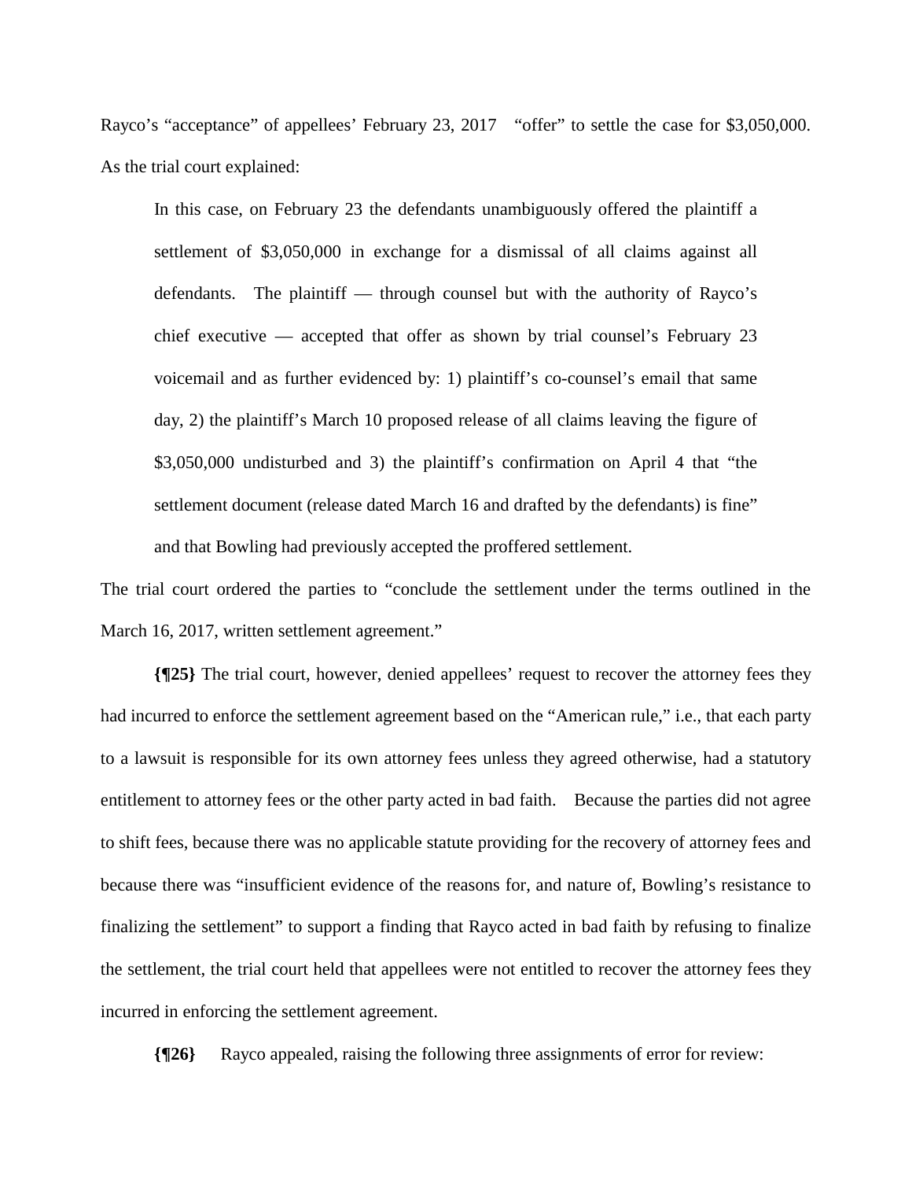Rayco's "acceptance" of appellees' February 23, 2017 "offer" to settle the case for $3,050,000. As the trial court explained:

> In this case, on February 23 the defendants unambiguously offered the plaintiff a settlement of $3,050,000 in exchange for a dismissal of all claims against all defendants. The plaintiff — through counsel but with the authority of Rayco's chief executive — accepted that offer as shown by trial counsel's February 23 voicemail and as further evidenced by: 1) plaintiff's co-counsel's email that same day, 2) the plaintiff's March 10 proposed release of all claims leaving the figure of $3,050,000 undisturbed and 3) the plaintiff's confirmation on April 4 that "the settlement document (release dated March 16 and drafted by the defendants) is fine" and that Bowling had previously accepted the proffered settlement.

The trial court ordered the parties to "conclude the settlement under the terms outlined in the March 16, 2017, written settlement agreement."

**{¶25}** The trial court, however, denied appellees' request to recover the attorney fees they had incurred to enforce the settlement agreement based on the "American rule," i.e., that each party to a lawsuit is responsible for its own attorney fees unless they agreed otherwise, had a statutory entitlement to attorney fees or the other party acted in bad faith. Because the parties did not agree to shift fees, because there was no applicable statute providing for the recovery of attorney fees and because there was "insufficient evidence of the reasons for, and nature of, Bowling's resistance to finalizing the settlement" to support a finding that Rayco acted in bad faith by refusing to finalize the settlement, the trial court held that appellees were not entitled to recover the attorney fees they incurred in enforcing the settlement agreement.

**{¶26}** Rayco appealed, raising the following three assignments of error for review: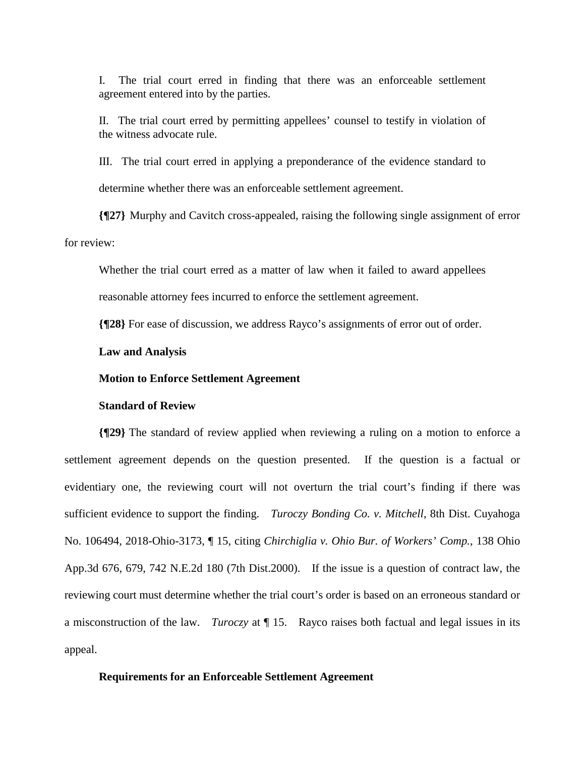> I. The trial court erred in finding that there was an enforceable settlement agreement entered into by the parties.
>
> II. The trial court erred by permitting appellees' counsel to testify in violation of the witness advocate rule.
>
> III. The trial court erred in applying a preponderance of the evidence standard to determine whether there was an enforceable settlement agreement.

**{¶27}** Murphy and Cavitch cross-appealed, raising the following single assignment of error for review:

> Whether the trial court erred as a matter of law when it failed to award appellees reasonable attorney fees incurred to enforce the settlement agreement.

**{¶28}** For ease of discussion, we address Rayco's assignments of error out of order.

**Law and Analysis**

**Motion to Enforce Settlement Agreement**

**Standard of Review**

**{¶29}** The standard of review applied when reviewing a ruling on a motion to enforce a settlement agreement depends on the question presented. If the question is a factual or evidentiary one, the reviewing court will not overturn the trial court's finding if there was sufficient evidence to support the finding. *Turoczy Bonding Co. v. Mitchell*, 8th Dist. Cuyahoga No. 106494, 2018-Ohio-3173, ¶ 15, citing *Chirchiglia v. Ohio Bur. of Workers' Comp.*, 138 Ohio App.3d 676, 679, 742 N.E.2d 180 (7th Dist.2000). If the issue is a question of contract law, the reviewing court must determine whether the trial court's order is based on an erroneous standard or a misconstruction of the law. *Turoczy* at ¶ 15. Rayco raises both factual and legal issues in its appeal.

**Requirements for an Enforceable Settlement Agreement**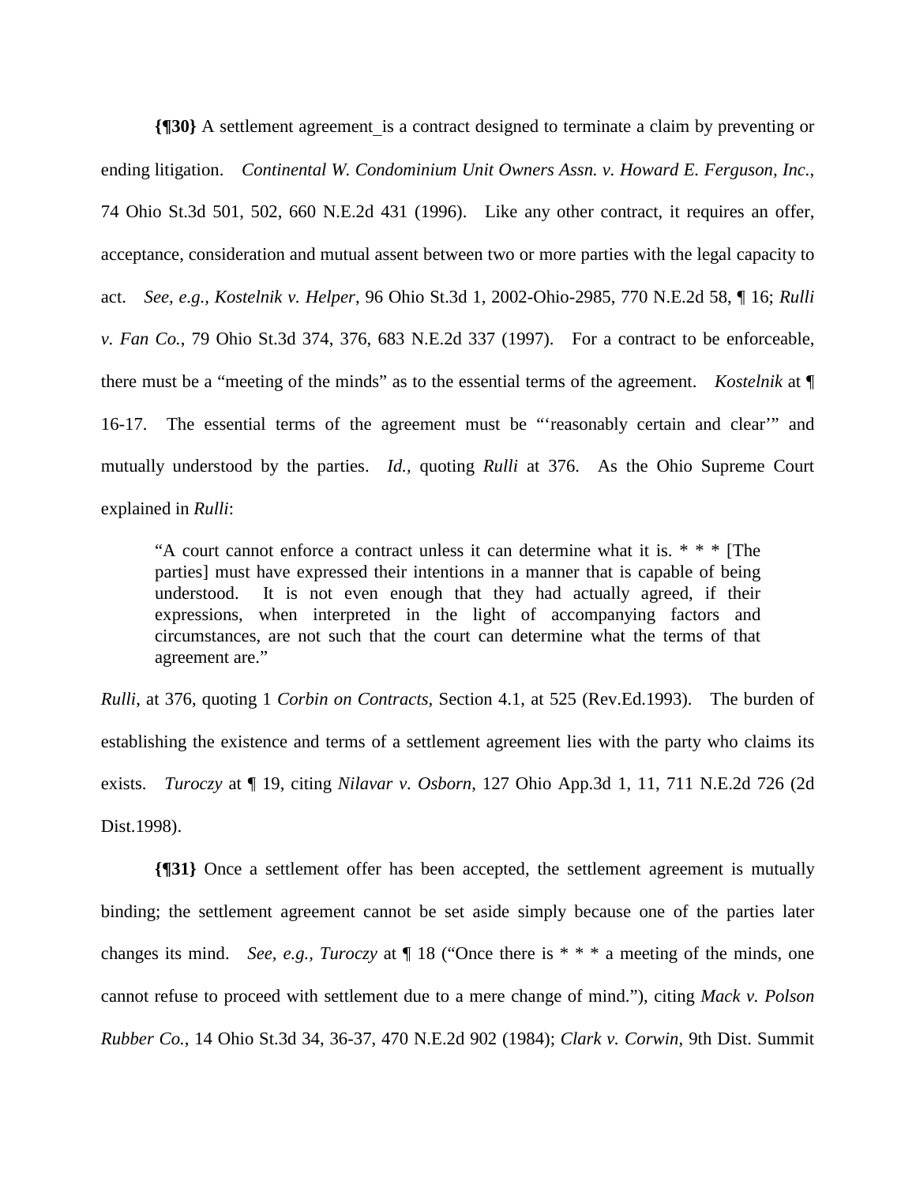**{¶30}** A settlement agreement_is a contract designed to terminate a claim by preventing or ending litigation. *Continental W. Condominium Unit Owners Assn. v. Howard E. Ferguson, Inc.*, 74 Ohio St.3d 501, 502, 660 N.E.2d 431 (1996). Like any other contract, it requires an offer, acceptance, consideration and mutual assent between two or more parties with the legal capacity to act. *See, e.g., Kostelnik v. Helper*, 96 Ohio St.3d 1, 2002-Ohio-2985, 770 N.E.2d 58, ¶ 16; *Rulli v. Fan Co.*, 79 Ohio St.3d 374, 376, 683 N.E.2d 337 (1997). For a contract to be enforceable, there must be a "meeting of the minds" as to the essential terms of the agreement. *Kostelnik* at ¶ 16-17. The essential terms of the agreement must be "'reasonably certain and clear'" and mutually understood by the parties. *Id.*, quoting *Rulli* at 376. As the Ohio Supreme Court explained in *Rulli*:

> "A court cannot enforce a contract unless it can determine what it is. * * * [The parties] must have expressed their intentions in a manner that is capable of being understood. It is not even enough that they had actually agreed, if their expressions, when interpreted in the light of accompanying factors and circumstances, are not such that the court can determine what the terms of that agreement are."

*Rulli*, at 376, quoting 1 *Corbin on Contracts,* Section 4.1, at 525 (Rev.Ed.1993). The burden of establishing the existence and terms of a settlement agreement lies with the party who claims its exists. *Turoczy* at ¶ 19, citing *Nilavar v. Osborn*, 127 Ohio App.3d 1, 11, 711 N.E.2d 726 (2d Dist.1998).

**{¶31}** Once a settlement offer has been accepted, the settlement agreement is mutually binding; the settlement agreement cannot be set aside simply because one of the parties later changes its mind. *See, e.g., Turoczy* at ¶ 18 ("Once there is * * * a meeting of the minds, one cannot refuse to proceed with settlement due to a mere change of mind."), citing *Mack v. Polson Rubber Co.*, 14 Ohio St.3d 34, 36-37, 470 N.E.2d 902 (1984); *Clark v. Corwin*, 9th Dist. Summit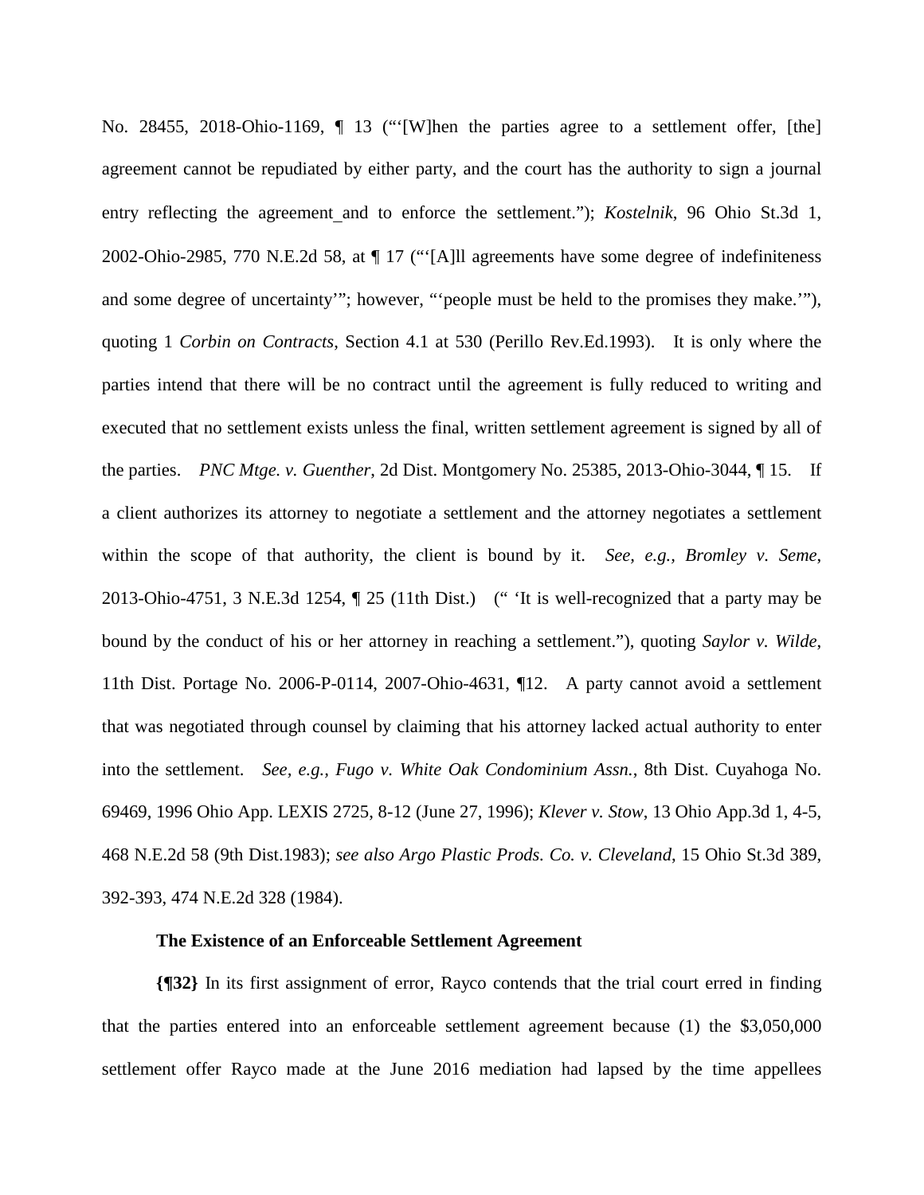No. 28455, 2018-Ohio-1169, ¶ 13 ("'[W]hen the parties agree to a settlement offer, [the] agreement cannot be repudiated by either party, and the court has the authority to sign a journal entry reflecting the agreement and to enforce the settlement."); *Kostelnik*, 96 Ohio St.3d 1, 2002-Ohio-2985, 770 N.E.2d 58, at ¶ 17 ("'[A]ll agreements have some degree of indefiniteness and some degree of uncertainty'"; however, "'people must be held to the promises they make.'"), quoting 1 *Corbin on Contracts*, Section 4.1 at 530 (Perillo Rev.Ed.1993). It is only where the parties intend that there will be no contract until the agreement is fully reduced to writing and executed that no settlement exists unless the final, written settlement agreement is signed by all of the parties. *PNC Mtge. v. Guenther*, 2d Dist. Montgomery No. 25385, 2013-Ohio-3044, ¶ 15. If a client authorizes its attorney to negotiate a settlement and the attorney negotiates a settlement within the scope of that authority, the client is bound by it. *See, e.g., Bromley v. Seme*, 2013-Ohio-4751, 3 N.E.3d 1254, ¶ 25 (11th Dist.) (" 'It is well-recognized that a party may be bound by the conduct of his or her attorney in reaching a settlement."), quoting *Saylor v. Wilde*, 11th Dist. Portage No. 2006-P-0114, 2007-Ohio-4631, ¶12. A party cannot avoid a settlement that was negotiated through counsel by claiming that his attorney lacked actual authority to enter into the settlement. *See, e.g., Fugo v. White Oak Condominium Assn.*, 8th Dist. Cuyahoga No. 69469, 1996 Ohio App. LEXIS 2725, 8-12 (June 27, 1996); *Klever v. Stow*, 13 Ohio App.3d 1, 4-5, 468 N.E.2d 58 (9th Dist.1983); *see also Argo Plastic Prods. Co. v. Cleveland*, 15 Ohio St.3d 389, 392-393, 474 N.E.2d 328 (1984).

**The Existence of an Enforceable Settlement Agreement**

**{¶32}** In its first assignment of error, Rayco contends that the trial court erred in finding that the parties entered into an enforceable settlement agreement because (1) the $3,050,000 settlement offer Rayco made at the June 2016 mediation had lapsed by the time appellees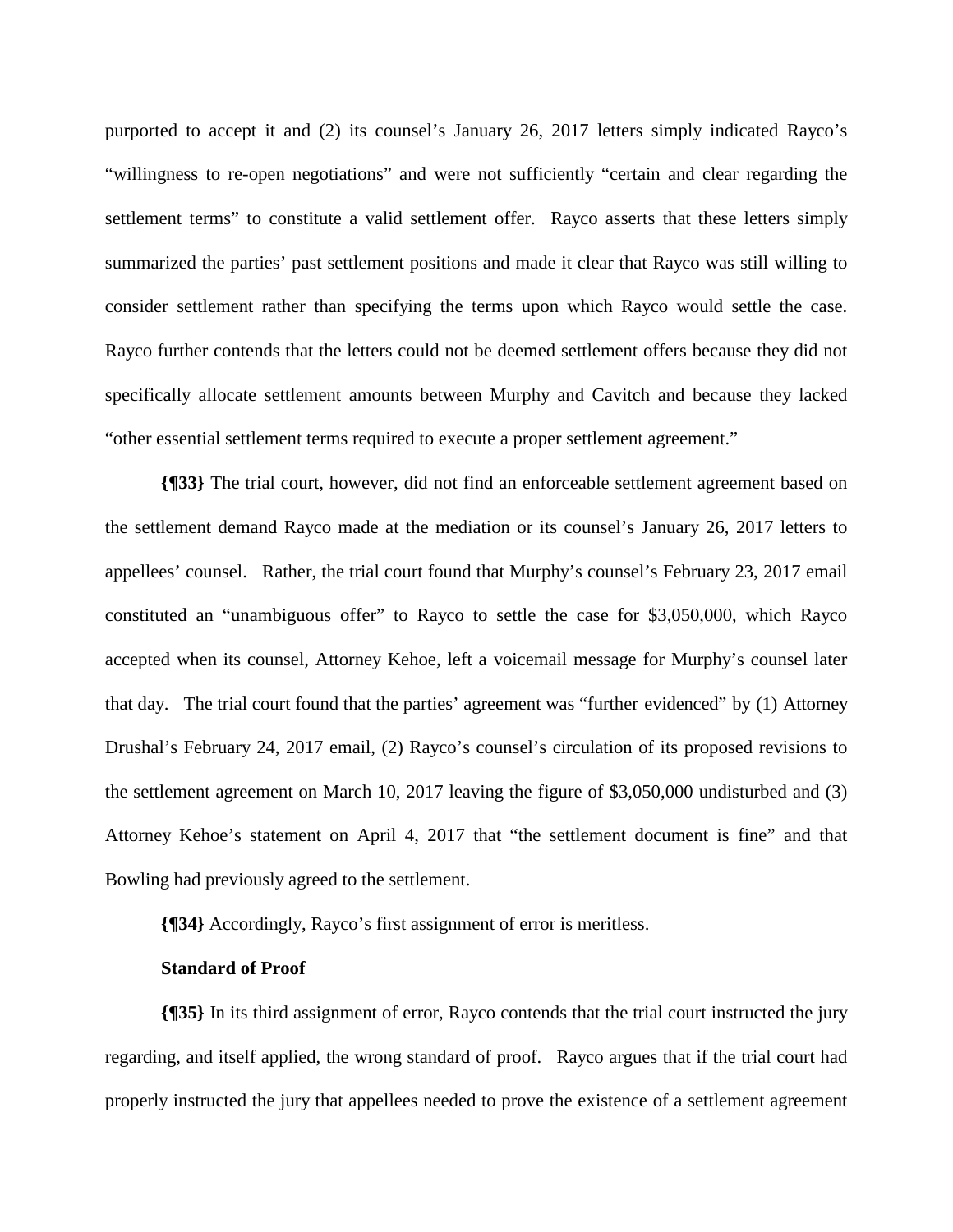purported to accept it and (2) its counsel's January 26, 2017 letters simply indicated Rayco's "willingness to re-open negotiations" and were not sufficiently "certain and clear regarding the settlement terms" to constitute a valid settlement offer. Rayco asserts that these letters simply summarized the parties' past settlement positions and made it clear that Rayco was still willing to consider settlement rather than specifying the terms upon which Rayco would settle the case. Rayco further contends that the letters could not be deemed settlement offers because they did not specifically allocate settlement amounts between Murphy and Cavitch and because they lacked "other essential settlement terms required to execute a proper settlement agreement."

**{¶33}** The trial court, however, did not find an enforceable settlement agreement based on the settlement demand Rayco made at the mediation or its counsel's January 26, 2017 letters to appellees' counsel. Rather, the trial court found that Murphy's counsel's February 23, 2017 email constituted an "unambiguous offer" to Rayco to settle the case for $3,050,000, which Rayco accepted when its counsel, Attorney Kehoe, left a voicemail message for Murphy's counsel later that day. The trial court found that the parties' agreement was "further evidenced" by (1) Attorney Drushal's February 24, 2017 email, (2) Rayco's counsel's circulation of its proposed revisions to the settlement agreement on March 10, 2017 leaving the figure of $3,050,000 undisturbed and (3) Attorney Kehoe's statement on April 4, 2017 that "the settlement document is fine" and that Bowling had previously agreed to the settlement.

**{¶34}** Accordingly, Rayco's first assignment of error is meritless.

**Standard of Proof**

**{¶35}** In its third assignment of error, Rayco contends that the trial court instructed the jury regarding, and itself applied, the wrong standard of proof. Rayco argues that if the trial court had properly instructed the jury that appellees needed to prove the existence of a settlement agreement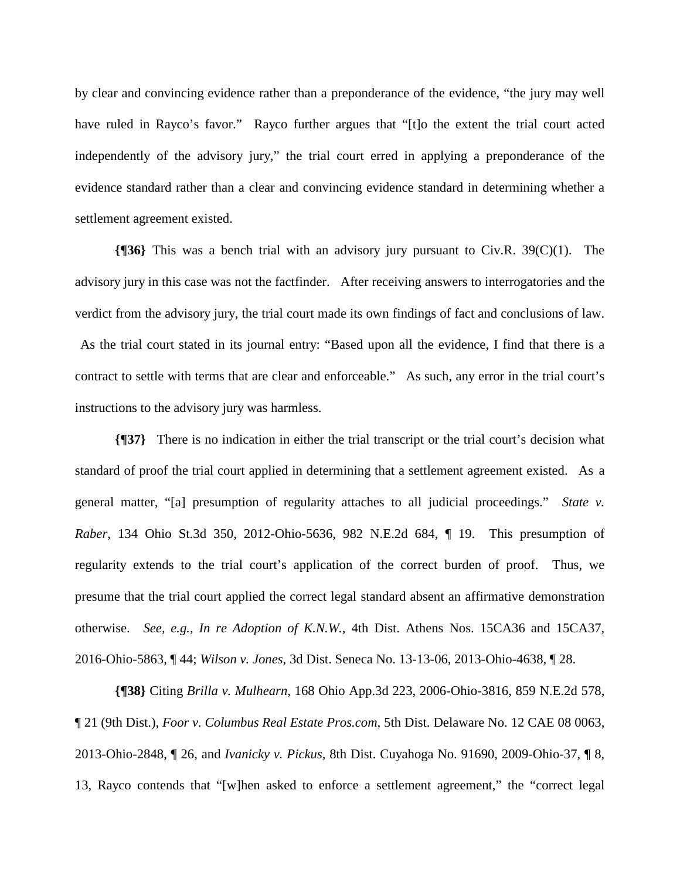by clear and convincing evidence rather than a preponderance of the evidence, "the jury may well have ruled in Rayco's favor." Rayco further argues that "[t]o the extent the trial court acted independently of the advisory jury," the trial court erred in applying a preponderance of the evidence standard rather than a clear and convincing evidence standard in determining whether a settlement agreement existed.

**{¶36}** This was a bench trial with an advisory jury pursuant to Civ.R. 39(C)(1). The advisory jury in this case was not the factfinder. After receiving answers to interrogatories and the verdict from the advisory jury, the trial court made its own findings of fact and conclusions of law. As the trial court stated in its journal entry: "Based upon all the evidence, I find that there is a contract to settle with terms that are clear and enforceable." As such, any error in the trial court's instructions to the advisory jury was harmless.

**{¶37}** There is no indication in either the trial transcript or the trial court's decision what standard of proof the trial court applied in determining that a settlement agreement existed. As a general matter, "[a] presumption of regularity attaches to all judicial proceedings." *State v. Raber*, 134 Ohio St.3d 350, 2012-Ohio-5636, 982 N.E.2d 684, ¶ 19. This presumption of regularity extends to the trial court's application of the correct burden of proof. Thus, we presume that the trial court applied the correct legal standard absent an affirmative demonstration otherwise. *See, e.g., In re Adoption of K.N.W.*, 4th Dist. Athens Nos. 15CA36 and 15CA37, 2016-Ohio-5863, ¶ 44; *Wilson v. Jones*, 3d Dist. Seneca No. 13-13-06, 2013-Ohio-4638, ¶ 28.

**{¶38}** Citing *Brilla v. Mulhearn*, 168 Ohio App.3d 223, 2006-Ohio-3816, 859 N.E.2d 578, ¶ 21 (9th Dist.), *Foor v. Columbus Real Estate Pros.com*, 5th Dist. Delaware No. 12 CAE 08 0063, 2013-Ohio-2848, ¶ 26, and *Ivanicky v. Pickus*, 8th Dist. Cuyahoga No. 91690, 2009-Ohio-37, ¶ 8, 13, Rayco contends that "[w]hen asked to enforce a settlement agreement," the "correct legal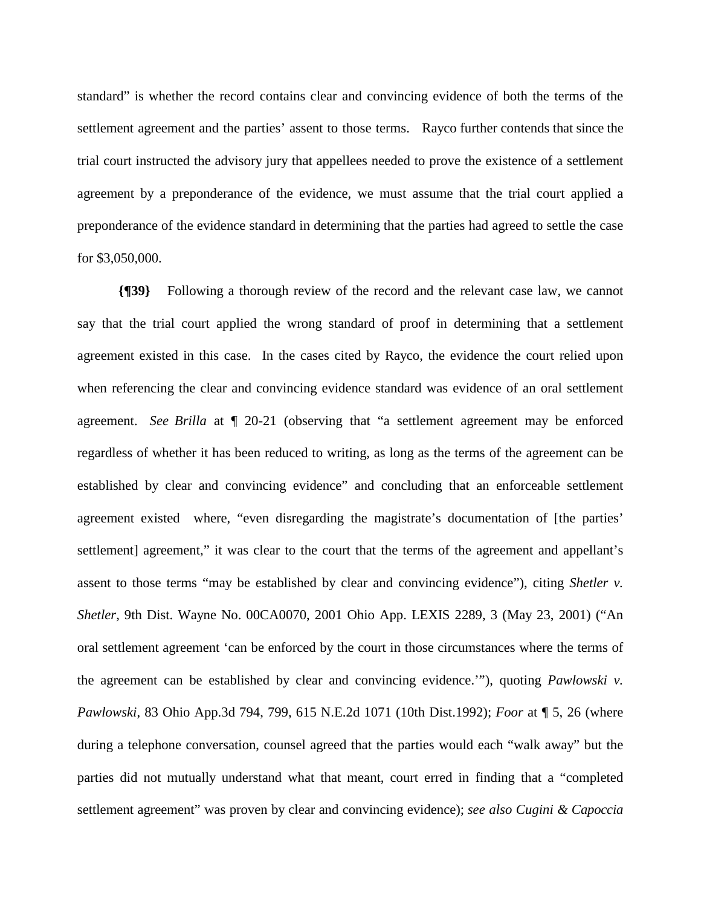standard" is whether the record contains clear and convincing evidence of both the terms of the settlement agreement and the parties' assent to those terms. Rayco further contends that since the trial court instructed the advisory jury that appellees needed to prove the existence of a settlement agreement by a preponderance of the evidence, we must assume that the trial court applied a preponderance of the evidence standard in determining that the parties had agreed to settle the case for $3,050,000.

**{¶39}** Following a thorough review of the record and the relevant case law, we cannot say that the trial court applied the wrong standard of proof in determining that a settlement agreement existed in this case. In the cases cited by Rayco, the evidence the court relied upon when referencing the clear and convincing evidence standard was evidence of an oral settlement agreement. *See Brilla* at ¶ 20-21 (observing that "a settlement agreement may be enforced regardless of whether it has been reduced to writing, as long as the terms of the agreement can be established by clear and convincing evidence" and concluding that an enforceable settlement agreement existed where, "even disregarding the magistrate's documentation of [the parties' settlement] agreement," it was clear to the court that the terms of the agreement and appellant's assent to those terms "may be established by clear and convincing evidence"), citing *Shetler v. Shetler*, 9th Dist. Wayne No. 00CA0070, 2001 Ohio App. LEXIS 2289, 3 (May 23, 2001) ("An oral settlement agreement 'can be enforced by the court in those circumstances where the terms of the agreement can be established by clear and convincing evidence.'"), quoting *Pawlowski v. Pawlowski*, 83 Ohio App.3d 794, 799, 615 N.E.2d 1071 (10th Dist.1992); *Foor* at ¶ 5, 26 (where during a telephone conversation, counsel agreed that the parties would each "walk away" but the parties did not mutually understand what that meant, court erred in finding that a "completed settlement agreement" was proven by clear and convincing evidence); *see also Cugini & Capoccia*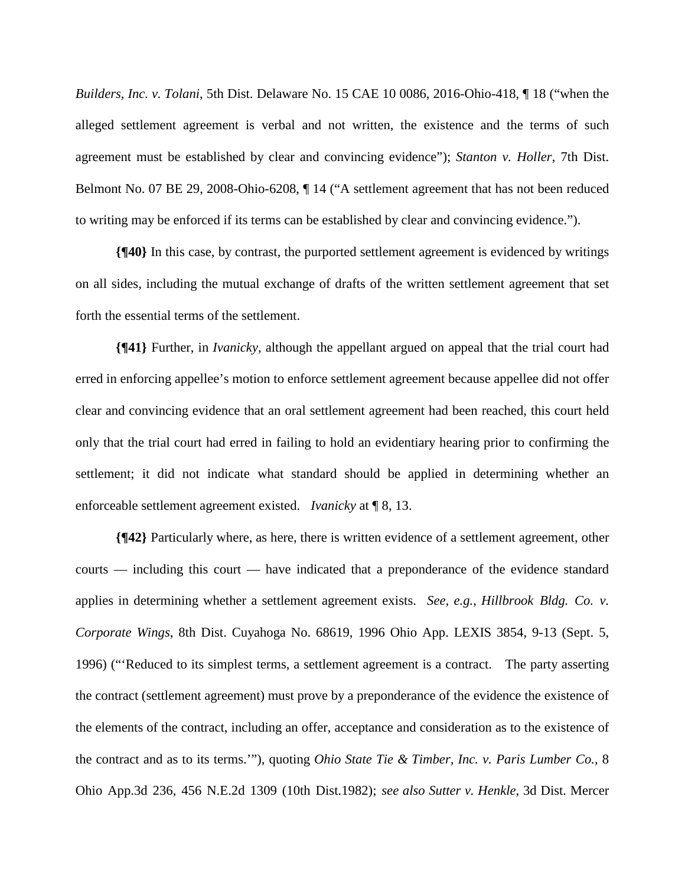*Builders, Inc. v. Tolani*, 5th Dist. Delaware No. 15 CAE 10 0086, 2016-Ohio-418, ¶ 18 ("when the alleged settlement agreement is verbal and not written, the existence and the terms of such agreement must be established by clear and convincing evidence"); *Stanton v. Holler*, 7th Dist. Belmont No. 07 BE 29, 2008-Ohio-6208, ¶ 14 ("A settlement agreement that has not been reduced to writing may be enforced if its terms can be established by clear and convincing evidence.").

**{¶40}** In this case, by contrast, the purported settlement agreement is evidenced by writings on all sides, including the mutual exchange of drafts of the written settlement agreement that set forth the essential terms of the settlement.

**{¶41}** Further, in *Ivanicky*, although the appellant argued on appeal that the trial court had erred in enforcing appellee's motion to enforce settlement agreement because appellee did not offer clear and convincing evidence that an oral settlement agreement had been reached, this court held only that the trial court had erred in failing to hold an evidentiary hearing prior to confirming the settlement; it did not indicate what standard should be applied in determining whether an enforceable settlement agreement existed. *Ivanicky* at ¶ 8, 13.

**{¶42}** Particularly where, as here, there is written evidence of a settlement agreement, other courts — including this court — have indicated that a preponderance of the evidence standard applies in determining whether a settlement agreement exists. *See, e.g., Hillbrook Bldg. Co. v. Corporate Wings*, 8th Dist. Cuyahoga No. 68619, 1996 Ohio App. LEXIS 3854, 9-13 (Sept. 5, 1996) ("'Reduced to its simplest terms, a settlement agreement is a contract. The party asserting the contract (settlement agreement) must prove by a preponderance of the evidence the existence of the elements of the contract, including an offer, acceptance and consideration as to the existence of the contract and as to its terms.'"), quoting *Ohio State Tie & Timber, Inc. v. Paris Lumber Co.*, 8 Ohio App.3d 236, 456 N.E.2d 1309 (10th Dist.1982); *see also Sutter v. Henkle*, 3d Dist. Mercer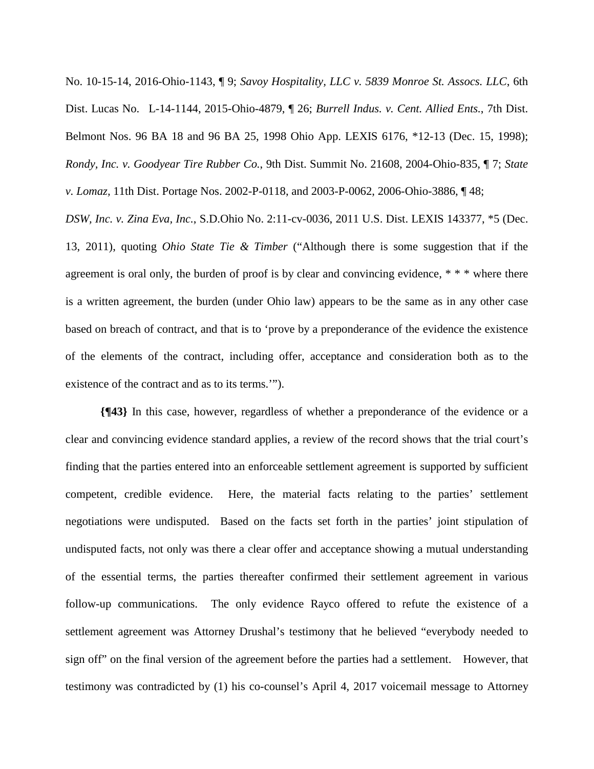No. 10-15-14, 2016-Ohio-1143, ¶ 9; *Savoy Hospitality, LLC v. 5839 Monroe St. Assocs. LLC*, 6th Dist. Lucas No. L-14-1144, 2015-Ohio-4879, ¶ 26; *Burrell Indus. v. Cent. Allied Ents.*, 7th Dist. Belmont Nos. 96 BA 18 and 96 BA 25, 1998 Ohio App. LEXIS 6176, *12-13 (Dec. 15, 1998); *Rondy, Inc. v. Goodyear Tire Rubber Co.*, 9th Dist. Summit No. 21608, 2004-Ohio-835, ¶ 7; *State v. Lomaz*, 11th Dist. Portage Nos. 2002-P-0118, and 2003-P-0062, 2006-Ohio-3886, ¶ 48; *DSW, Inc. v. Zina Eva, Inc.*, S.D.Ohio No. 2:11-cv-0036, 2011 U.S. Dist. LEXIS 143377, *5 (Dec. 13, 2011), quoting *Ohio State Tie & Timber* ("Although there is some suggestion that if the agreement is oral only, the burden of proof is by clear and convincing evidence, * * * where there is a written agreement, the burden (under Ohio law) appears to be the same as in any other case based on breach of contract, and that is to 'prove by a preponderance of the evidence the existence of the elements of the contract, including offer, acceptance and consideration both as to the existence of the contract and as to its terms.'").

**{¶43}** In this case, however, regardless of whether a preponderance of the evidence or a clear and convincing evidence standard applies, a review of the record shows that the trial court's finding that the parties entered into an enforceable settlement agreement is supported by sufficient competent, credible evidence. Here, the material facts relating to the parties' settlement negotiations were undisputed. Based on the facts set forth in the parties' joint stipulation of undisputed facts, not only was there a clear offer and acceptance showing a mutual understanding of the essential terms, the parties thereafter confirmed their settlement agreement in various follow-up communications. The only evidence Rayco offered to refute the existence of a settlement agreement was Attorney Drushal's testimony that he believed "everybody needed to sign off" on the final version of the agreement before the parties had a settlement. However, that testimony was contradicted by (1) his co-counsel's April 4, 2017 voicemail message to Attorney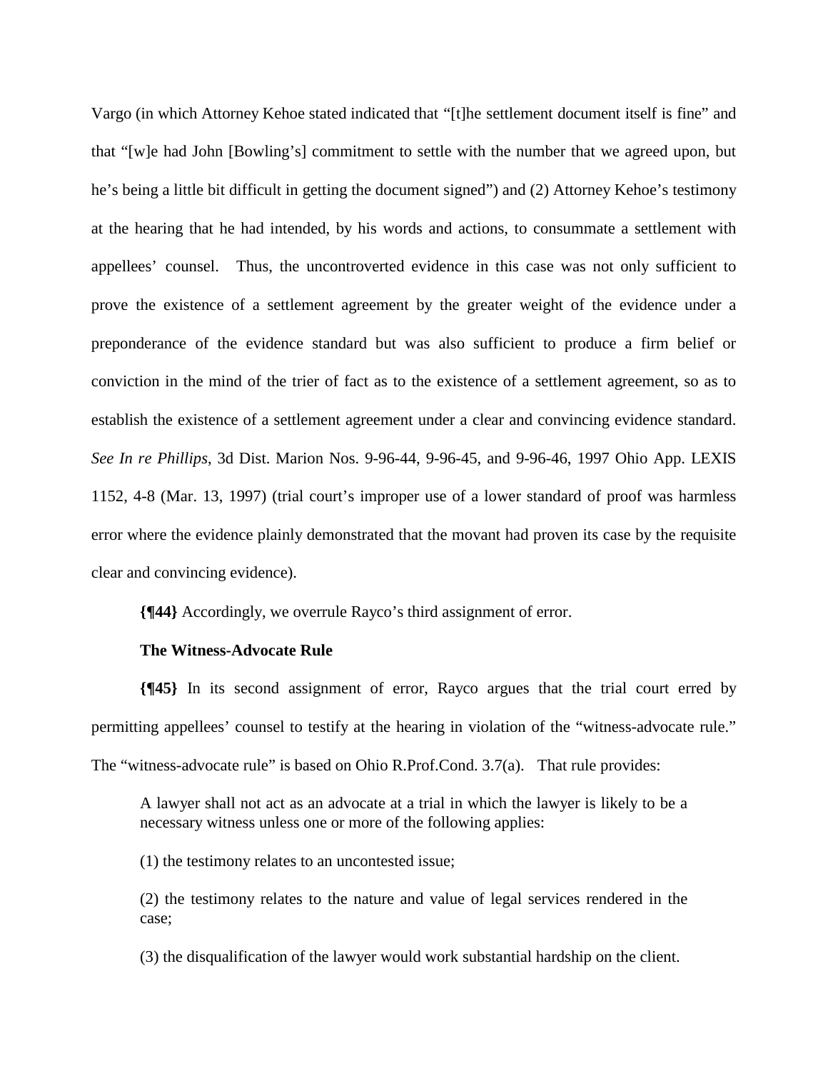Vargo (in which Attorney Kehoe stated indicated that "[t]he settlement document itself is fine" and that "[w]e had John [Bowling's] commitment to settle with the number that we agreed upon, but he's being a little bit difficult in getting the document signed") and (2) Attorney Kehoe's testimony at the hearing that he had intended, by his words and actions, to consummate a settlement with appellees' counsel. Thus, the uncontroverted evidence in this case was not only sufficient to prove the existence of a settlement agreement by the greater weight of the evidence under a preponderance of the evidence standard but was also sufficient to produce a firm belief or conviction in the mind of the trier of fact as to the existence of a settlement agreement, so as to establish the existence of a settlement agreement under a clear and convincing evidence standard. *See In re Phillips*, 3d Dist. Marion Nos. 9-96-44, 9-96-45, and 9-96-46, 1997 Ohio App. LEXIS 1152, 4-8 (Mar. 13, 1997) (trial court's improper use of a lower standard of proof was harmless error where the evidence plainly demonstrated that the movant had proven its case by the requisite clear and convincing evidence).

**{¶44}** Accordingly, we overrule Rayco's third assignment of error.

**The Witness-Advocate Rule**

**{¶45}** In its second assignment of error, Rayco argues that the trial court erred by permitting appellees' counsel to testify at the hearing in violation of the "witness-advocate rule." The "witness-advocate rule" is based on Ohio R.Prof.Cond. 3.7(a). That rule provides:

> A lawyer shall not act as an advocate at a trial in which the lawyer is likely to be a necessary witness unless one or more of the following applies:
>
> (1) the testimony relates to an uncontested issue;
>
> (2) the testimony relates to the nature and value of legal services rendered in the case;
>
> (3) the disqualification of the lawyer would work substantial hardship on the client.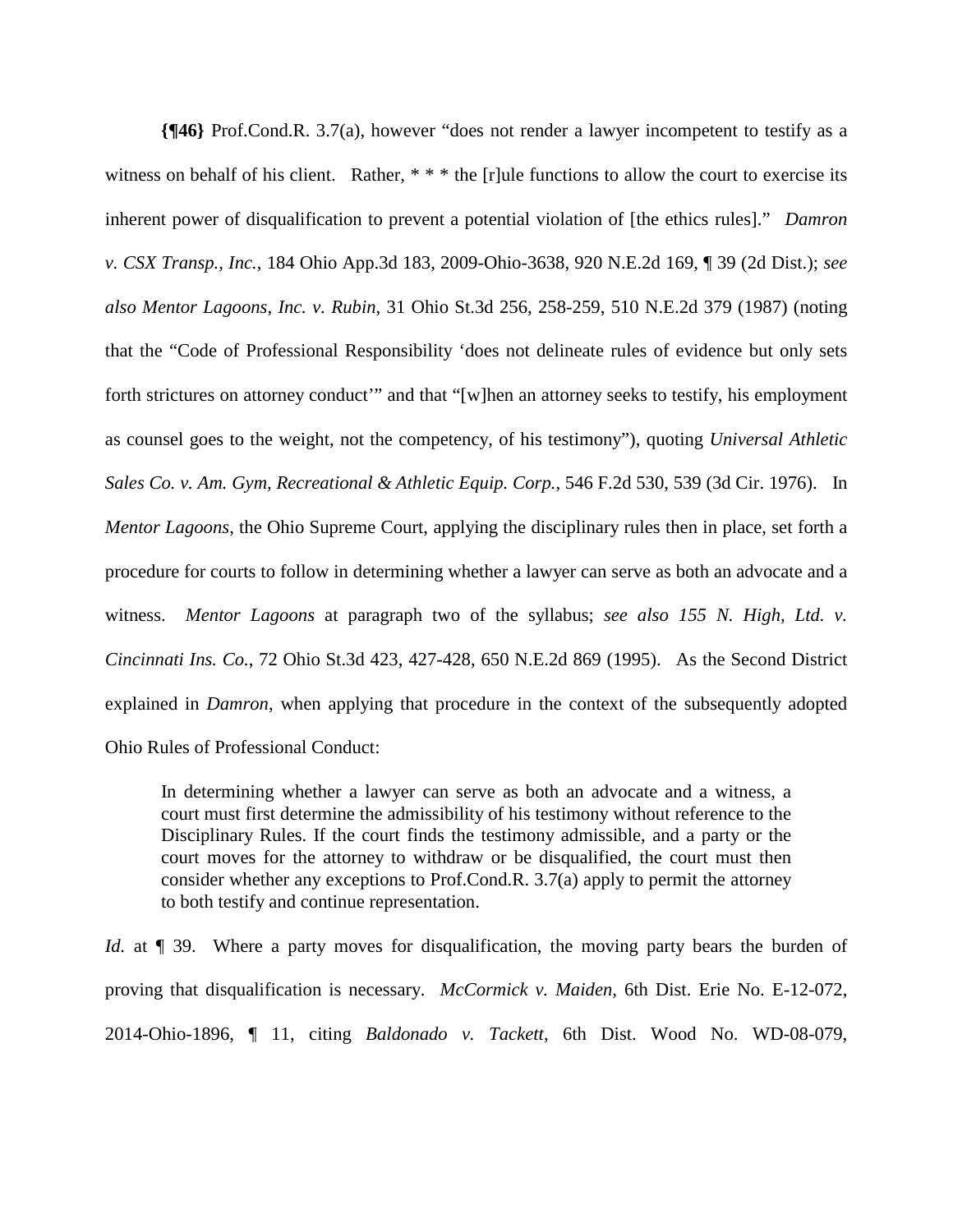**{¶46}** Prof.Cond.R. 3.7(a), however "does not render a lawyer incompetent to testify as a witness on behalf of his client. Rather, * * * the [r]ule functions to allow the court to exercise its inherent power of disqualification to prevent a potential violation of [the ethics rules]." *Damron v. CSX Transp., Inc.*, 184 Ohio App.3d 183, 2009-Ohio-3638, 920 N.E.2d 169, ¶ 39 (2d Dist.); *see also Mentor Lagoons, Inc. v. Rubin*, 31 Ohio St.3d 256, 258-259, 510 N.E.2d 379 (1987) (noting that the "Code of Professional Responsibility 'does not delineate rules of evidence but only sets forth strictures on attorney conduct'" and that "[w]hen an attorney seeks to testify, his employment as counsel goes to the weight, not the competency, of his testimony"), quoting *Universal Athletic Sales Co. v. Am. Gym, Recreational & Athletic Equip. Corp.*, 546 F.2d 530, 539 (3d Cir. 1976). In *Mentor Lagoons*, the Ohio Supreme Court, applying the disciplinary rules then in place, set forth a procedure for courts to follow in determining whether a lawyer can serve as both an advocate and a witness. *Mentor Lagoons* at paragraph two of the syllabus; *see also 155 N. High, Ltd. v. Cincinnati Ins. Co.*, 72 Ohio St.3d 423, 427-428, 650 N.E.2d 869 (1995). As the Second District explained in *Damron*, when applying that procedure in the context of the subsequently adopted Ohio Rules of Professional Conduct:

> In determining whether a lawyer can serve as both an advocate and a witness, a court must first determine the admissibility of his testimony without reference to the Disciplinary Rules. If the court finds the testimony admissible, and a party or the court moves for the attorney to withdraw or be disqualified, the court must then consider whether any exceptions to Prof.Cond.R. 3.7(a) apply to permit the attorney to both testify and continue representation.

*Id.* at ¶ 39. Where a party moves for disqualification, the moving party bears the burden of proving that disqualification is necessary. *McCormick v. Maiden*, 6th Dist. Erie No. E-12-072, 2014-Ohio-1896, ¶ 11, citing *Baldonado v. Tackett*, 6th Dist. Wood No. WD-08-079,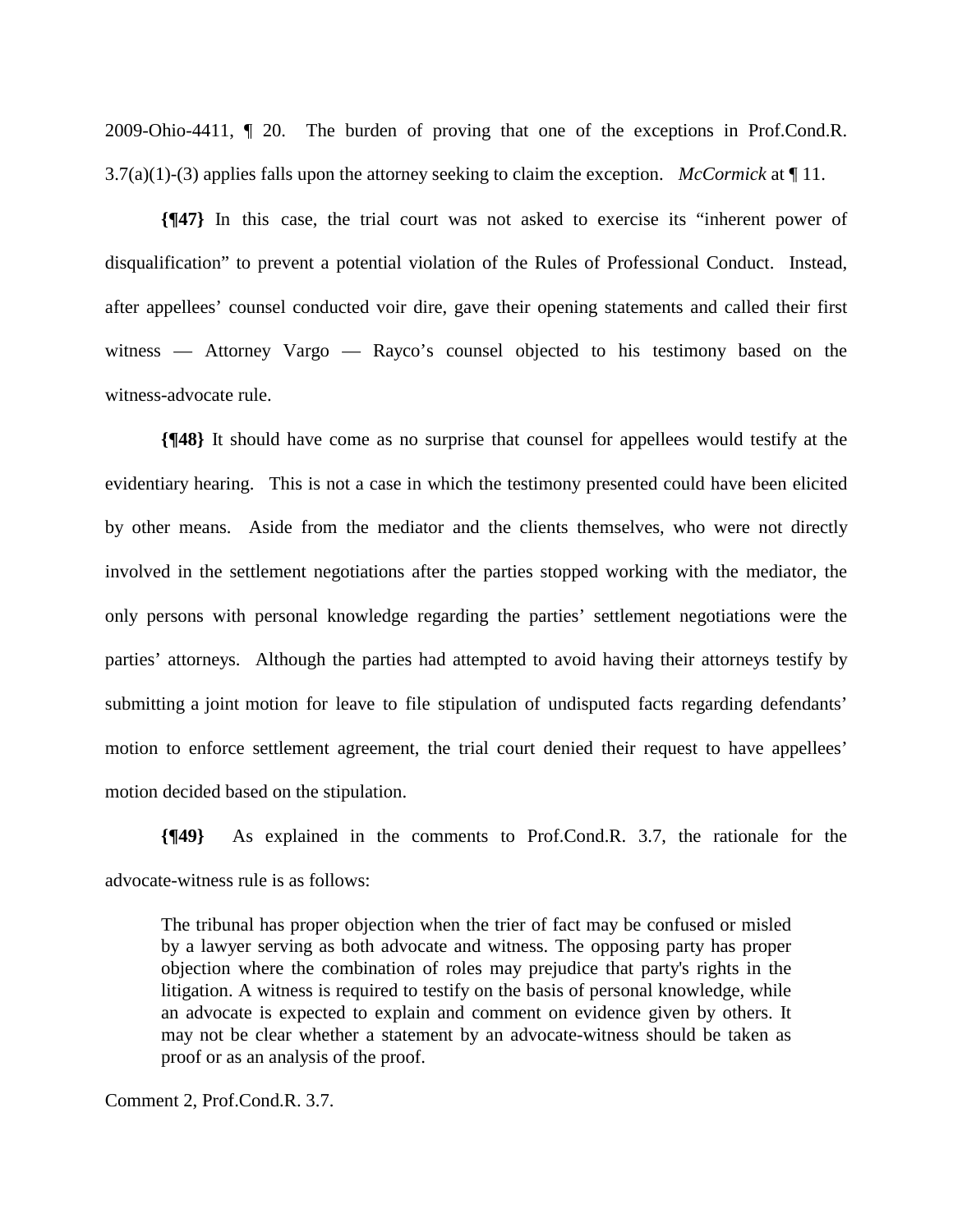2009-Ohio-4411, ¶ 20. The burden of proving that one of the exceptions in Prof.Cond.R. 3.7(a)(1)-(3) applies falls upon the attorney seeking to claim the exception. *McCormick* at ¶ 11.

**{¶47}** In this case, the trial court was not asked to exercise its "inherent power of disqualification" to prevent a potential violation of the Rules of Professional Conduct. Instead, after appellees' counsel conducted voir dire, gave their opening statements and called their first witness — Attorney Vargo — Rayco's counsel objected to his testimony based on the witness-advocate rule.

**{¶48}** It should have come as no surprise that counsel for appellees would testify at the evidentiary hearing. This is not a case in which the testimony presented could have been elicited by other means. Aside from the mediator and the clients themselves, who were not directly involved in the settlement negotiations after the parties stopped working with the mediator, the only persons with personal knowledge regarding the parties' settlement negotiations were the parties' attorneys. Although the parties had attempted to avoid having their attorneys testify by submitting a joint motion for leave to file stipulation of undisputed facts regarding defendants' motion to enforce settlement agreement, the trial court denied their request to have appellees' motion decided based on the stipulation.

**{¶49}** As explained in the comments to Prof.Cond.R. 3.7, the rationale for the advocate-witness rule is as follows:

> The tribunal has proper objection when the trier of fact may be confused or misled by a lawyer serving as both advocate and witness. The opposing party has proper objection where the combination of roles may prejudice that party's rights in the litigation. A witness is required to testify on the basis of personal knowledge, while an advocate is expected to explain and comment on evidence given by others. It may not be clear whether a statement by an advocate-witness should be taken as proof or as an analysis of the proof.

Comment 2, Prof.Cond.R. 3.7.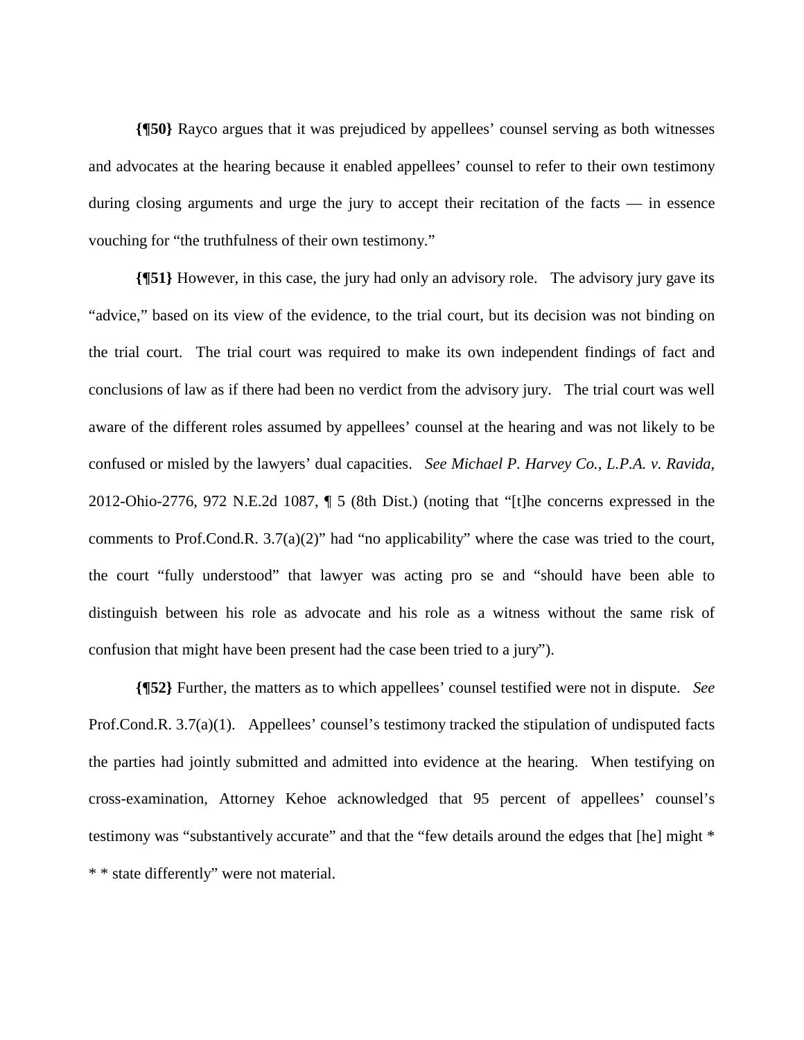**{¶50}** Rayco argues that it was prejudiced by appellees' counsel serving as both witnesses and advocates at the hearing because it enabled appellees' counsel to refer to their own testimony during closing arguments and urge the jury to accept their recitation of the facts — in essence vouching for "the truthfulness of their own testimony."

**{¶51}** However, in this case, the jury had only an advisory role. The advisory jury gave its "advice," based on its view of the evidence, to the trial court, but its decision was not binding on the trial court. The trial court was required to make its own independent findings of fact and conclusions of law as if there had been no verdict from the advisory jury. The trial court was well aware of the different roles assumed by appellees' counsel at the hearing and was not likely to be confused or misled by the lawyers' dual capacities. *See Michael P. Harvey Co., L.P.A. v. Ravida*, 2012-Ohio-2776, 972 N.E.2d 1087, ¶ 5 (8th Dist.) (noting that "[t]he concerns expressed in the comments to Prof.Cond.R. 3.7(a)(2)" had "no applicability" where the case was tried to the court, the court "fully understood" that lawyer was acting pro se and "should have been able to distinguish between his role as advocate and his role as a witness without the same risk of confusion that might have been present had the case been tried to a jury").

**{¶52}** Further, the matters as to which appellees' counsel testified were not in dispute. *See* Prof.Cond.R. 3.7(a)(1). Appellees' counsel's testimony tracked the stipulation of undisputed facts the parties had jointly submitted and admitted into evidence at the hearing. When testifying on cross-examination, Attorney Kehoe acknowledged that 95 percent of appellees' counsel's testimony was "substantively accurate" and that the "few details around the edges that [he] might * * * state differently" were not material.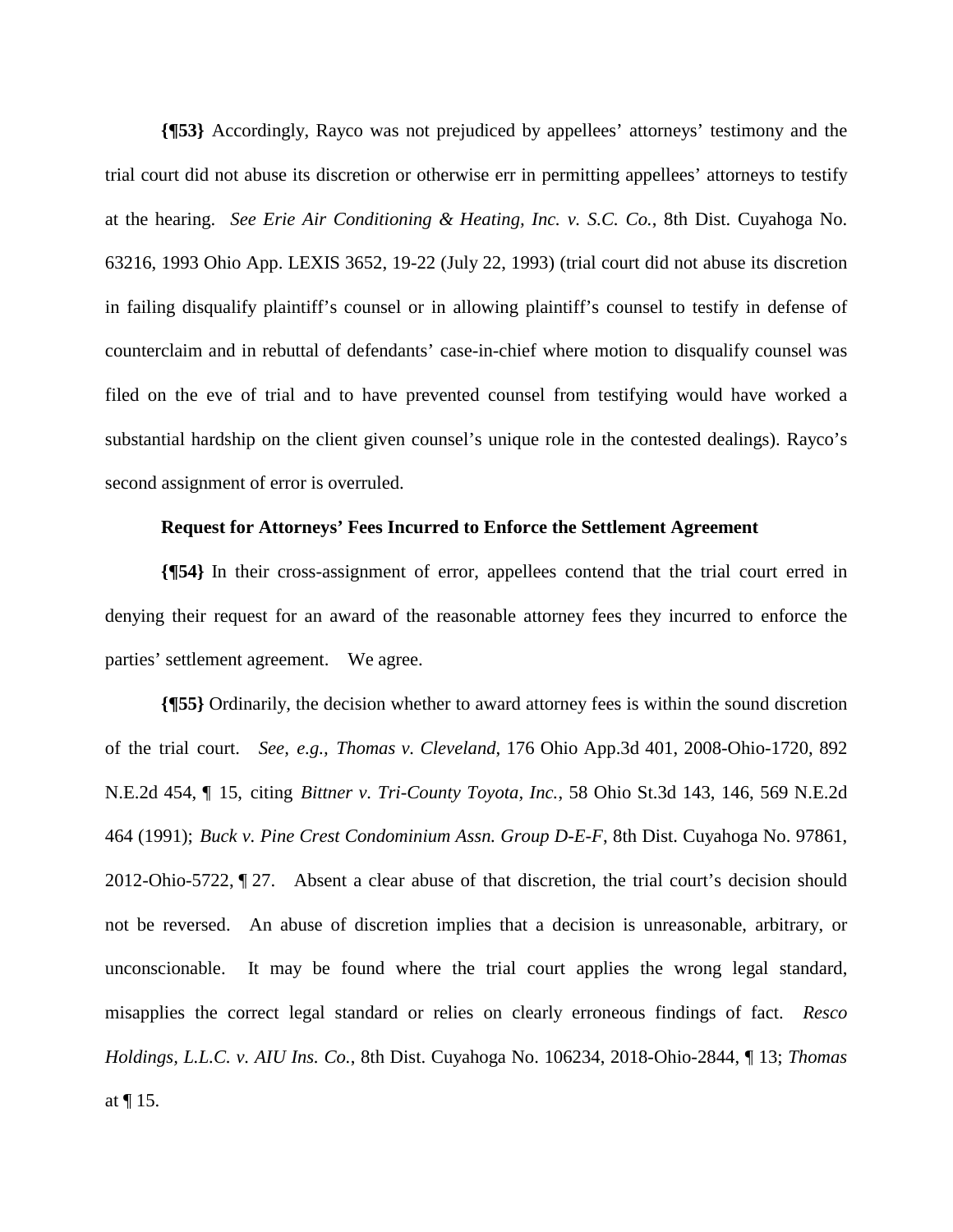**{¶53}** Accordingly, Rayco was not prejudiced by appellees' attorneys' testimony and the trial court did not abuse its discretion or otherwise err in permitting appellees' attorneys to testify at the hearing. *See Erie Air Conditioning & Heating, Inc. v. S.C. Co.*, 8th Dist. Cuyahoga No. 63216, 1993 Ohio App. LEXIS 3652, 19-22 (July 22, 1993) (trial court did not abuse its discretion in failing disqualify plaintiff's counsel or in allowing plaintiff's counsel to testify in defense of counterclaim and in rebuttal of defendants' case-in-chief where motion to disqualify counsel was filed on the eve of trial and to have prevented counsel from testifying would have worked a substantial hardship on the client given counsel's unique role in the contested dealings). Rayco's second assignment of error is overruled.

**Request for Attorneys' Fees Incurred to Enforce the Settlement Agreement**

**{¶54}** In their cross-assignment of error, appellees contend that the trial court erred in denying their request for an award of the reasonable attorney fees they incurred to enforce the parties' settlement agreement. We agree.

**{¶55}** Ordinarily, the decision whether to award attorney fees is within the sound discretion of the trial court. *See, e.g., Thomas v. Cleveland*, 176 Ohio App.3d 401, 2008-Ohio-1720, 892 N.E.2d 454, ¶ 15, citing *Bittner v. Tri-County Toyota, Inc.*, 58 Ohio St.3d 143, 146, 569 N.E.2d 464 (1991); *Buck v. Pine Crest Condominium Assn. Group D-E-F*, 8th Dist. Cuyahoga No. 97861, 2012-Ohio-5722, ¶ 27. Absent a clear abuse of that discretion, the trial court's decision should not be reversed. An abuse of discretion implies that a decision is unreasonable, arbitrary, or unconscionable. It may be found where the trial court applies the wrong legal standard, misapplies the correct legal standard or relies on clearly erroneous findings of fact. *Resco Holdings, L.L.C. v. AIU Ins. Co.*, 8th Dist. Cuyahoga No. 106234, 2018-Ohio-2844, ¶ 13; *Thomas* at ¶ 15.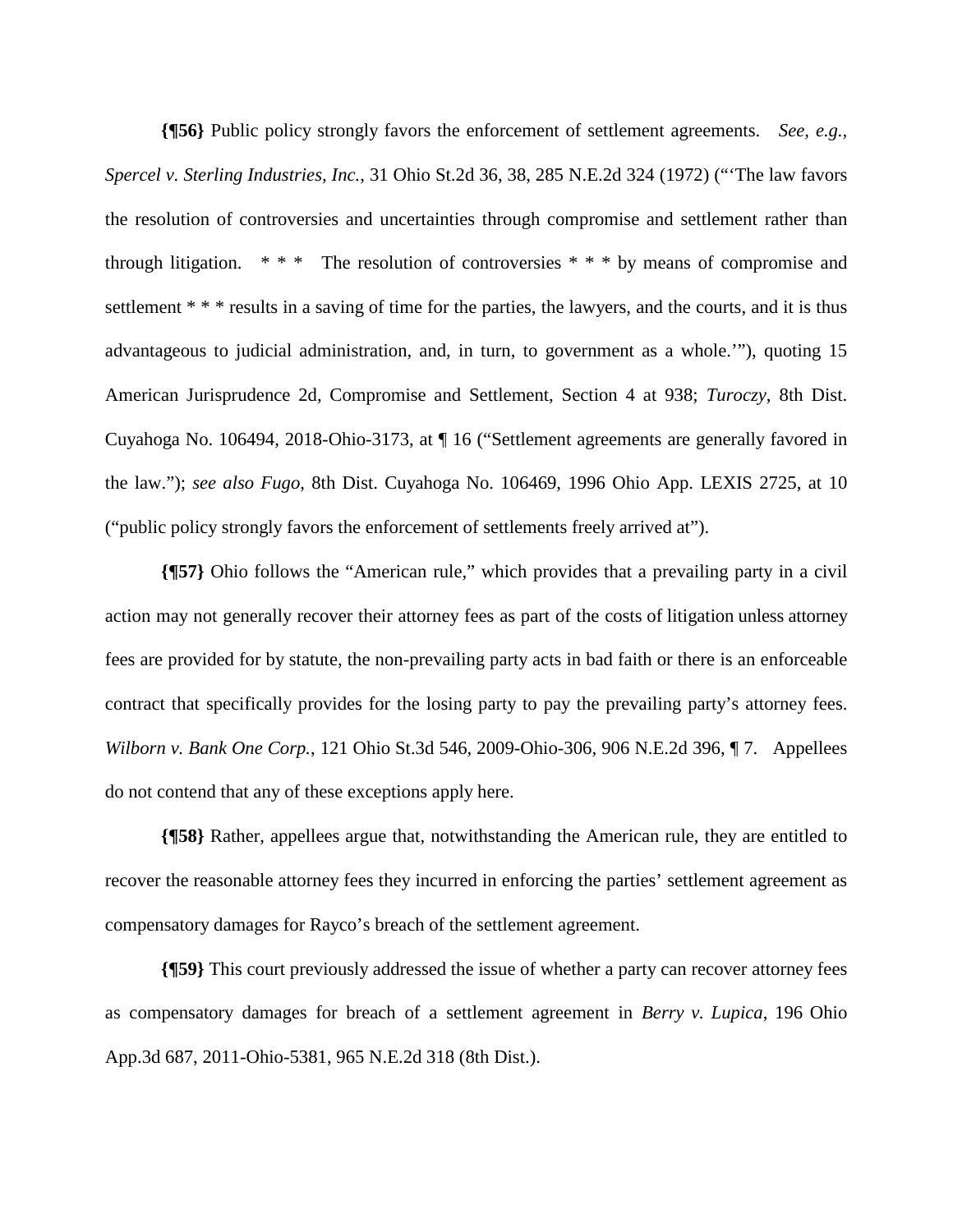**{¶56}** Public policy strongly favors the enforcement of settlement agreements. *See, e.g.*, *Spercel v. Sterling Industries, Inc.*, 31 Ohio St.2d 36, 38, 285 N.E.2d 324 (1972) ("'The law favors the resolution of controversies and uncertainties through compromise and settlement rather than through litigation. * * * The resolution of controversies * * * by means of compromise and settlement * * * results in a saving of time for the parties, the lawyers, and the courts, and it is thus advantageous to judicial administration, and, in turn, to government as a whole.'"), quoting 15 American Jurisprudence 2d, Compromise and Settlement, Section 4 at 938; *Turoczy*, 8th Dist. Cuyahoga No. 106494, 2018-Ohio-3173, at ¶ 16 ("Settlement agreements are generally favored in the law."); *see also Fugo*, 8th Dist. Cuyahoga No. 106469, 1996 Ohio App. LEXIS 2725, at 10 ("public policy strongly favors the enforcement of settlements freely arrived at").

**{¶57}** Ohio follows the "American rule," which provides that a prevailing party in a civil action may not generally recover their attorney fees as part of the costs of litigation unless attorney fees are provided for by statute, the non-prevailing party acts in bad faith or there is an enforceable contract that specifically provides for the losing party to pay the prevailing party's attorney fees. *Wilborn v. Bank One Corp.*, 121 Ohio St.3d 546, 2009-Ohio-306, 906 N.E.2d 396, ¶ 7. Appellees do not contend that any of these exceptions apply here.

**{¶58}** Rather, appellees argue that, notwithstanding the American rule, they are entitled to recover the reasonable attorney fees they incurred in enforcing the parties' settlement agreement as compensatory damages for Rayco's breach of the settlement agreement.

**{¶59}** This court previously addressed the issue of whether a party can recover attorney fees as compensatory damages for breach of a settlement agreement in *Berry v. Lupica*, 196 Ohio App.3d 687, 2011-Ohio-5381, 965 N.E.2d 318 (8th Dist.).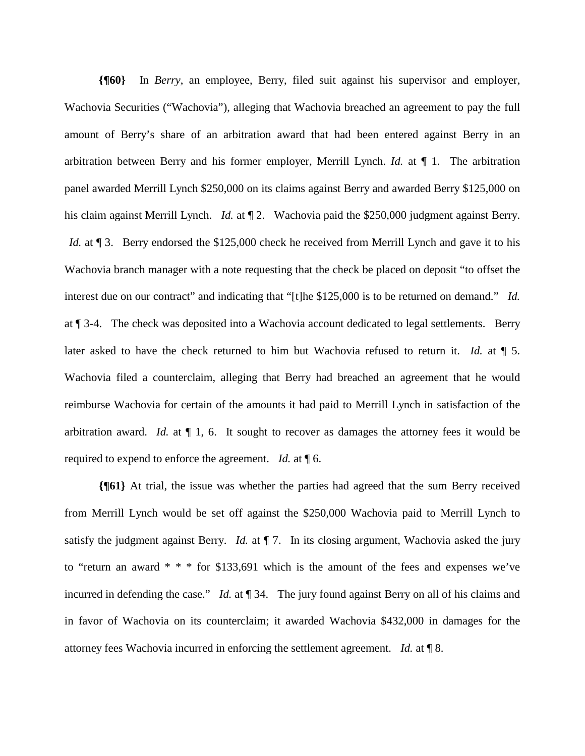**{¶60}** In *Berry*, an employee, Berry, filed suit against his supervisor and employer, Wachovia Securities ("Wachovia"), alleging that Wachovia breached an agreement to pay the full amount of Berry's share of an arbitration award that had been entered against Berry in an arbitration between Berry and his former employer, Merrill Lynch. *Id.* at ¶ 1. The arbitration panel awarded Merrill Lynch $250,000 on its claims against Berry and awarded Berry $125,000 on his claim against Merrill Lynch. *Id.* at ¶ 2. Wachovia paid the $250,000 judgment against Berry. *Id.* at ¶ 3. Berry endorsed the $125,000 check he received from Merrill Lynch and gave it to his Wachovia branch manager with a note requesting that the check be placed on deposit "to offset the interest due on our contract" and indicating that "[t]he $125,000 is to be returned on demand." *Id.* at ¶ 3-4. The check was deposited into a Wachovia account dedicated to legal settlements. Berry later asked to have the check returned to him but Wachovia refused to return it. *Id.* at ¶ 5. Wachovia filed a counterclaim, alleging that Berry had breached an agreement that he would reimburse Wachovia for certain of the amounts it had paid to Merrill Lynch in satisfaction of the arbitration award. *Id.* at ¶ 1, 6. It sought to recover as damages the attorney fees it would be required to expend to enforce the agreement. *Id.* at ¶ 6.

**{¶61}** At trial, the issue was whether the parties had agreed that the sum Berry received from Merrill Lynch would be set off against the $250,000 Wachovia paid to Merrill Lynch to satisfy the judgment against Berry. *Id.* at ¶ 7. In its closing argument, Wachovia asked the jury to "return an award * * * for $133,691 which is the amount of the fees and expenses we've incurred in defending the case." *Id.* at ¶ 34. The jury found against Berry on all of his claims and in favor of Wachovia on its counterclaim; it awarded Wachovia $432,000 in damages for the attorney fees Wachovia incurred in enforcing the settlement agreement. *Id.* at ¶ 8.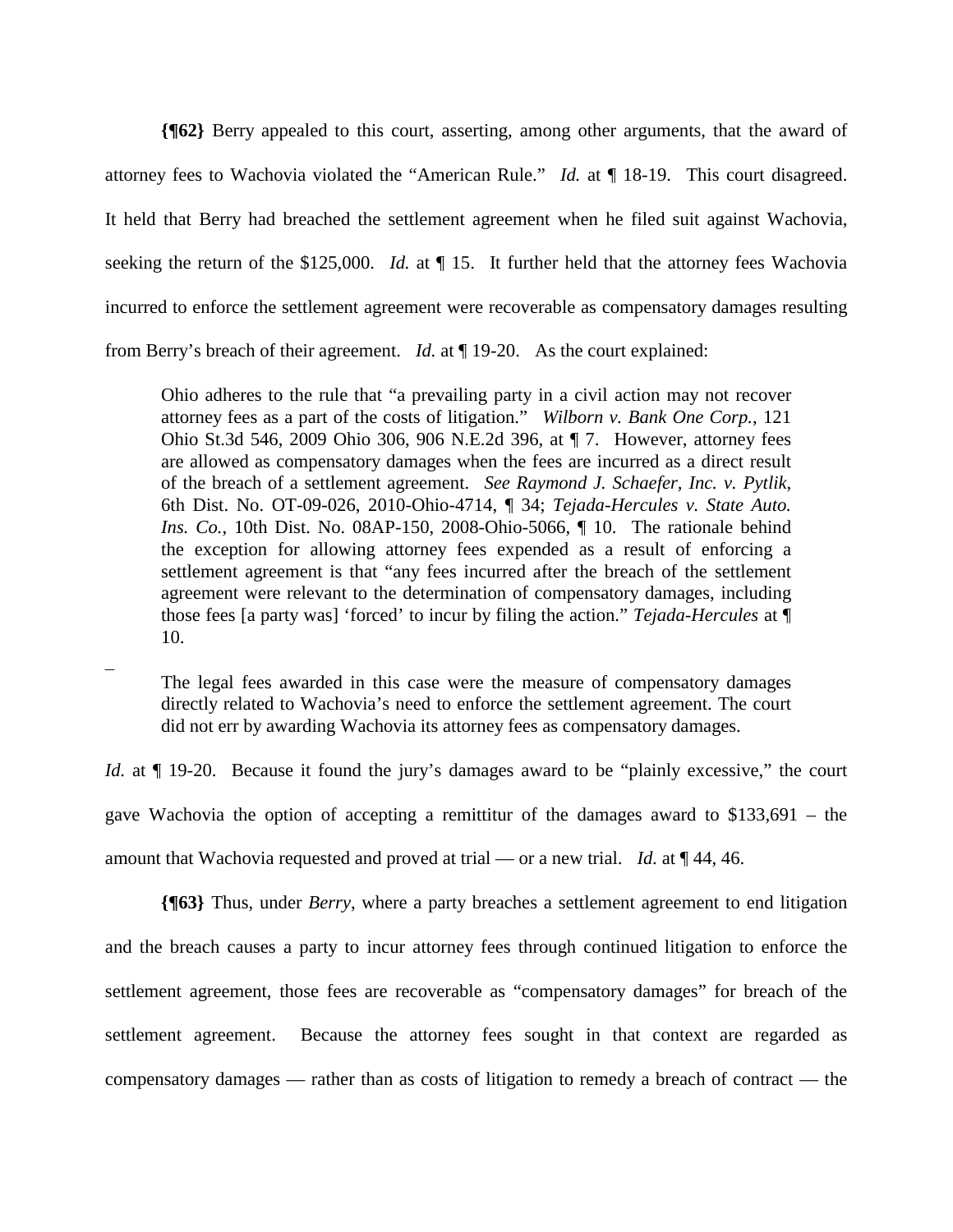**{¶62}** Berry appealed to this court, asserting, among other arguments, that the award of attorney fees to Wachovia violated the "American Rule." *Id.* at ¶ 18-19. This court disagreed. It held that Berry had breached the settlement agreement when he filed suit against Wachovia, seeking the return of the $125,000. *Id.* at ¶ 15. It further held that the attorney fees Wachovia incurred to enforce the settlement agreement were recoverable as compensatory damages resulting from Berry's breach of their agreement. *Id.* at ¶ 19-20. As the court explained:

> Ohio adheres to the rule that "a prevailing party in a civil action may not recover attorney fees as a part of the costs of litigation." *Wilborn v. Bank One Corp.*, 121 Ohio St.3d 546, 2009 Ohio 306, 906 N.E.2d 396, at ¶ 7. However, attorney fees are allowed as compensatory damages when the fees are incurred as a direct result of the breach of a settlement agreement. *See Raymond J. Schaefer, Inc. v. Pytlik*, 6th Dist. No. OT-09-026, 2010-Ohio-4714, ¶ 34; *Tejada-Hercules v. State Auto. Ins. Co.*, 10th Dist. No. 08AP-150, 2008-Ohio-5066, ¶ 10. The rationale behind the exception for allowing attorney fees expended as a result of enforcing a settlement agreement is that "any fees incurred after the breach of the settlement agreement were relevant to the determination of compensatory damages, including those fees [a party was] 'forced' to incur by filing the action." *Tejada-Hercules* at ¶ 10.
>
> The legal fees awarded in this case were the measure of compensatory damages directly related to Wachovia's need to enforce the settlement agreement. The court did not err by awarding Wachovia its attorney fees as compensatory damages.

*Id.* at ¶ 19-20. Because it found the jury's damages award to be "plainly excessive," the court gave Wachovia the option of accepting a remittitur of the damages award to $133,691 – the amount that Wachovia requested and proved at trial — or a new trial. *Id.* at ¶ 44, 46.

**{¶63}** Thus, under *Berry*, where a party breaches a settlement agreement to end litigation and the breach causes a party to incur attorney fees through continued litigation to enforce the settlement agreement, those fees are recoverable as "compensatory damages" for breach of the settlement agreement. Because the attorney fees sought in that context are regarded as compensatory damages — rather than as costs of litigation to remedy a breach of contract — the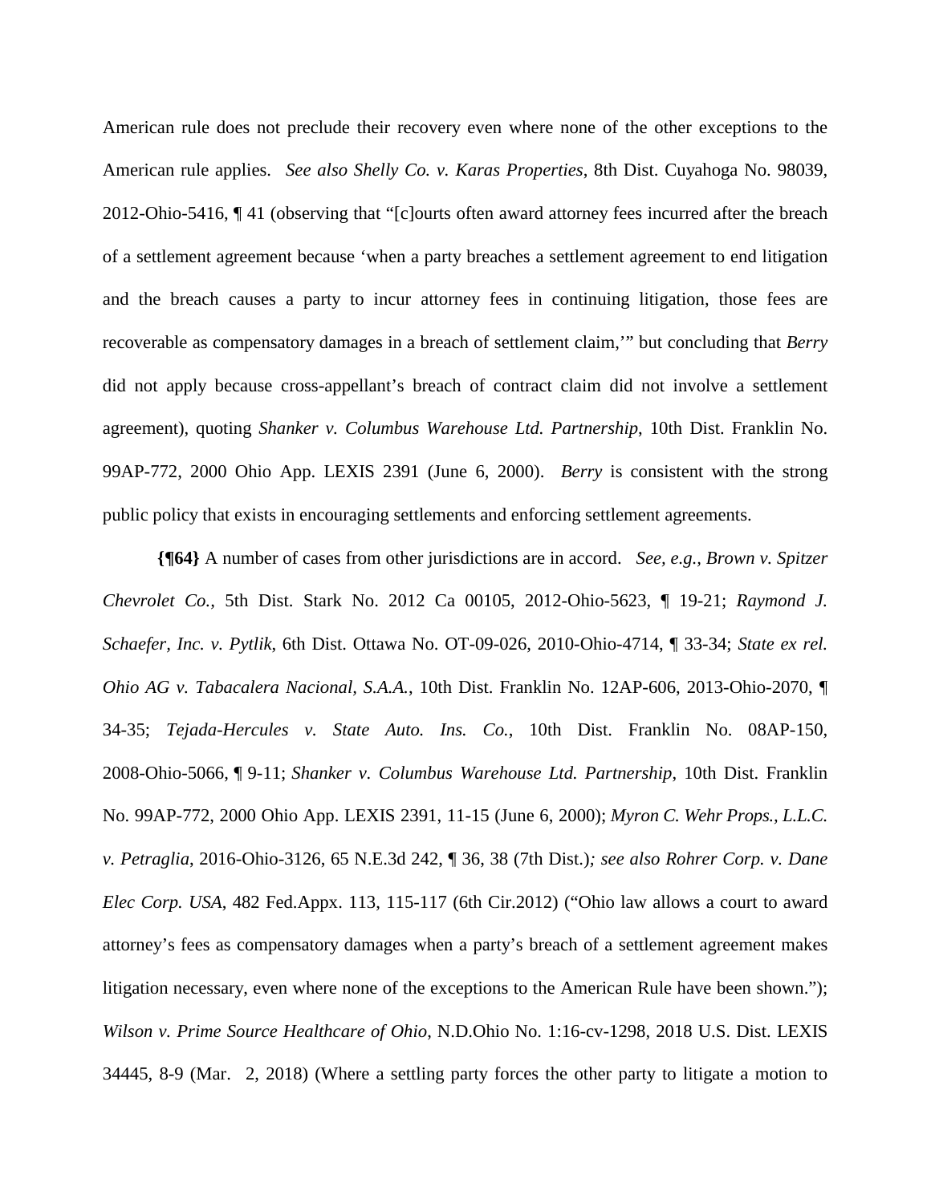American rule does not preclude their recovery even where none of the other exceptions to the American rule applies. *See also Shelly Co. v. Karas Properties*, 8th Dist. Cuyahoga No. 98039, 2012-Ohio-5416, ¶ 41 (observing that "[c]ourts often award attorney fees incurred after the breach of a settlement agreement because 'when a party breaches a settlement agreement to end litigation and the breach causes a party to incur attorney fees in continuing litigation, those fees are recoverable as compensatory damages in a breach of settlement claim,'" but concluding that *Berry* did not apply because cross-appellant's breach of contract claim did not involve a settlement agreement), quoting *Shanker v. Columbus Warehouse Ltd. Partnership*, 10th Dist. Franklin No. 99AP-772, 2000 Ohio App. LEXIS 2391 (June 6, 2000). *Berry* is consistent with the strong public policy that exists in encouraging settlements and enforcing settlement agreements.

**{¶64}** A number of cases from other jurisdictions are in accord. *See, e.g., Brown v. Spitzer Chevrolet Co.*, 5th Dist. Stark No. 2012 Ca 00105, 2012-Ohio-5623, ¶ 19-21; *Raymond J. Schaefer, Inc. v. Pytlik*, 6th Dist. Ottawa No. OT-09-026, 2010-Ohio-4714, ¶ 33-34; *State ex rel. Ohio AG v. Tabacalera Nacional, S.A.A.*, 10th Dist. Franklin No. 12AP-606, 2013-Ohio-2070, ¶ 34-35; *Tejada-Hercules v. State Auto. Ins. Co.*, 10th Dist. Franklin No. 08AP-150, 2008-Ohio-5066, ¶ 9-11; *Shanker v. Columbus Warehouse Ltd. Partnership*, 10th Dist. Franklin No. 99AP-772, 2000 Ohio App. LEXIS 2391, 11-15 (June 6, 2000); *Myron C. Wehr Props., L.L.C. v. Petraglia*, 2016-Ohio-3126, 65 N.E.3d 242, ¶ 36, 38 (7th Dist.)*; see also Rohrer Corp. v. Dane Elec Corp. USA*, 482 Fed.Appx. 113, 115-117 (6th Cir.2012) ("Ohio law allows a court to award attorney's fees as compensatory damages when a party's breach of a settlement agreement makes litigation necessary, even where none of the exceptions to the American Rule have been shown."); *Wilson v. Prime Source Healthcare of Ohio*, N.D.Ohio No. 1:16-cv-1298, 2018 U.S. Dist. LEXIS 34445, 8-9 (Mar. 2, 2018) (Where a settling party forces the other party to litigate a motion to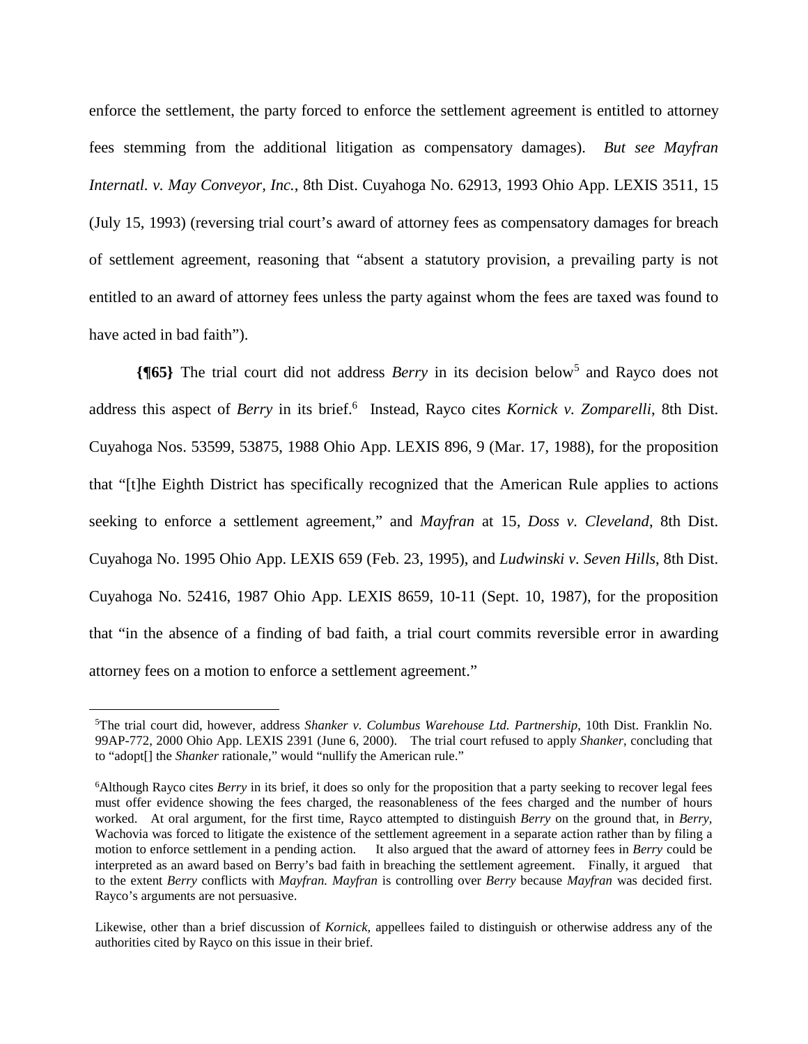enforce the settlement, the party forced to enforce the settlement agreement is entitled to attorney fees stemming from the additional litigation as compensatory damages). *But see Mayfran Internatl. v. May Conveyor, Inc.*, 8th Dist. Cuyahoga No. 62913, 1993 Ohio App. LEXIS 3511, 15 (July 15, 1993) (reversing trial court's award of attorney fees as compensatory damages for breach of settlement agreement, reasoning that "absent a statutory provision, a prevailing party is not entitled to an award of attorney fees unless the party against whom the fees are taxed was found to have acted in bad faith").

**{¶65}** The trial court did not address *Berry* in its decision below[5] and Rayco does not address this aspect of *Berry* in its brief.[6] Instead, Rayco cites *Kornick v. Zomparelli*, 8th Dist. Cuyahoga Nos. 53599, 53875, 1988 Ohio App. LEXIS 896, 9 (Mar. 17, 1988), for the proposition that "[t]he Eighth District has specifically recognized that the American Rule applies to actions seeking to enforce a settlement agreement," and *Mayfran* at 15, *Doss v. Cleveland*, 8th Dist. Cuyahoga No. 1995 Ohio App. LEXIS 659 (Feb. 23, 1995), and *Ludwinski v. Seven Hills*, 8th Dist. Cuyahoga No. 52416, 1987 Ohio App. LEXIS 8659, 10-11 (Sept. 10, 1987), for the proposition that "in the absence of a finding of bad faith, a trial court commits reversible error in awarding attorney fees on a motion to enforce a settlement agreement."

---

[5]The trial court did, however, address *Shanker v. Columbus Warehouse Ltd. Partnership*, 10th Dist. Franklin No. 99AP-772, 2000 Ohio App. LEXIS 2391 (June 6, 2000). The trial court refused to apply *Shanker*, concluding that to "adopt[] the *Shanker* rationale," would "nullify the American rule."

[6]Although Rayco cites *Berry* in its brief, it does so only for the proposition that a party seeking to recover legal fees must offer evidence showing the fees charged, the reasonableness of the fees charged and the number of hours worked. At oral argument, for the first time, Rayco attempted to distinguish *Berry* on the ground that, in *Berry*, Wachovia was forced to litigate the existence of the settlement agreement in a separate action rather than by filing a motion to enforce settlement in a pending action. It also argued that the award of attorney fees in *Berry* could be interpreted as an award based on Berry's bad faith in breaching the settlement agreement. Finally, it argued that to the extent *Berry* conflicts with *Mayfran. Mayfran* is controlling over *Berry* because *Mayfran* was decided first. Rayco's arguments are not persuasive.

Likewise, other than a brief discussion of *Kornick*, appellees failed to distinguish or otherwise address any of the authorities cited by Rayco on this issue in their brief.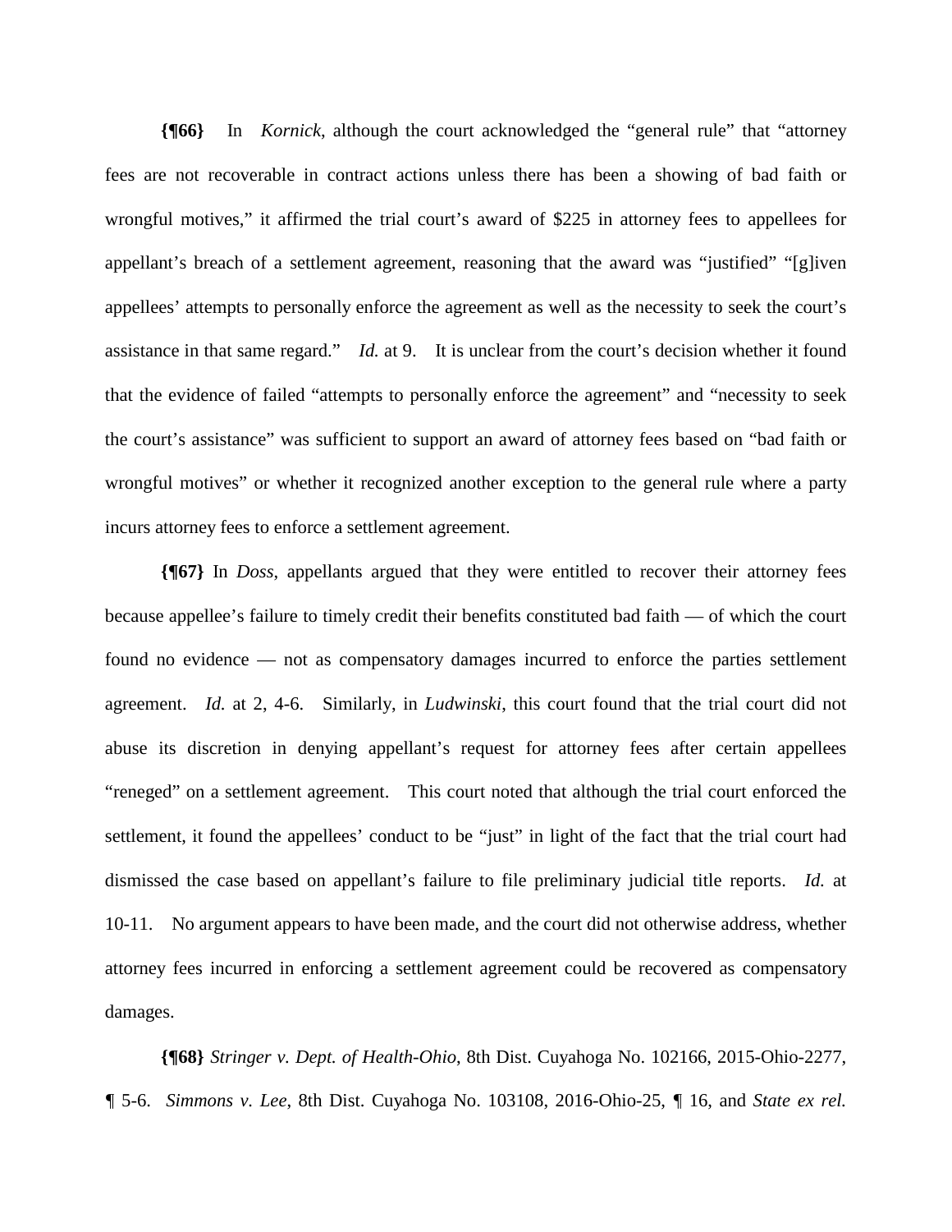**{¶66}** In *Kornick*, although the court acknowledged the "general rule" that "attorney fees are not recoverable in contract actions unless there has been a showing of bad faith or wrongful motives," it affirmed the trial court's award of $225 in attorney fees to appellees for appellant's breach of a settlement agreement, reasoning that the award was "justified" "[g]iven appellees' attempts to personally enforce the agreement as well as the necessity to seek the court's assistance in that same regard." *Id.* at 9. It is unclear from the court's decision whether it found that the evidence of failed "attempts to personally enforce the agreement" and "necessity to seek the court's assistance" was sufficient to support an award of attorney fees based on "bad faith or wrongful motives" or whether it recognized another exception to the general rule where a party incurs attorney fees to enforce a settlement agreement.

**{¶67}** In *Doss*, appellants argued that they were entitled to recover their attorney fees because appellee's failure to timely credit their benefits constituted bad faith — of which the court found no evidence — not as compensatory damages incurred to enforce the parties settlement agreement. *Id.* at 2, 4-6. Similarly, in *Ludwinski*, this court found that the trial court did not abuse its discretion in denying appellant's request for attorney fees after certain appellees "reneged" on a settlement agreement. This court noted that although the trial court enforced the settlement, it found the appellees' conduct to be "just" in light of the fact that the trial court had dismissed the case based on appellant's failure to file preliminary judicial title reports. *Id.* at 10-11. No argument appears to have been made, and the court did not otherwise address, whether attorney fees incurred in enforcing a settlement agreement could be recovered as compensatory damages.

**{¶68}** *Stringer v. Dept. of Health-Ohio*, 8th Dist. Cuyahoga No. 102166, 2015-Ohio-2277, ¶ 5-6. *Simmons v. Lee*, 8th Dist. Cuyahoga No. 103108, 2016-Ohio-25, ¶ 16, and *State ex rel.*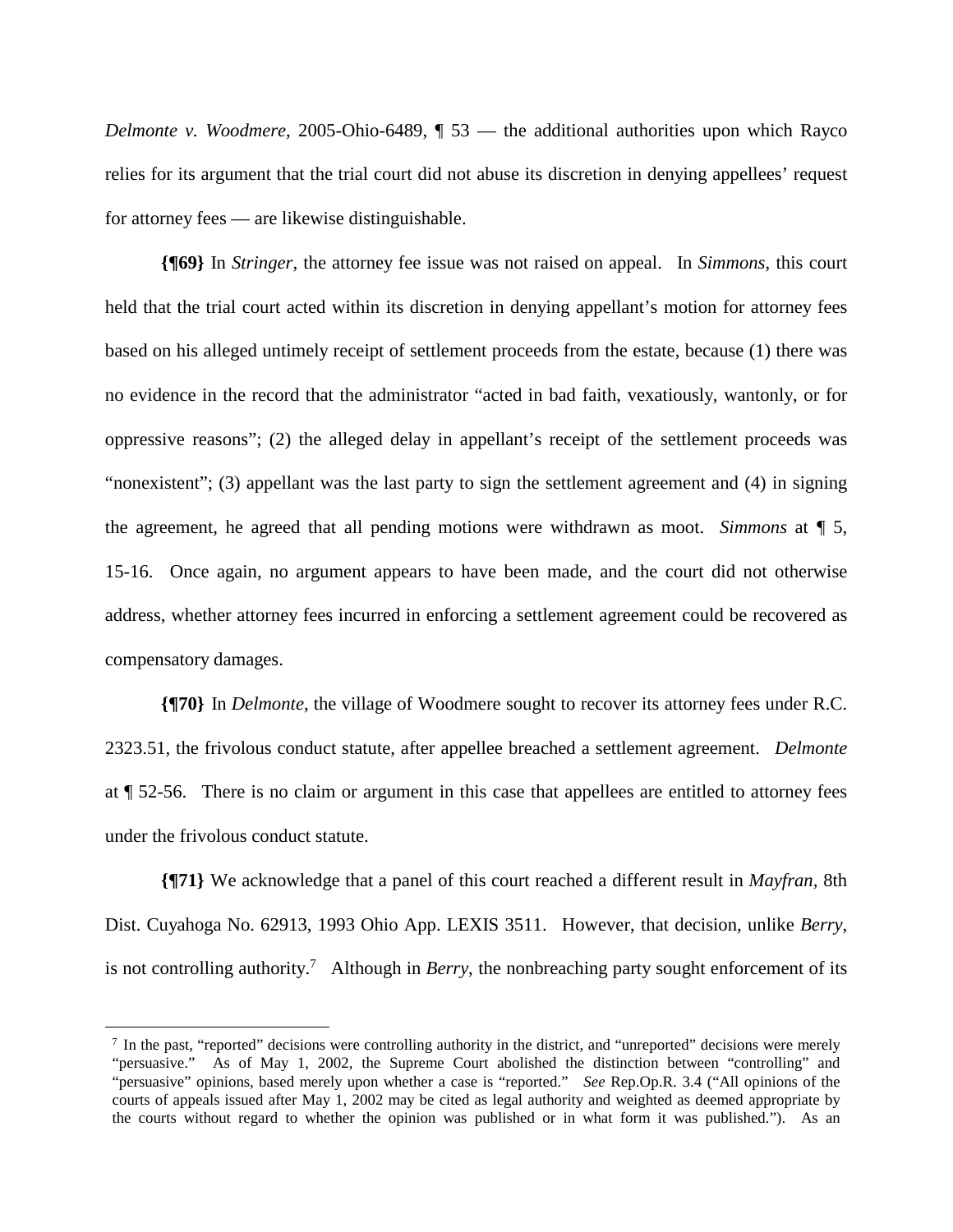*Delmonte v. Woodmere*, 2005-Ohio-6489, ¶ 53 — the additional authorities upon which Rayco relies for its argument that the trial court did not abuse its discretion in denying appellees' request for attorney fees — are likewise distinguishable.

**{¶69}** In *Stringer*, the attorney fee issue was not raised on appeal. In *Simmons*, this court held that the trial court acted within its discretion in denying appellant's motion for attorney fees based on his alleged untimely receipt of settlement proceeds from the estate, because (1) there was no evidence in the record that the administrator "acted in bad faith, vexatiously, wantonly, or for oppressive reasons"; (2) the alleged delay in appellant's receipt of the settlement proceeds was "nonexistent"; (3) appellant was the last party to sign the settlement agreement and (4) in signing the agreement, he agreed that all pending motions were withdrawn as moot. *Simmons* at ¶ 5, 15-16. Once again, no argument appears to have been made, and the court did not otherwise address, whether attorney fees incurred in enforcing a settlement agreement could be recovered as compensatory damages.

**{¶70}** In *Delmonte*, the village of Woodmere sought to recover its attorney fees under R.C. 2323.51, the frivolous conduct statute, after appellee breached a settlement agreement. *Delmonte* at ¶ 52-56. There is no claim or argument in this case that appellees are entitled to attorney fees under the frivolous conduct statute.

**{¶71}** We acknowledge that a panel of this court reached a different result in *Mayfran*, 8th Dist. Cuyahoga No. 62913, 1993 Ohio App. LEXIS 3511. However, that decision, unlike *Berry*, is not controlling authority.[7] Although in *Berry*, the nonbreaching party sought enforcement of its

---

[7] In the past, "reported" decisions were controlling authority in the district, and "unreported" decisions were merely "persuasive." As of May 1, 2002, the Supreme Court abolished the distinction between "controlling" and "persuasive" opinions, based merely upon whether a case is "reported." *See* Rep.Op.R. 3.4 ("All opinions of the courts of appeals issued after May 1, 2002 may be cited as legal authority and weighted as deemed appropriate by the courts without regard to whether the opinion was published or in what form it was published."). As an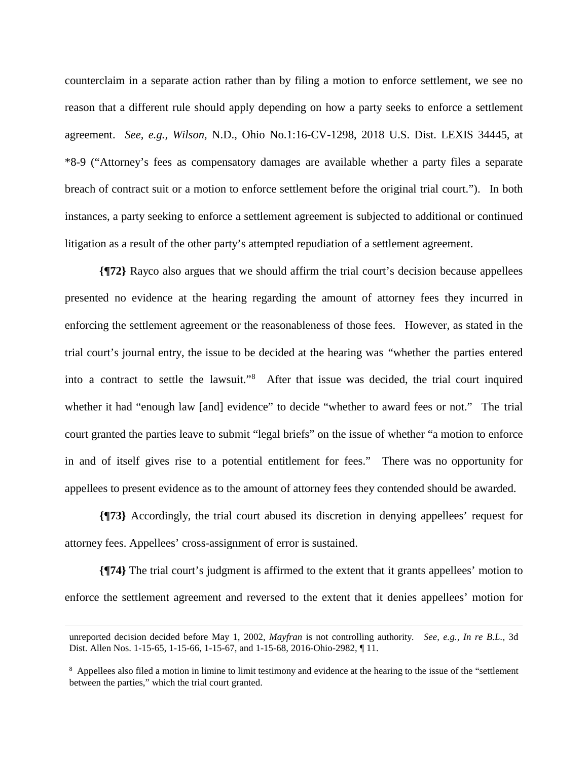counterclaim in a separate action rather than by filing a motion to enforce settlement, we see no reason that a different rule should apply depending on how a party seeks to enforce a settlement agreement. *See, e.g.*, *Wilson*, N.D., Ohio No.1:16-CV-1298, 2018 U.S. Dist. LEXIS 34445, at *8-9 ("Attorney's fees as compensatory damages are available whether a party files a separate breach of contract suit or a motion to enforce settlement before the original trial court."). In both instances, a party seeking to enforce a settlement agreement is subjected to additional or continued litigation as a result of the other party's attempted repudiation of a settlement agreement.

**{¶72}** Rayco also argues that we should affirm the trial court's decision because appellees presented no evidence at the hearing regarding the amount of attorney fees they incurred in enforcing the settlement agreement or the reasonableness of those fees. However, as stated in the trial court's journal entry, the issue to be decided at the hearing was "whether the parties entered into a contract to settle the lawsuit."[8] After that issue was decided, the trial court inquired whether it had "enough law [and] evidence" to decide "whether to award fees or not." The trial court granted the parties leave to submit "legal briefs" on the issue of whether "a motion to enforce in and of itself gives rise to a potential entitlement for fees." There was no opportunity for appellees to present evidence as to the amount of attorney fees they contended should be awarded.

**{¶73}** Accordingly, the trial court abused its discretion in denying appellees' request for attorney fees. Appellees' cross-assignment of error is sustained.

**{¶74}** The trial court's judgment is affirmed to the extent that it grants appellees' motion to enforce the settlement agreement and reversed to the extent that it denies appellees' motion for

---

unreported decision decided before May 1, 2002, *Mayfran* is not controlling authority. *See, e.g., In re B.L.*, 3d Dist. Allen Nos. 1-15-65, 1-15-66, 1-15-67, and 1-15-68, 2016-Ohio-2982, ¶ 11.

[8] Appellees also filed a motion in limine to limit testimony and evidence at the hearing to the issue of the "settlement between the parties," which the trial court granted.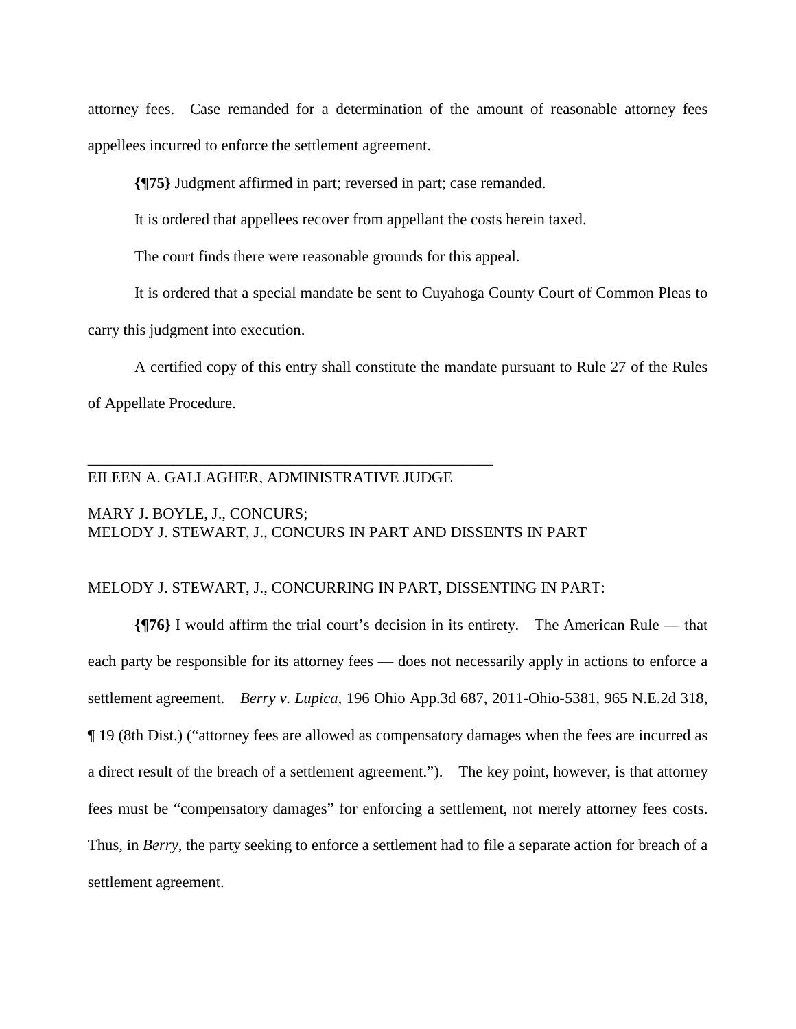attorney fees. Case remanded for a determination of the amount of reasonable attorney fees appellees incurred to enforce the settlement agreement.

**{¶75}** Judgment affirmed in part; reversed in part; case remanded.

It is ordered that appellees recover from appellant the costs herein taxed.

The court finds there were reasonable grounds for this appeal.

It is ordered that a special mandate be sent to Cuyahoga County Court of Common Pleas to carry this judgment into execution.

A certified copy of this entry shall constitute the mandate pursuant to Rule 27 of the Rules of Appellate Procedure.

______________________________________________________
EILEEN A. GALLAGHER, ADMINISTRATIVE JUDGE

MARY J. BOYLE, J., CONCURS;
MELODY J. STEWART, J., CONCURS IN PART AND DISSENTS IN PART

MELODY J. STEWART, J., CONCURRING IN PART, DISSENTING IN PART:

**{¶76}** I would affirm the trial court's decision in its entirety. The American Rule — that each party be responsible for its attorney fees — does not necessarily apply in actions to enforce a settlement agreement. *Berry v. Lupica*, 196 Ohio App.3d 687, 2011-Ohio-5381, 965 N.E.2d 318, ¶ 19 (8th Dist.) ("attorney fees are allowed as compensatory damages when the fees are incurred as a direct result of the breach of a settlement agreement."). The key point, however, is that attorney fees must be "compensatory damages" for enforcing a settlement, not merely attorney fees costs. Thus, in *Berry*, the party seeking to enforce a settlement had to file a separate action for breach of a settlement agreement.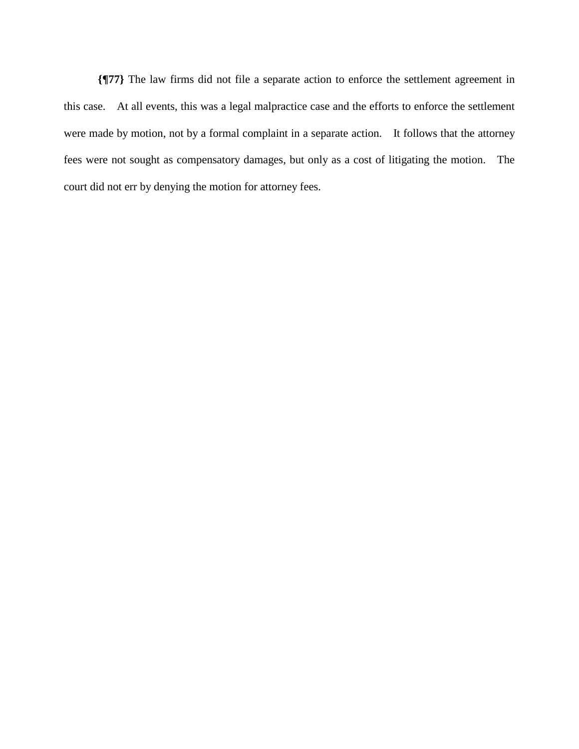**{¶77}** The law firms did not file a separate action to enforce the settlement agreement in this case. At all events, this was a legal malpractice case and the efforts to enforce the settlement were made by motion, not by a formal complaint in a separate action. It follows that the attorney fees were not sought as compensatory damages, but only as a cost of litigating the motion. The court did not err by denying the motion for attorney fees.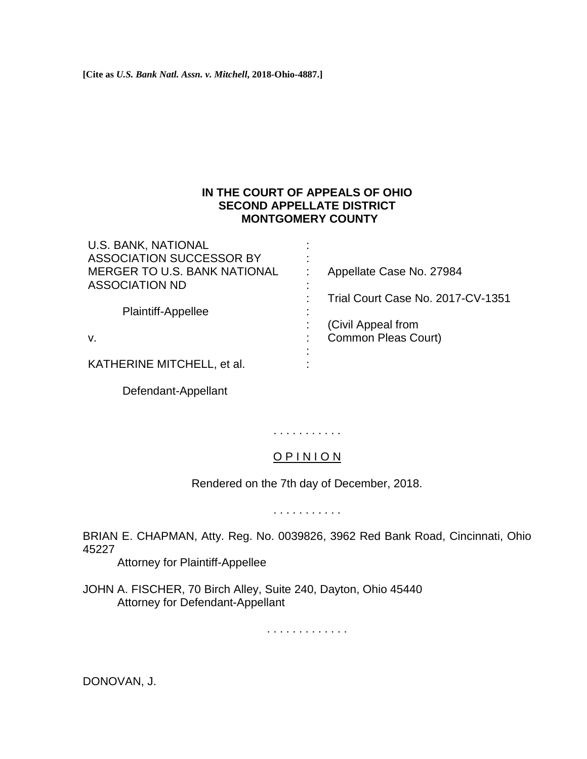**[Cite as *U.S. Bank Natl. Assn. v. Mitchell*, 2018-Ohio-4887.]**

**IN THE COURT OF APPEALS OF OHIO**
**SECOND APPELLATE DISTRICT**
**MONTGOMERY COUNTY**

| | | |
|---|---|---|
| U.S. BANK, NATIONAL ASSOCIATION SUCCESSOR BY MERGER TO U.S. BANK NATIONAL ASSOCIATION ND | : | Appellate Case No. 27984 |
| | : | Trial Court Case No. 2017-CV-1351 |
| Plaintiff-Appellee | : | |
| | : | (Civil Appeal from Common Pleas Court) |
| v. | : | |
| KATHERINE MITCHELL, et al. | : | |
| Defendant-Appellant | | |

. . . . . . . . . . .

O P I N I O N

Rendered on the 7th day of December, 2018.

. . . . . . . . . . .

BRIAN E. CHAPMAN, Atty. Reg. No. 0039826, 3962 Red Bank Road, Cincinnati, Ohio 45227
Attorney for Plaintiff-Appellee

JOHN A. FISCHER, 70 Birch Alley, Suite 240, Dayton, Ohio 45440
Attorney for Defendant-Appellant

. . . . . . . . . . . . .

DONOVAN, J.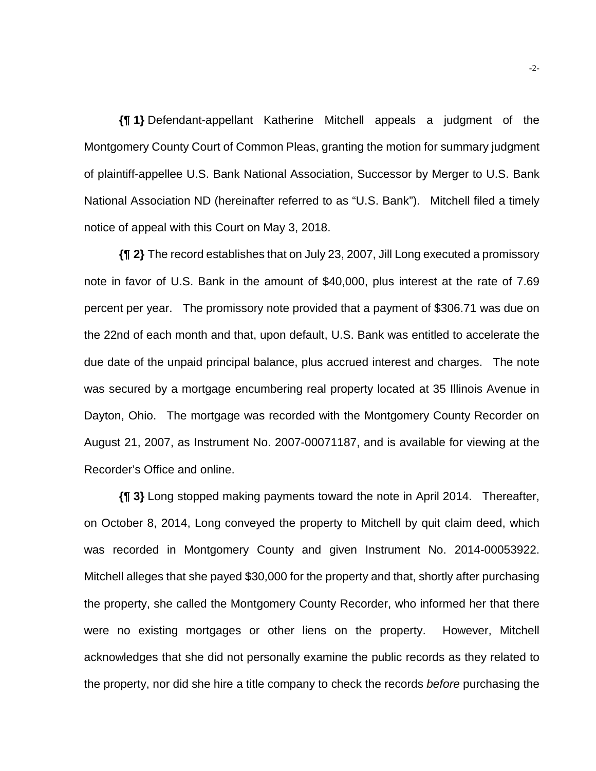**{¶ 1}** Defendant-appellant Katherine Mitchell appeals a judgment of the Montgomery County Court of Common Pleas, granting the motion for summary judgment of plaintiff-appellee U.S. Bank National Association, Successor by Merger to U.S. Bank National Association ND (hereinafter referred to as "U.S. Bank"). Mitchell filed a timely notice of appeal with this Court on May 3, 2018.

**{¶ 2}** The record establishes that on July 23, 2007, Jill Long executed a promissory note in favor of U.S. Bank in the amount of $40,000, plus interest at the rate of 7.69 percent per year. The promissory note provided that a payment of $306.71 was due on the 22nd of each month and that, upon default, U.S. Bank was entitled to accelerate the due date of the unpaid principal balance, plus accrued interest and charges. The note was secured by a mortgage encumbering real property located at 35 Illinois Avenue in Dayton, Ohio. The mortgage was recorded with the Montgomery County Recorder on August 21, 2007, as Instrument No. 2007-00071187, and is available for viewing at the Recorder's Office and online.

**{¶ 3}** Long stopped making payments toward the note in April 2014. Thereafter, on October 8, 2014, Long conveyed the property to Mitchell by quit claim deed, which was recorded in Montgomery County and given Instrument No. 2014-00053922. Mitchell alleges that she payed $30,000 for the property and that, shortly after purchasing the property, she called the Montgomery County Recorder, who informed her that there were no existing mortgages or other liens on the property. However, Mitchell acknowledges that she did not personally examine the public records as they related to the property, nor did she hire a title company to check the records *before* purchasing the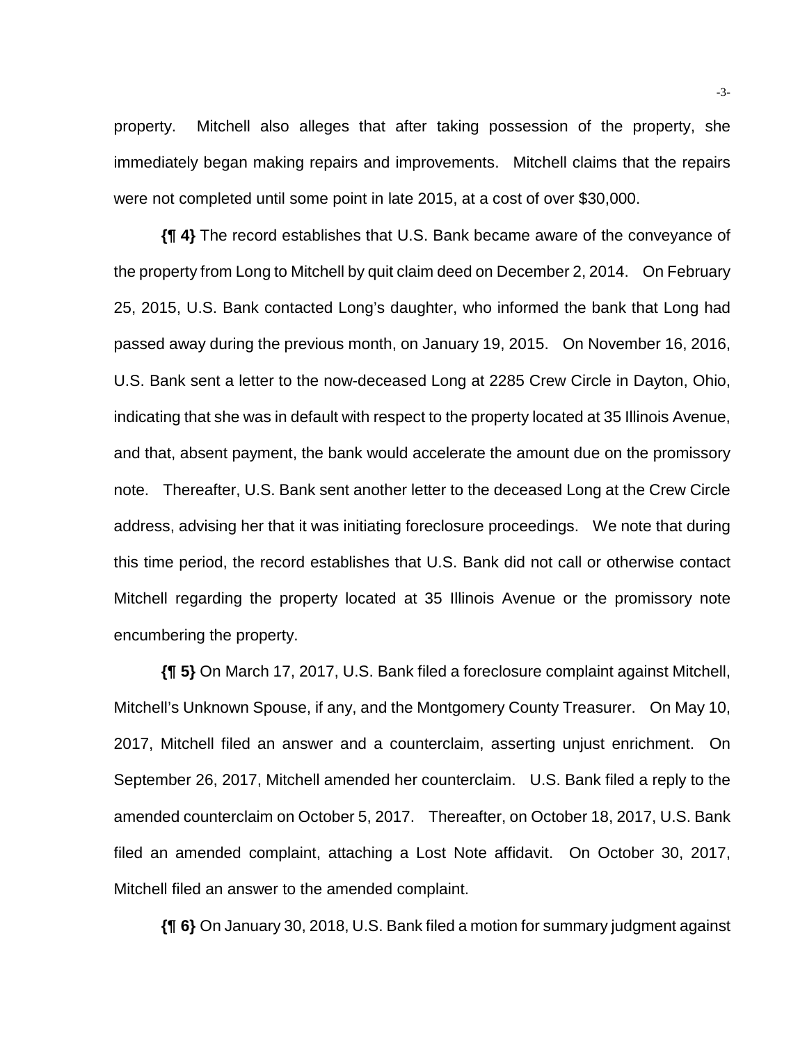property. Mitchell also alleges that after taking possession of the property, she immediately began making repairs and improvements. Mitchell claims that the repairs were not completed until some point in late 2015, at a cost of over $30,000.

**{¶ 4}** The record establishes that U.S. Bank became aware of the conveyance of the property from Long to Mitchell by quit claim deed on December 2, 2014. On February 25, 2015, U.S. Bank contacted Long's daughter, who informed the bank that Long had passed away during the previous month, on January 19, 2015. On November 16, 2016, U.S. Bank sent a letter to the now-deceased Long at 2285 Crew Circle in Dayton, Ohio, indicating that she was in default with respect to the property located at 35 Illinois Avenue, and that, absent payment, the bank would accelerate the amount due on the promissory note. Thereafter, U.S. Bank sent another letter to the deceased Long at the Crew Circle address, advising her that it was initiating foreclosure proceedings. We note that during this time period, the record establishes that U.S. Bank did not call or otherwise contact Mitchell regarding the property located at 35 Illinois Avenue or the promissory note encumbering the property.

**{¶ 5}** On March 17, 2017, U.S. Bank filed a foreclosure complaint against Mitchell, Mitchell's Unknown Spouse, if any, and the Montgomery County Treasurer. On May 10, 2017, Mitchell filed an answer and a counterclaim, asserting unjust enrichment. On September 26, 2017, Mitchell amended her counterclaim. U.S. Bank filed a reply to the amended counterclaim on October 5, 2017. Thereafter, on October 18, 2017, U.S. Bank filed an amended complaint, attaching a Lost Note affidavit. On October 30, 2017, Mitchell filed an answer to the amended complaint.

**{¶ 6}** On January 30, 2018, U.S. Bank filed a motion for summary judgment against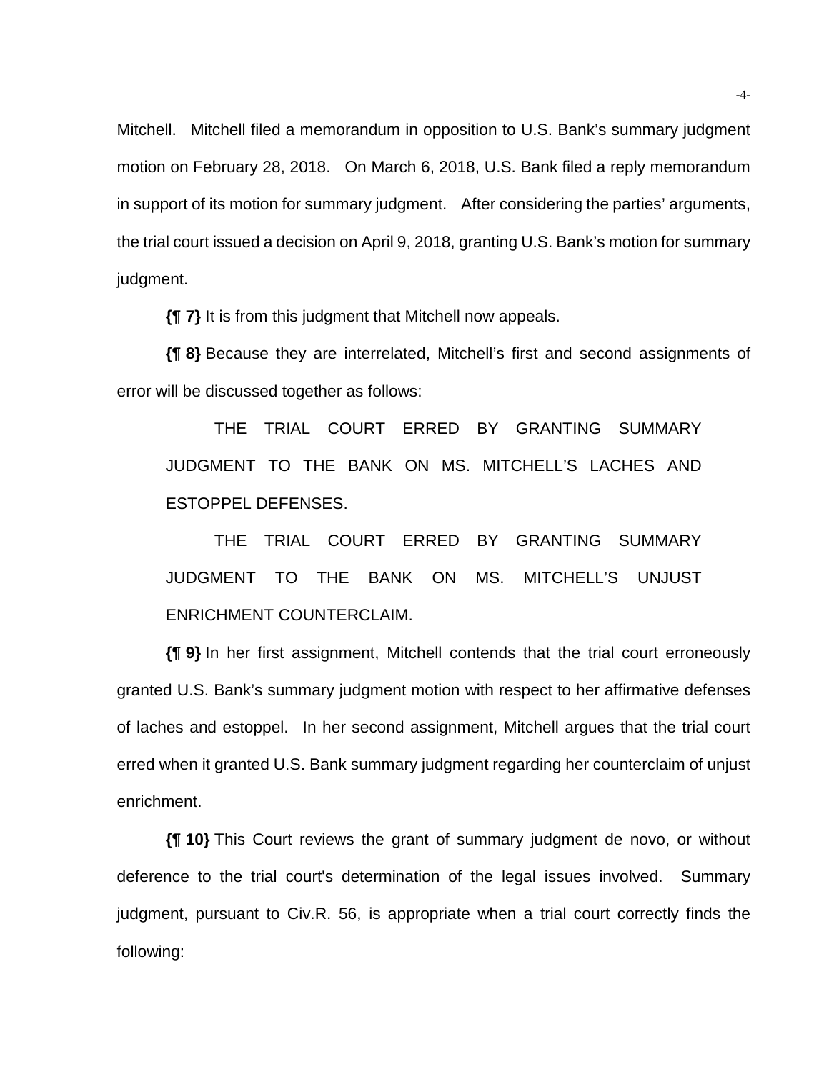Mitchell. Mitchell filed a memorandum in opposition to U.S. Bank's summary judgment motion on February 28, 2018. On March 6, 2018, U.S. Bank filed a reply memorandum in support of its motion for summary judgment. After considering the parties' arguments, the trial court issued a decision on April 9, 2018, granting U.S. Bank's motion for summary judgment.

**{¶ 7}** It is from this judgment that Mitchell now appeals.

**{¶ 8}** Because they are interrelated, Mitchell's first and second assignments of error will be discussed together as follows:

> THE TRIAL COURT ERRED BY GRANTING SUMMARY JUDGMENT TO THE BANK ON MS. MITCHELL'S LACHES AND ESTOPPEL DEFENSES.
>
> THE TRIAL COURT ERRED BY GRANTING SUMMARY JUDGMENT TO THE BANK ON MS. MITCHELL'S UNJUST ENRICHMENT COUNTERCLAIM.

**{¶ 9}** In her first assignment, Mitchell contends that the trial court erroneously granted U.S. Bank's summary judgment motion with respect to her affirmative defenses of laches and estoppel. In her second assignment, Mitchell argues that the trial court erred when it granted U.S. Bank summary judgment regarding her counterclaim of unjust enrichment.

**{¶ 10}** This Court reviews the grant of summary judgment de novo, or without deference to the trial court's determination of the legal issues involved. Summary judgment, pursuant to Civ.R. 56, is appropriate when a trial court correctly finds the following: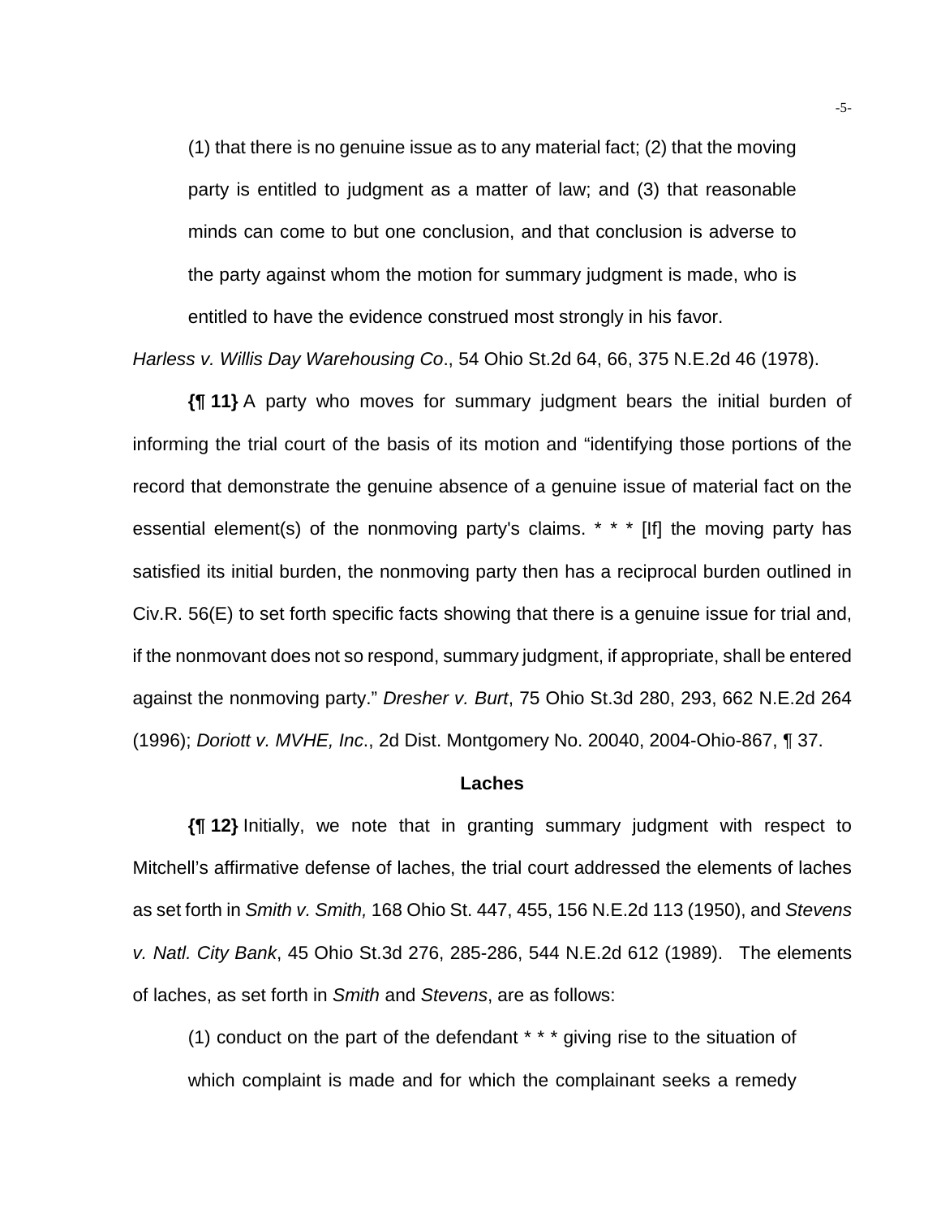> (1) that there is no genuine issue as to any material fact; (2) that the moving party is entitled to judgment as a matter of law; and (3) that reasonable minds can come to but one conclusion, and that conclusion is adverse to the party against whom the motion for summary judgment is made, who is entitled to have the evidence construed most strongly in his favor.

*Harless v. Willis Day Warehousing Co*., 54 Ohio St.2d 64, 66, 375 N.E.2d 46 (1978).

**{¶ 11}** A party who moves for summary judgment bears the initial burden of informing the trial court of the basis of its motion and "identifying those portions of the record that demonstrate the genuine absence of a genuine issue of material fact on the essential element(s) of the nonmoving party's claims. * * * [If] the moving party has satisfied its initial burden, the nonmoving party then has a reciprocal burden outlined in Civ.R. 56(E) to set forth specific facts showing that there is a genuine issue for trial and, if the nonmovant does not so respond, summary judgment, if appropriate, shall be entered against the nonmoving party." *Dresher v. Burt*, 75 Ohio St.3d 280, 293, 662 N.E.2d 264 (1996); *Doriott v. MVHE, Inc*., 2d Dist. Montgomery No. 20040, 2004-Ohio-867, ¶ 37.

**Laches**

**{¶ 12}** Initially, we note that in granting summary judgment with respect to Mitchell's affirmative defense of laches, the trial court addressed the elements of laches as set forth in *Smith v. Smith,* 168 Ohio St. 447, 455, 156 N.E.2d 113 (1950), and *Stevens v. Natl. City Bank*, 45 Ohio St.3d 276, 285-286, 544 N.E.2d 612 (1989). The elements of laches, as set forth in *Smith* and *Stevens*, are as follows:

> (1) conduct on the part of the defendant * * * giving rise to the situation of which complaint is made and for which the complainant seeks a remedy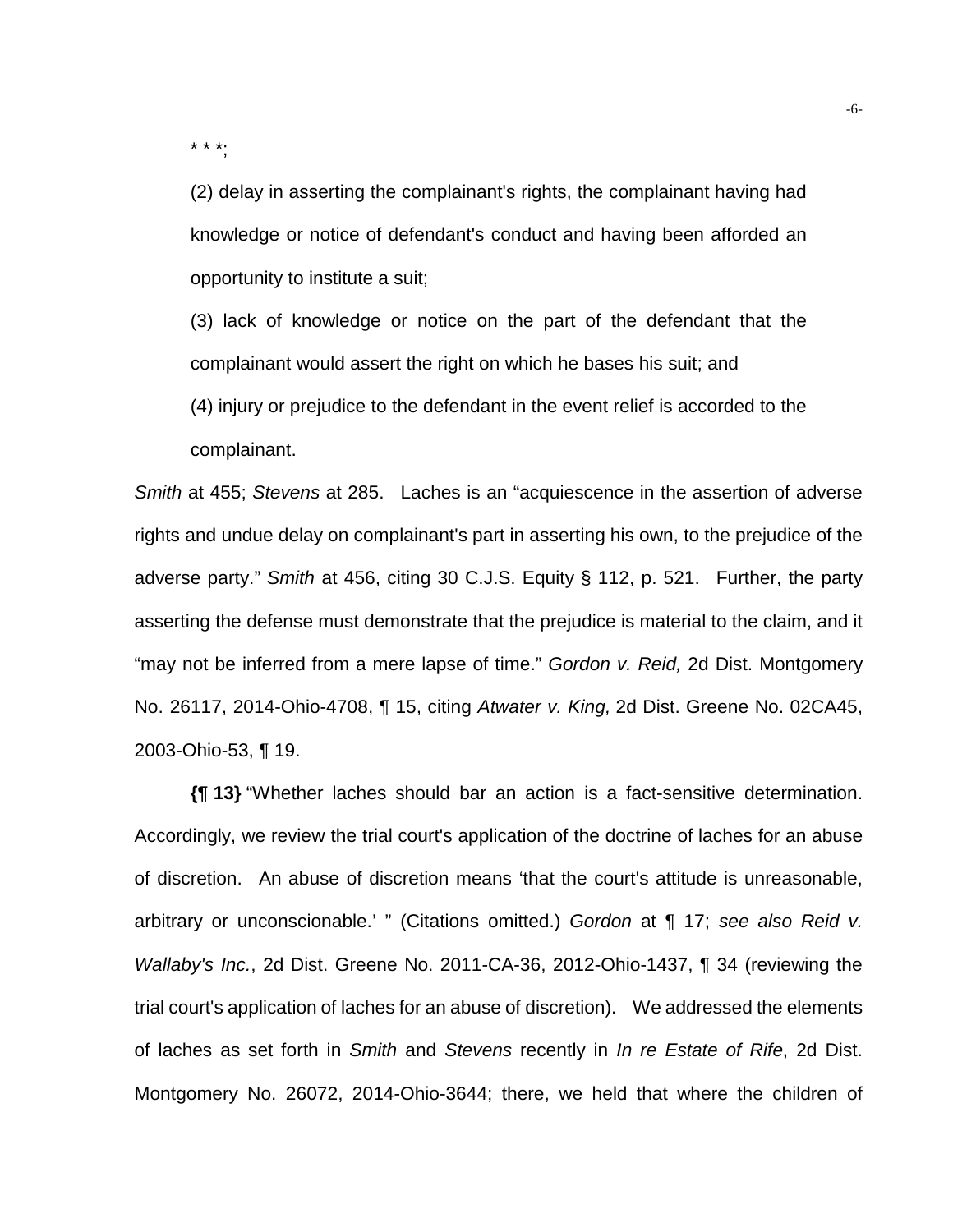* * *;

(2) delay in asserting the complainant's rights, the complainant having had knowledge or notice of defendant's conduct and having been afforded an opportunity to institute a suit;

(3) lack of knowledge or notice on the part of the defendant that the complainant would assert the right on which he bases his suit; and

(4) injury or prejudice to the defendant in the event relief is accorded to the complainant.

*Smith* at 455; *Stevens* at 285. Laches is an "acquiescence in the assertion of adverse rights and undue delay on complainant's part in asserting his own, to the prejudice of the adverse party." *Smith* at 456, citing 30 C.J.S. Equity § 112, p. 521. Further, the party asserting the defense must demonstrate that the prejudice is material to the claim, and it "may not be inferred from a mere lapse of time." *Gordon v. Reid,* 2d Dist. Montgomery No. 26117, 2014-Ohio-4708, ¶ 15, citing *Atwater v. King,* 2d Dist. Greene No. 02CA45, 2003-Ohio-53, ¶ 19.

**{¶ 13}** "Whether laches should bar an action is a fact-sensitive determination. Accordingly, we review the trial court's application of the doctrine of laches for an abuse of discretion. An abuse of discretion means 'that the court's attitude is unreasonable, arbitrary or unconscionable.' " (Citations omitted.) *Gordon* at ¶ 17; *see also Reid v. Wallaby's Inc.*, 2d Dist. Greene No. 2011-CA-36, 2012-Ohio-1437, ¶ 34 (reviewing the trial court's application of laches for an abuse of discretion). We addressed the elements of laches as set forth in *Smith* and *Stevens* recently in *In re Estate of Rife*, 2d Dist. Montgomery No. 26072, 2014-Ohio-3644; there, we held that where the children of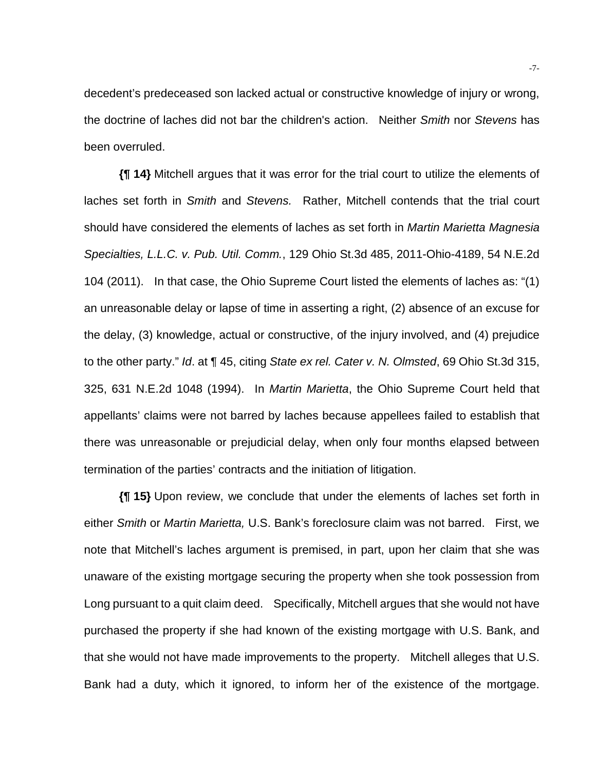decedent's predeceased son lacked actual or constructive knowledge of injury or wrong, the doctrine of laches did not bar the children's action. Neither *Smith* nor *Stevens* has been overruled.

**{¶ 14}** Mitchell argues that it was error for the trial court to utilize the elements of laches set forth in *Smith* and *Stevens.* Rather, Mitchell contends that the trial court should have considered the elements of laches as set forth in *Martin Marietta Magnesia Specialties, L.L.C. v. Pub. Util. Comm.*, 129 Ohio St.3d 485, 2011-Ohio-4189, 54 N.E.2d 104 (2011). In that case, the Ohio Supreme Court listed the elements of laches as: "(1) an unreasonable delay or lapse of time in asserting a right, (2) absence of an excuse for the delay, (3) knowledge, actual or constructive, of the injury involved, and (4) prejudice to the other party." *Id*. at ¶ 45, citing *State ex rel. Cater v. N. Olmsted*, 69 Ohio St.3d 315, 325, 631 N.E.2d 1048 (1994). In *Martin Marietta*, the Ohio Supreme Court held that appellants' claims were not barred by laches because appellees failed to establish that there was unreasonable or prejudicial delay, when only four months elapsed between termination of the parties' contracts and the initiation of litigation.

**{¶ 15}** Upon review, we conclude that under the elements of laches set forth in either *Smith* or *Martin Marietta,* U.S. Bank's foreclosure claim was not barred. First, we note that Mitchell's laches argument is premised, in part, upon her claim that she was unaware of the existing mortgage securing the property when she took possession from Long pursuant to a quit claim deed. Specifically, Mitchell argues that she would not have purchased the property if she had known of the existing mortgage with U.S. Bank, and that she would not have made improvements to the property. Mitchell alleges that U.S. Bank had a duty, which it ignored, to inform her of the existence of the mortgage.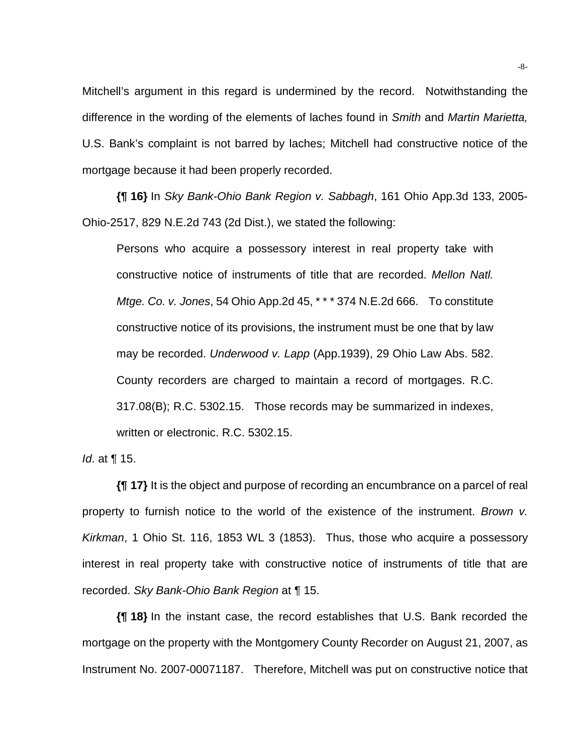Mitchell's argument in this regard is undermined by the record. Notwithstanding the difference in the wording of the elements of laches found in *Smith* and *Martin Marietta,* U.S. Bank's complaint is not barred by laches; Mitchell had constructive notice of the mortgage because it had been properly recorded.

**{¶ 16}** In *Sky Bank-Ohio Bank Region v. Sabbagh*, 161 Ohio App.3d 133, 2005-Ohio-2517, 829 N.E.2d 743 (2d Dist.), we stated the following:

> Persons who acquire a possessory interest in real property take with constructive notice of instruments of title that are recorded. *Mellon Natl. Mtge. Co. v. Jones*, 54 Ohio App.2d 45, * * * 374 N.E.2d 666. To constitute constructive notice of its provisions, the instrument must be one that by law may be recorded. *Underwood v. Lapp* (App.1939), 29 Ohio Law Abs. 582. County recorders are charged to maintain a record of mortgages. R.C. 317.08(B); R.C. 5302.15. Those records may be summarized in indexes, written or electronic. R.C. 5302.15.

*Id*. at ¶ 15.

**{¶ 17}** It is the object and purpose of recording an encumbrance on a parcel of real property to furnish notice to the world of the existence of the instrument. *Brown v. Kirkman*, 1 Ohio St. 116, 1853 WL 3 (1853). Thus, those who acquire a possessory interest in real property take with constructive notice of instruments of title that are recorded. *Sky Bank-Ohio Bank Region* at ¶ 15.

**{¶ 18}** In the instant case, the record establishes that U.S. Bank recorded the mortgage on the property with the Montgomery County Recorder on August 21, 2007, as Instrument No. 2007-00071187. Therefore, Mitchell was put on constructive notice that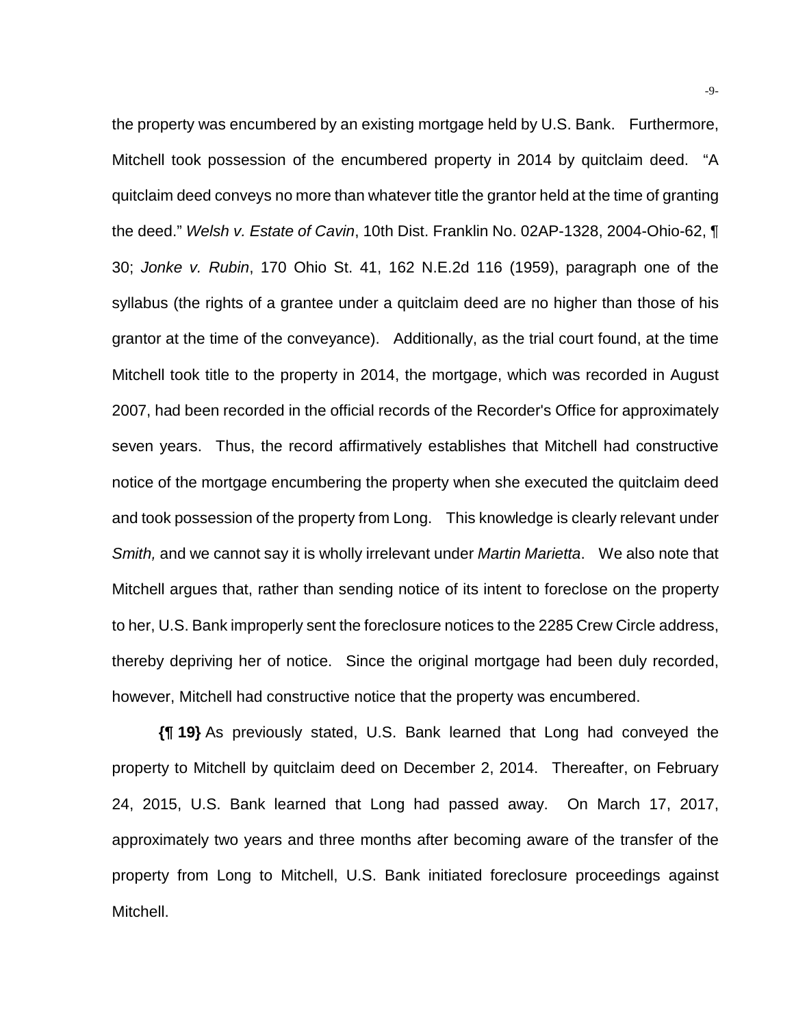the property was encumbered by an existing mortgage held by U.S. Bank. Furthermore, Mitchell took possession of the encumbered property in 2014 by quitclaim deed. "A quitclaim deed conveys no more than whatever title the grantor held at the time of granting the deed." *Welsh v. Estate of Cavin*, 10th Dist. Franklin No. 02AP-1328, 2004-Ohio-62, ¶ 30; *Jonke v. Rubin*, 170 Ohio St. 41, 162 N.E.2d 116 (1959), paragraph one of the syllabus (the rights of a grantee under a quitclaim deed are no higher than those of his grantor at the time of the conveyance). Additionally, as the trial court found, at the time Mitchell took title to the property in 2014, the mortgage, which was recorded in August 2007, had been recorded in the official records of the Recorder's Office for approximately seven years. Thus, the record affirmatively establishes that Mitchell had constructive notice of the mortgage encumbering the property when she executed the quitclaim deed and took possession of the property from Long. This knowledge is clearly relevant under *Smith,* and we cannot say it is wholly irrelevant under *Martin Marietta*. We also note that Mitchell argues that, rather than sending notice of its intent to foreclose on the property to her, U.S. Bank improperly sent the foreclosure notices to the 2285 Crew Circle address, thereby depriving her of notice. Since the original mortgage had been duly recorded, however, Mitchell had constructive notice that the property was encumbered.

**{¶ 19}** As previously stated, U.S. Bank learned that Long had conveyed the property to Mitchell by quitclaim deed on December 2, 2014. Thereafter, on February 24, 2015, U.S. Bank learned that Long had passed away. On March 17, 2017, approximately two years and three months after becoming aware of the transfer of the property from Long to Mitchell, U.S. Bank initiated foreclosure proceedings against Mitchell.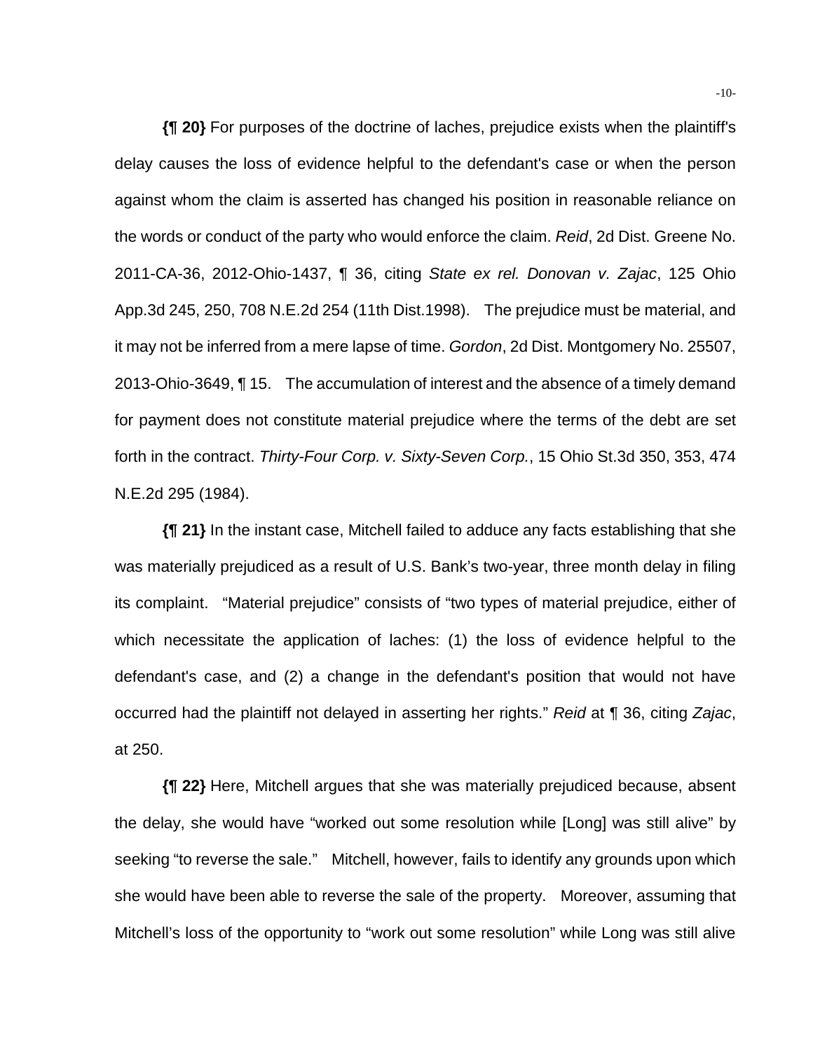**{¶ 20}** For purposes of the doctrine of laches, prejudice exists when the plaintiff's delay causes the loss of evidence helpful to the defendant's case or when the person against whom the claim is asserted has changed his position in reasonable reliance on the words or conduct of the party who would enforce the claim. *Reid*, 2d Dist. Greene No. 2011-CA-36, 2012-Ohio-1437, ¶ 36, citing *State ex rel. Donovan v. Zajac*, 125 Ohio App.3d 245, 250, 708 N.E.2d 254 (11th Dist.1998). The prejudice must be material, and it may not be inferred from a mere lapse of time. *Gordon*, 2d Dist. Montgomery No. 25507, 2013-Ohio-3649, ¶ 15. The accumulation of interest and the absence of a timely demand for payment does not constitute material prejudice where the terms of the debt are set forth in the contract. *Thirty-Four Corp. v. Sixty-Seven Corp.*, 15 Ohio St.3d 350, 353, 474 N.E.2d 295 (1984).

**{¶ 21}** In the instant case, Mitchell failed to adduce any facts establishing that she was materially prejudiced as a result of U.S. Bank's two-year, three month delay in filing its complaint. "Material prejudice" consists of "two types of material prejudice, either of which necessitate the application of laches: (1) the loss of evidence helpful to the defendant's case, and (2) a change in the defendant's position that would not have occurred had the plaintiff not delayed in asserting her rights." *Reid* at ¶ 36, citing *Zajac*, at 250.

**{¶ 22}** Here, Mitchell argues that she was materially prejudiced because, absent the delay, she would have "worked out some resolution while [Long] was still alive" by seeking "to reverse the sale." Mitchell, however, fails to identify any grounds upon which she would have been able to reverse the sale of the property. Moreover, assuming that Mitchell's loss of the opportunity to "work out some resolution" while Long was still alive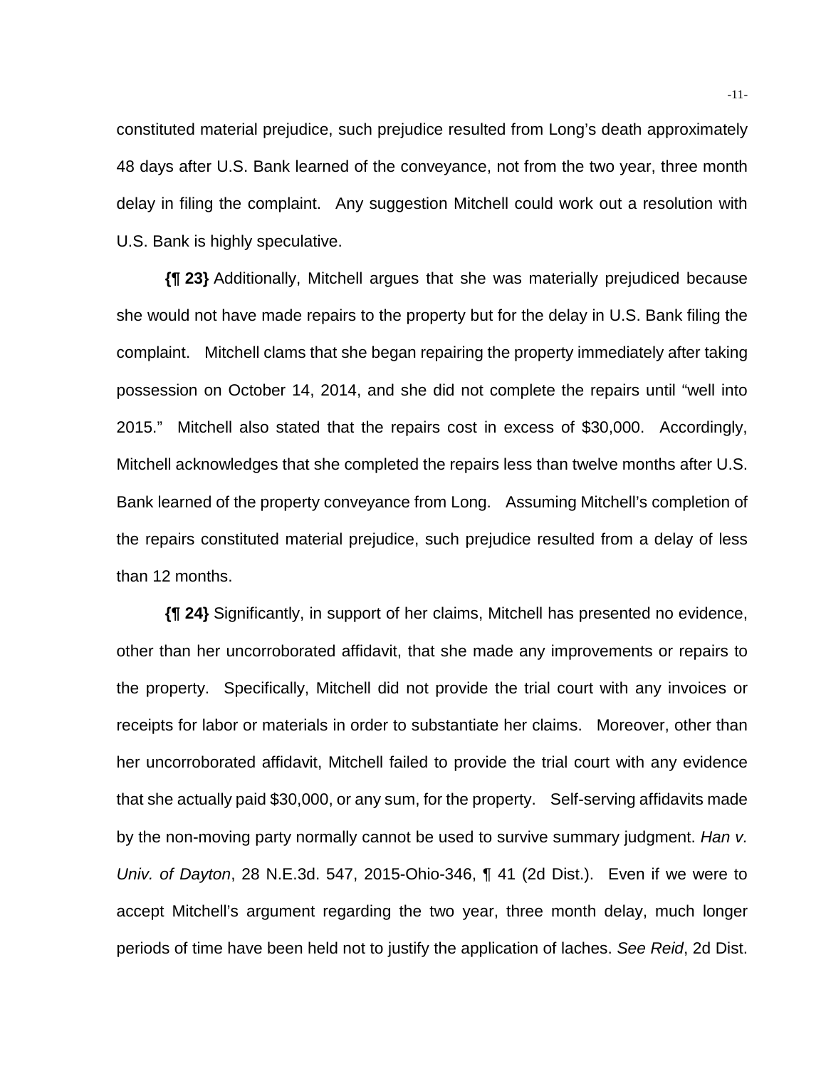constituted material prejudice, such prejudice resulted from Long's death approximately 48 days after U.S. Bank learned of the conveyance, not from the two year, three month delay in filing the complaint. Any suggestion Mitchell could work out a resolution with U.S. Bank is highly speculative.

**{¶ 23}** Additionally, Mitchell argues that she was materially prejudiced because she would not have made repairs to the property but for the delay in U.S. Bank filing the complaint. Mitchell clams that she began repairing the property immediately after taking possession on October 14, 2014, and she did not complete the repairs until "well into 2015." Mitchell also stated that the repairs cost in excess of $30,000. Accordingly, Mitchell acknowledges that she completed the repairs less than twelve months after U.S. Bank learned of the property conveyance from Long. Assuming Mitchell's completion of the repairs constituted material prejudice, such prejudice resulted from a delay of less than 12 months.

**{¶ 24}** Significantly, in support of her claims, Mitchell has presented no evidence, other than her uncorroborated affidavit, that she made any improvements or repairs to the property. Specifically, Mitchell did not provide the trial court with any invoices or receipts for labor or materials in order to substantiate her claims. Moreover, other than her uncorroborated affidavit, Mitchell failed to provide the trial court with any evidence that she actually paid $30,000, or any sum, for the property. Self-serving affidavits made by the non-moving party normally cannot be used to survive summary judgment. *Han v. Univ. of Dayton*, 28 N.E.3d. 547, 2015-Ohio-346, ¶ 41 (2d Dist.). Even if we were to accept Mitchell's argument regarding the two year, three month delay, much longer periods of time have been held not to justify the application of laches. *See Reid*, 2d Dist.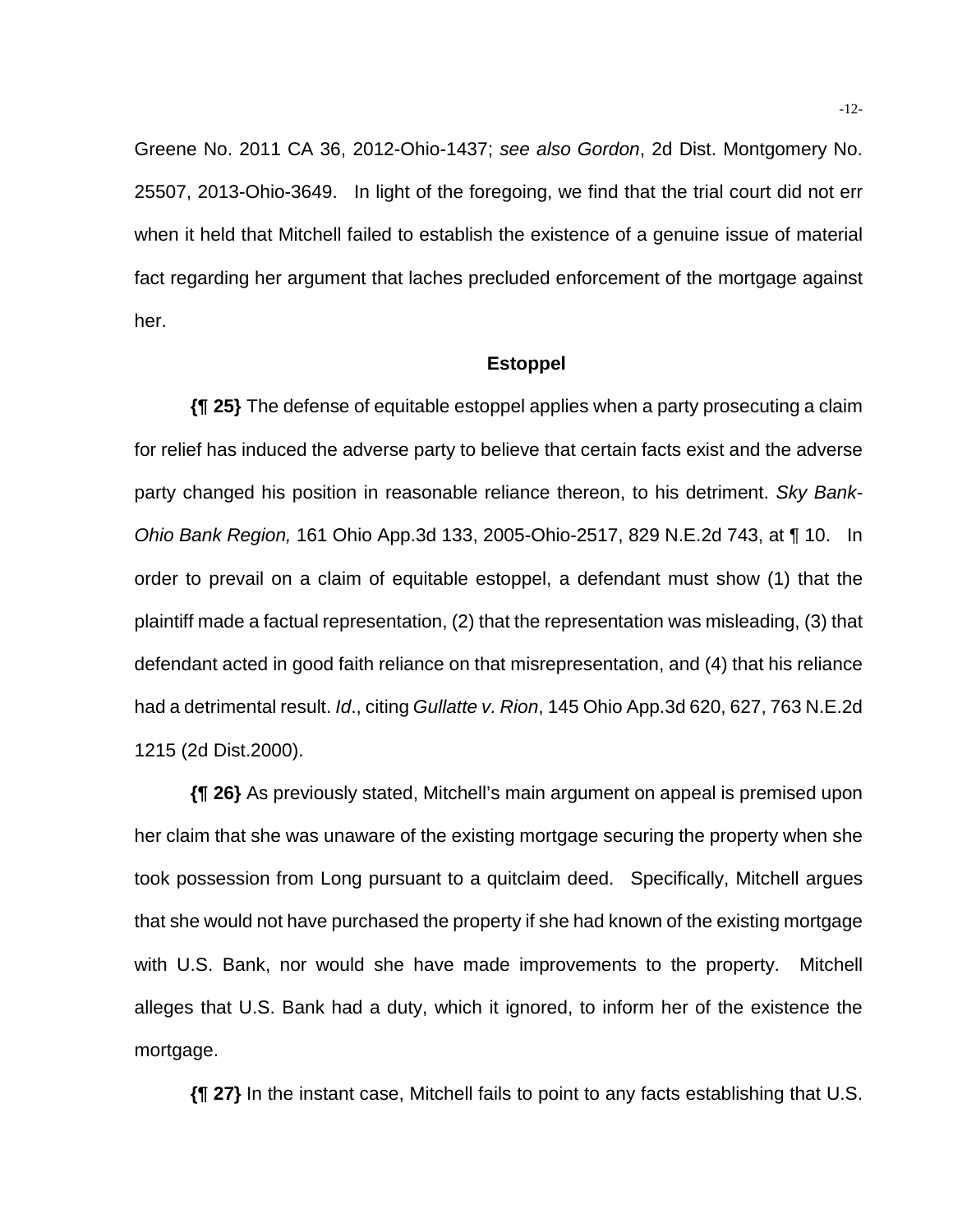Greene No. 2011 CA 36, 2012-Ohio-1437; *see also Gordon*, 2d Dist. Montgomery No. 25507, 2013-Ohio-3649. In light of the foregoing, we find that the trial court did not err when it held that Mitchell failed to establish the existence of a genuine issue of material fact regarding her argument that laches precluded enforcement of the mortgage against her.

### Estoppel

**{¶ 25}** The defense of equitable estoppel applies when a party prosecuting a claim for relief has induced the adverse party to believe that certain facts exist and the adverse party changed his position in reasonable reliance thereon, to his detriment. *Sky Bank-Ohio Bank Region,* 161 Ohio App.3d 133, 2005-Ohio-2517, 829 N.E.2d 743, at ¶ 10. In order to prevail on a claim of equitable estoppel, a defendant must show (1) that the plaintiff made a factual representation, (2) that the representation was misleading, (3) that defendant acted in good faith reliance on that misrepresentation, and (4) that his reliance had a detrimental result. *Id*., citing *Gullatte v. Rion*, 145 Ohio App.3d 620, 627, 763 N.E.2d 1215 (2d Dist.2000).

**{¶ 26}** As previously stated, Mitchell's main argument on appeal is premised upon her claim that she was unaware of the existing mortgage securing the property when she took possession from Long pursuant to a quitclaim deed. Specifically, Mitchell argues that she would not have purchased the property if she had known of the existing mortgage with U.S. Bank, nor would she have made improvements to the property. Mitchell alleges that U.S. Bank had a duty, which it ignored, to inform her of the existence the mortgage.

**{¶ 27}** In the instant case, Mitchell fails to point to any facts establishing that U.S.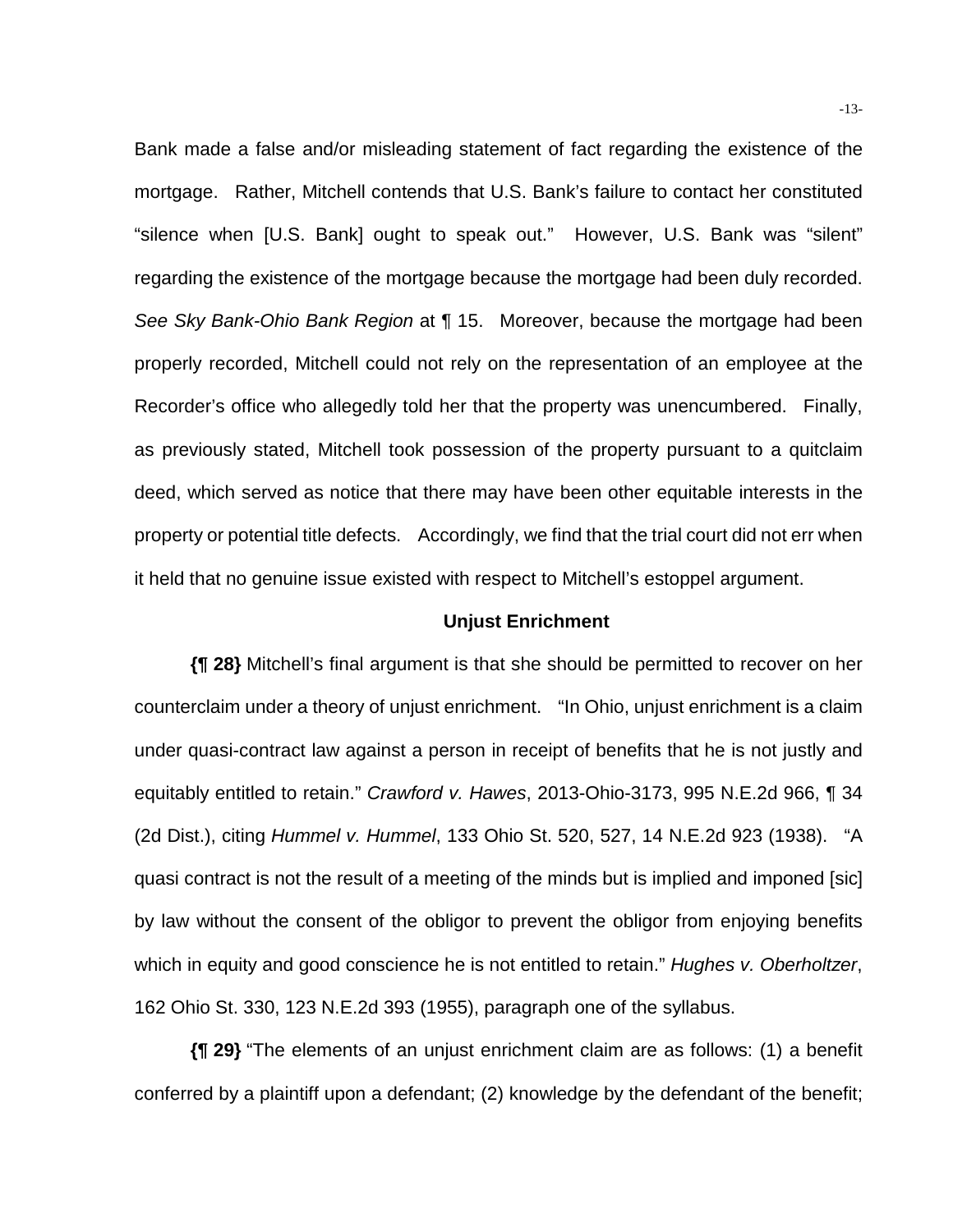Bank made a false and/or misleading statement of fact regarding the existence of the mortgage. Rather, Mitchell contends that U.S. Bank's failure to contact her constituted "silence when [U.S. Bank] ought to speak out." However, U.S. Bank was "silent" regarding the existence of the mortgage because the mortgage had been duly recorded. *See Sky Bank-Ohio Bank Region* at ¶ 15. Moreover, because the mortgage had been properly recorded, Mitchell could not rely on the representation of an employee at the Recorder's office who allegedly told her that the property was unencumbered. Finally, as previously stated, Mitchell took possession of the property pursuant to a quitclaim deed, which served as notice that there may have been other equitable interests in the property or potential title defects. Accordingly, we find that the trial court did not err when it held that no genuine issue existed with respect to Mitchell's estoppel argument.

### Unjust Enrichment

**{¶ 28}** Mitchell's final argument is that she should be permitted to recover on her counterclaim under a theory of unjust enrichment. "In Ohio, unjust enrichment is a claim under quasi-contract law against a person in receipt of benefits that he is not justly and equitably entitled to retain." *Crawford v. Hawes*, 2013-Ohio-3173, 995 N.E.2d 966, ¶ 34 (2d Dist.), citing *Hummel v. Hummel*, 133 Ohio St. 520, 527, 14 N.E.2d 923 (1938). "A quasi contract is not the result of a meeting of the minds but is implied and imponed [sic] by law without the consent of the obligor to prevent the obligor from enjoying benefits which in equity and good conscience he is not entitled to retain." *Hughes v. Oberholtzer*, 162 Ohio St. 330, 123 N.E.2d 393 (1955), paragraph one of the syllabus.

**{¶ 29}** "The elements of an unjust enrichment claim are as follows: (1) a benefit conferred by a plaintiff upon a defendant; (2) knowledge by the defendant of the benefit;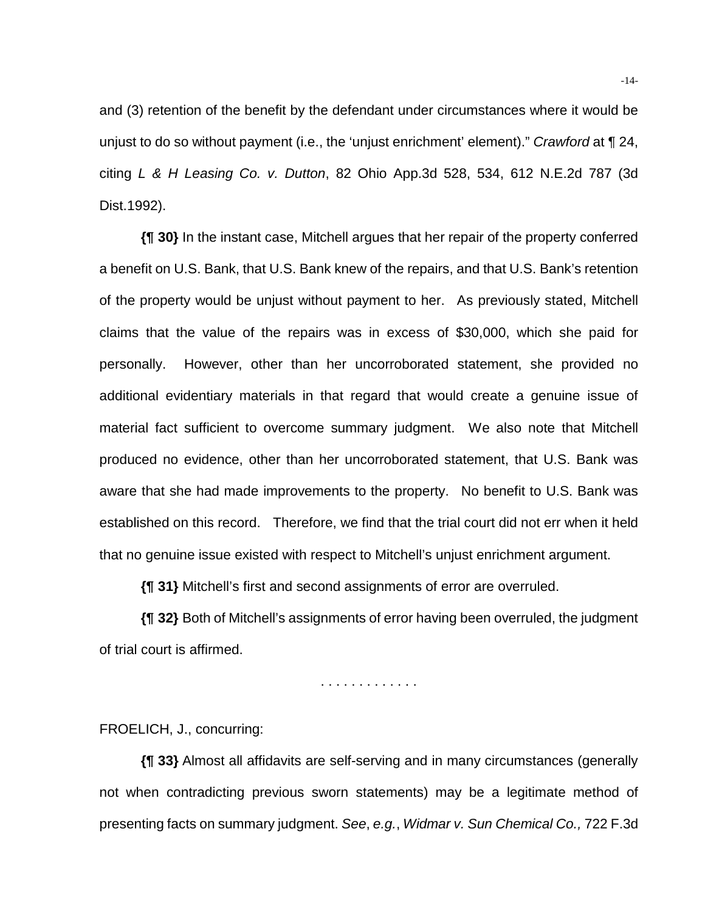and (3) retention of the benefit by the defendant under circumstances where it would be unjust to do so without payment (i.e., the 'unjust enrichment' element)." *Crawford* at ¶ 24, citing *L & H Leasing Co. v. Dutton*, 82 Ohio App.3d 528, 534, 612 N.E.2d 787 (3d Dist.1992).

**{¶ 30}** In the instant case, Mitchell argues that her repair of the property conferred a benefit on U.S. Bank, that U.S. Bank knew of the repairs, and that U.S. Bank's retention of the property would be unjust without payment to her. As previously stated, Mitchell claims that the value of the repairs was in excess of $30,000, which she paid for personally. However, other than her uncorroborated statement, she provided no additional evidentiary materials in that regard that would create a genuine issue of material fact sufficient to overcome summary judgment. We also note that Mitchell produced no evidence, other than her uncorroborated statement, that U.S. Bank was aware that she had made improvements to the property. No benefit to U.S. Bank was established on this record. Therefore, we find that the trial court did not err when it held that no genuine issue existed with respect to Mitchell's unjust enrichment argument.

**{¶ 31}** Mitchell's first and second assignments of error are overruled.

**{¶ 32}** Both of Mitchell's assignments of error having been overruled, the judgment of trial court is affirmed.

. . . . . . . . . . . . .

FROELICH, J., concurring:

**{¶ 33}** Almost all affidavits are self-serving and in many circumstances (generally not when contradicting previous sworn statements) may be a legitimate method of presenting facts on summary judgment. *See*, *e.g.*, *Widmar v. Sun Chemical Co.,* 722 F.3d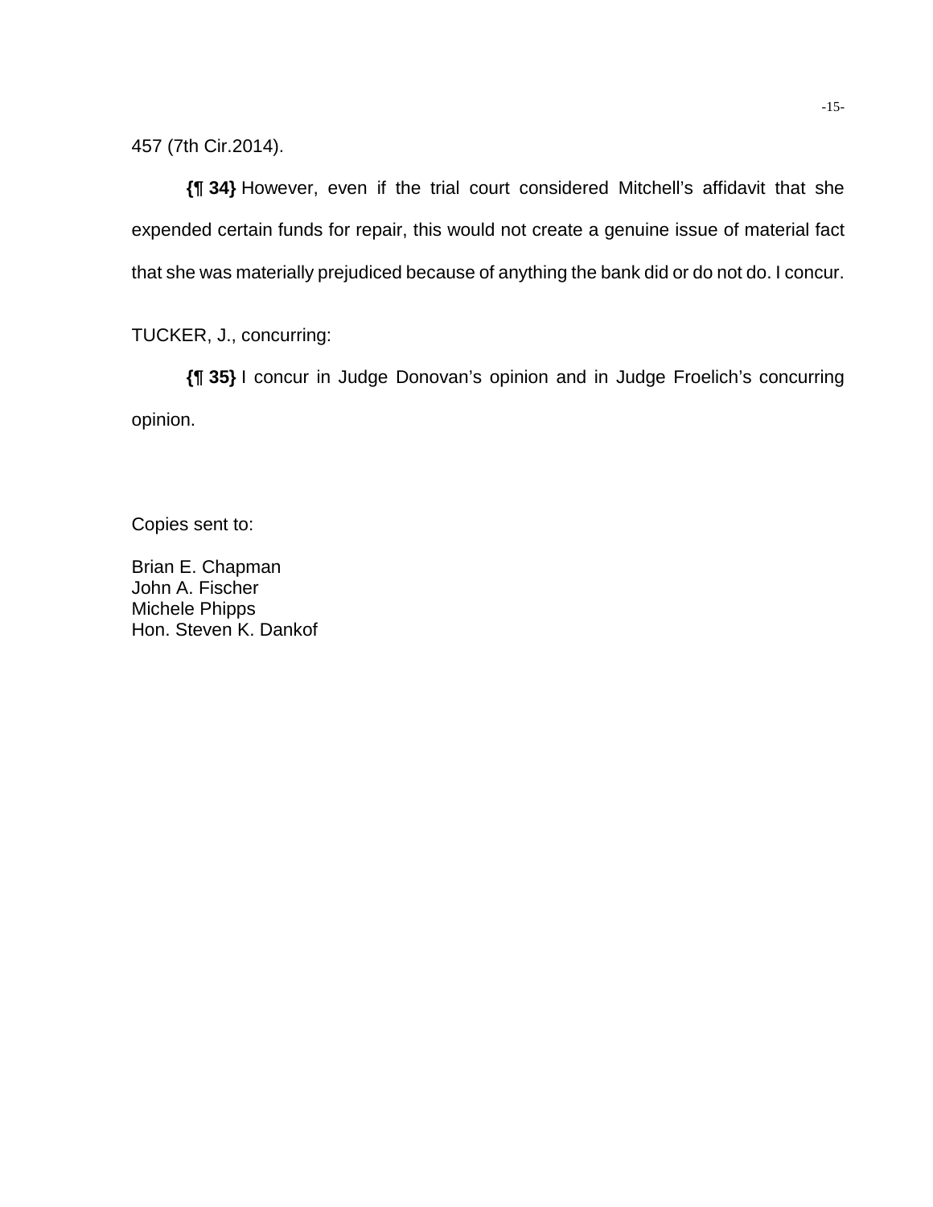457 (7th Cir.2014).

**{¶ 34}** However, even if the trial court considered Mitchell's affidavit that she expended certain funds for repair, this would not create a genuine issue of material fact that she was materially prejudiced because of anything the bank did or do not do. I concur.

TUCKER, J., concurring:

**{¶ 35}** I concur in Judge Donovan's opinion and in Judge Froelich's concurring opinion.

Copies sent to:

Brian E. Chapman
John A. Fischer
Michele Phipps
Hon. Steven K. Dankof